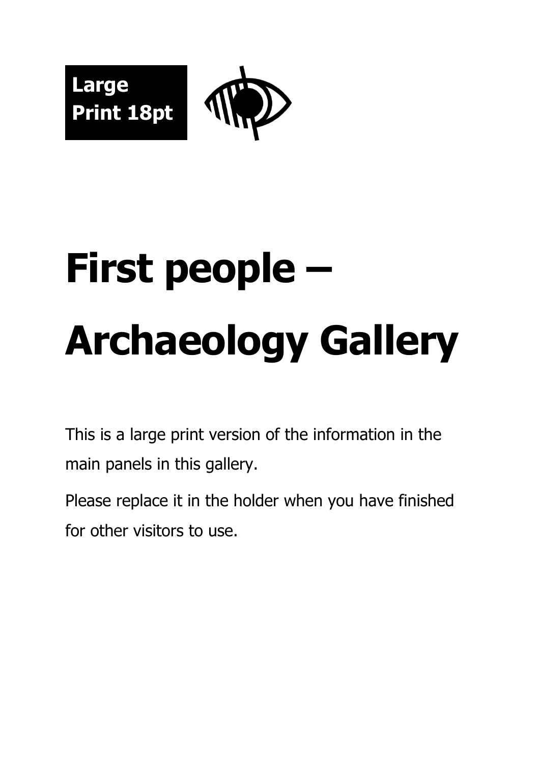**Large Print 18pt**

# First people – Archaeology Gallery

This is a large print version of the information in the main panels in this gallery.

Please replace it in the holder when you have finished for other visitors to use.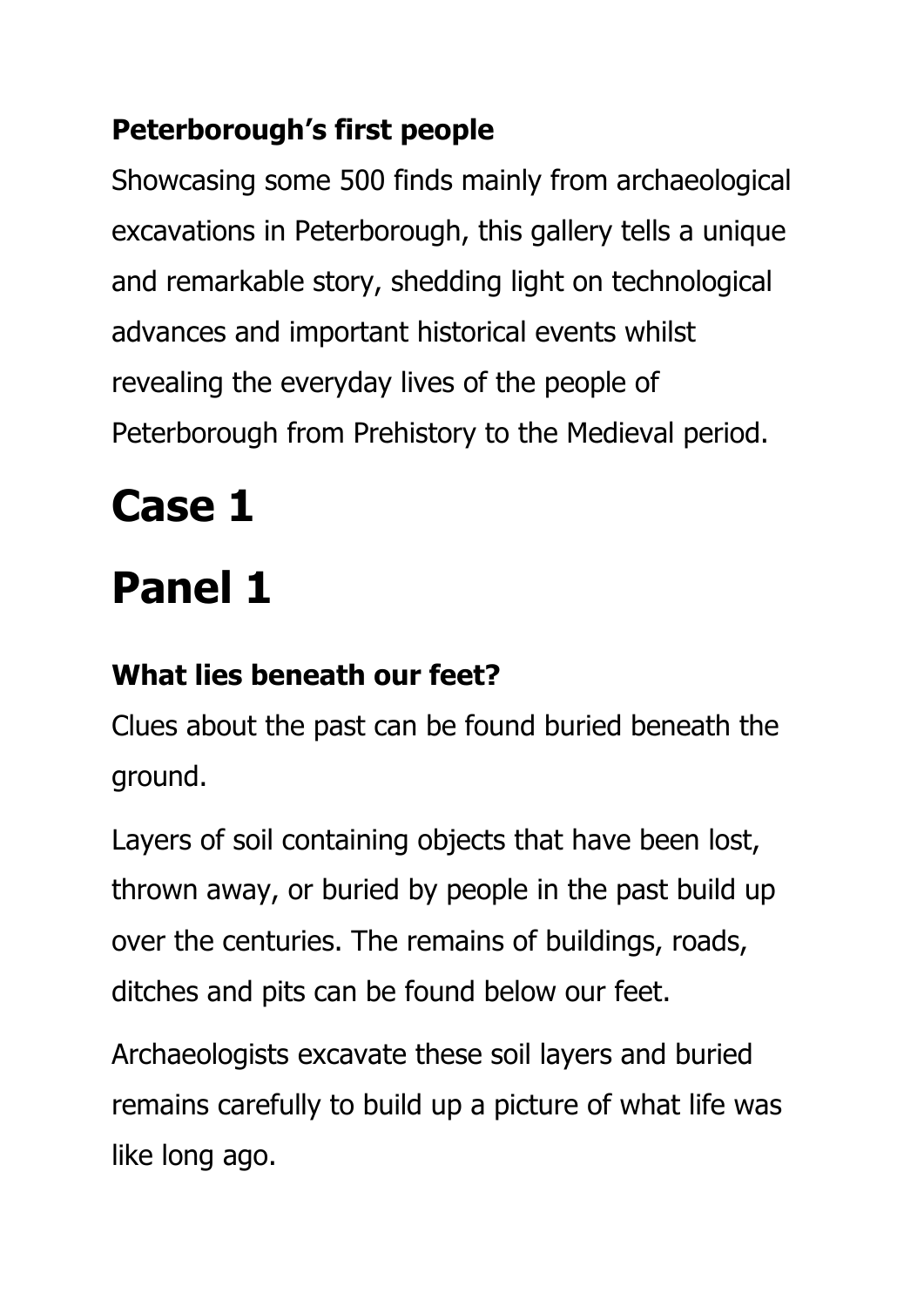**Peterborough's first people**

Showcasing some 500 finds mainly from archaeological excavations in Peterborough, this gallery tells a unique and remarkable story, shedding light on technological advances and important historical events whilst revealing the everyday lives of the people of Peterborough from Prehistory to the Medieval period.

# Case 1

# Panel 1

**What lies beneath our feet?**

Clues about the past can be found buried beneath the ground.

Layers of soil containing objects that have been lost, thrown away, or buried by people in the past build up over the centuries. The remains of buildings, roads, ditches and pits can be found below our feet.

Archaeologists excavate these soil layers and buried remains carefully to build up a picture of what life was like long ago.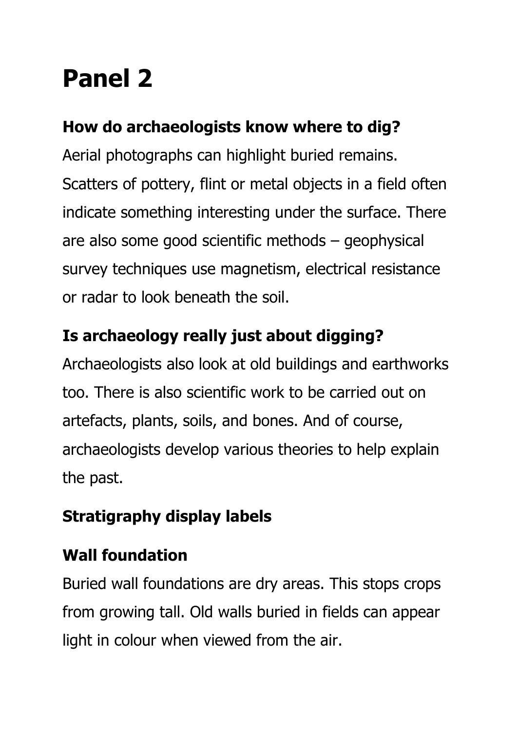# Panel 2

### How do archaeologists know where to dig?

Aerial photographs can highlight buried remains. Scatters of pottery, flint or metal objects in a field often indicate something interesting under the surface. There are also some good scientific methods – geophysical survey techniques use magnetism, electrical resistance or radar to look beneath the soil.

### Is archaeology really just about digging?

Archaeologists also look at old buildings and earthworks too. There is also scientific work to be carried out on artefacts, plants, soils, and bones. And of course, archaeologists develop various theories to help explain the past.

### Stratigraphy display labels

### Wall foundation

Buried wall foundations are dry areas. This stops crops from growing tall. Old walls buried in fields can appear light in colour when viewed from the air.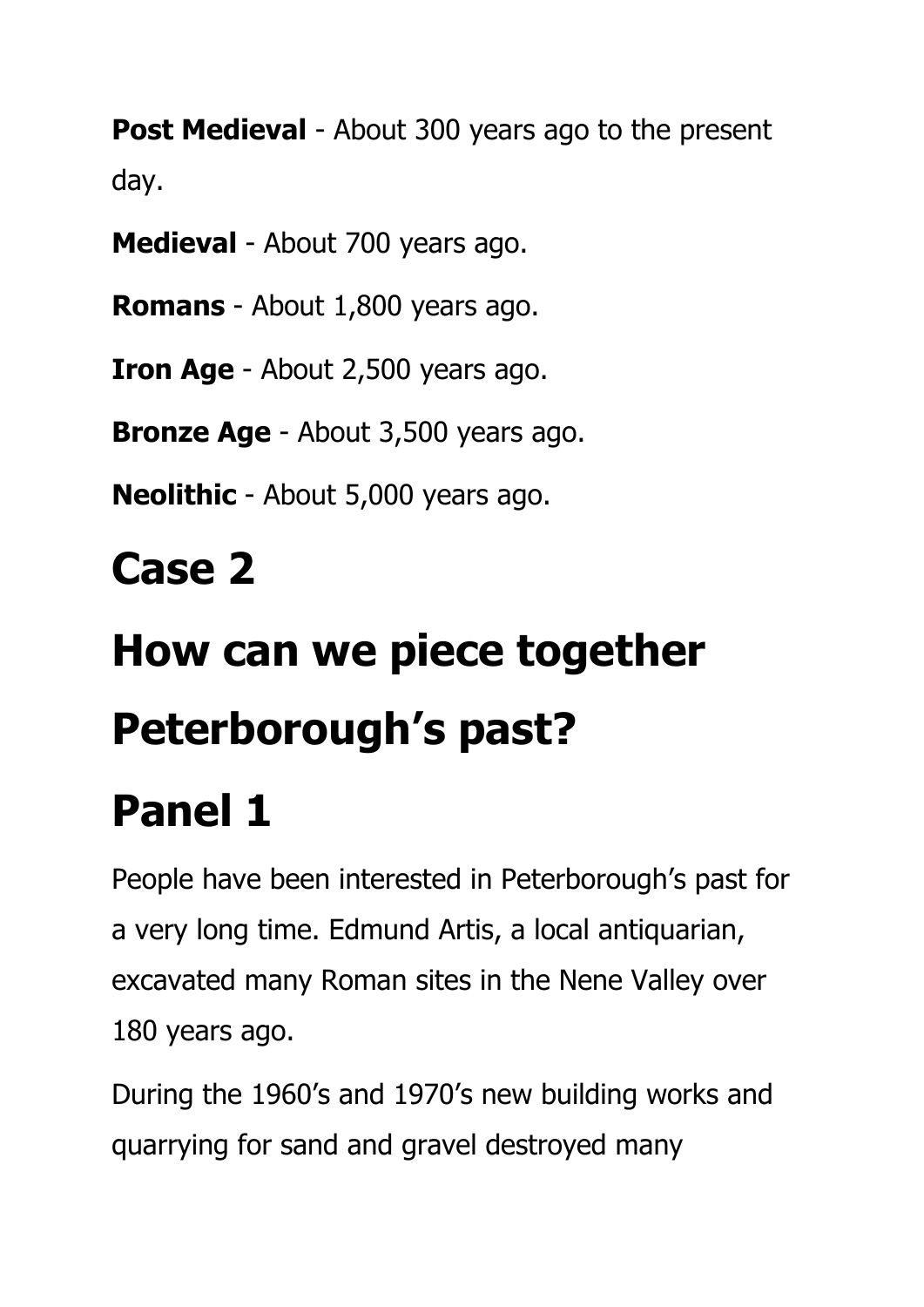**Post Medieval** - About 300 years ago to the present day.

**Medieval** - About 700 years ago.

**Romans** - About 1,800 years ago.

**Iron Age** - About 2,500 years ago.

**Bronze Age** - About 3,500 years ago.

**Neolithic** - About 5,000 years ago.

# Case 2

# How can we piece together Peterborough's past?

# Panel 1

People have been interested in Peterborough's past for a very long time. Edmund Artis, a local antiquarian, excavated many Roman sites in the Nene Valley over 180 years ago.

During the 1960's and 1970's new building works and quarrying for sand and gravel destroyed many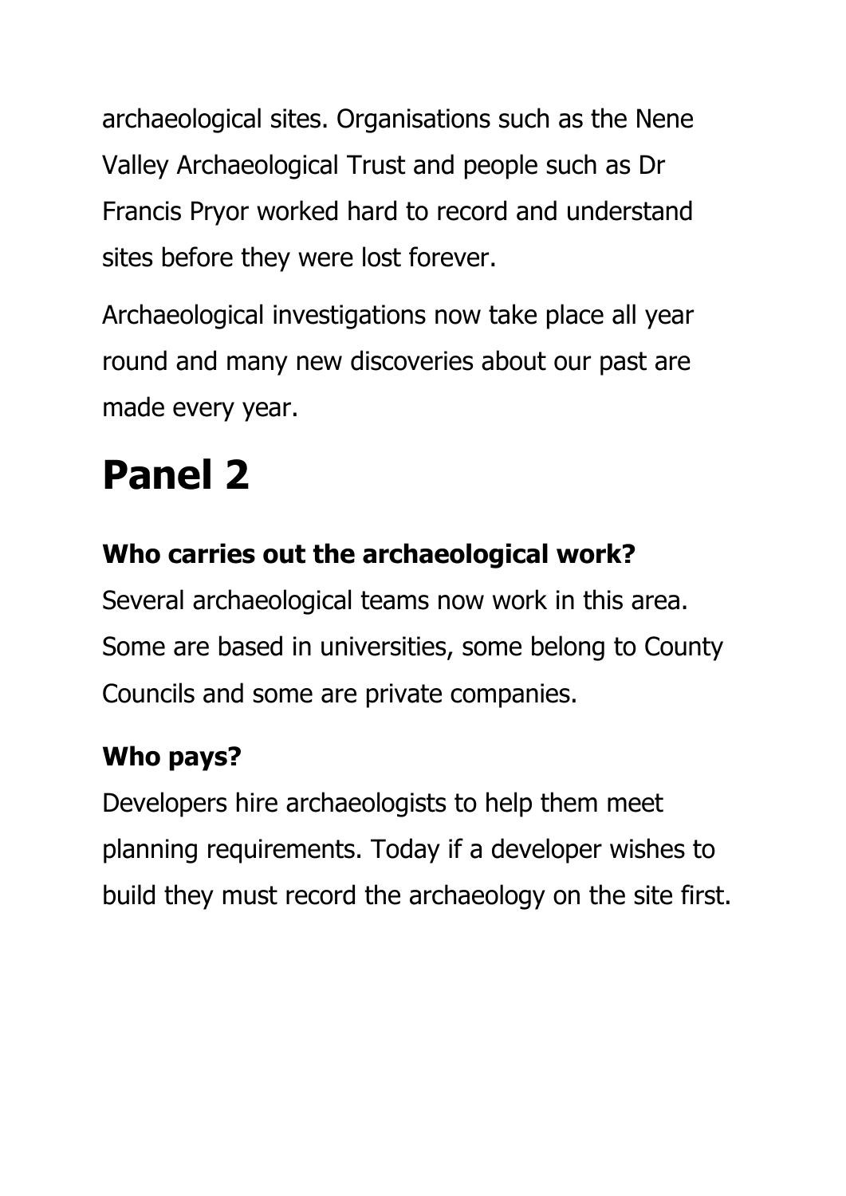archaeological sites. Organisations such as the Nene Valley Archaeological Trust and people such as Dr Francis Pryor worked hard to record and understand sites before they were lost forever.

Archaeological investigations now take place all year round and many new discoveries about our past are made every year.

# Panel 2

**Who carries out the archaeological work?**

Several archaeological teams now work in this area. Some are based in universities, some belong to County Councils and some are private companies.

**Who pays?**

Developers hire archaeologists to help them meet planning requirements. Today if a developer wishes to build they must record the archaeology on the site first.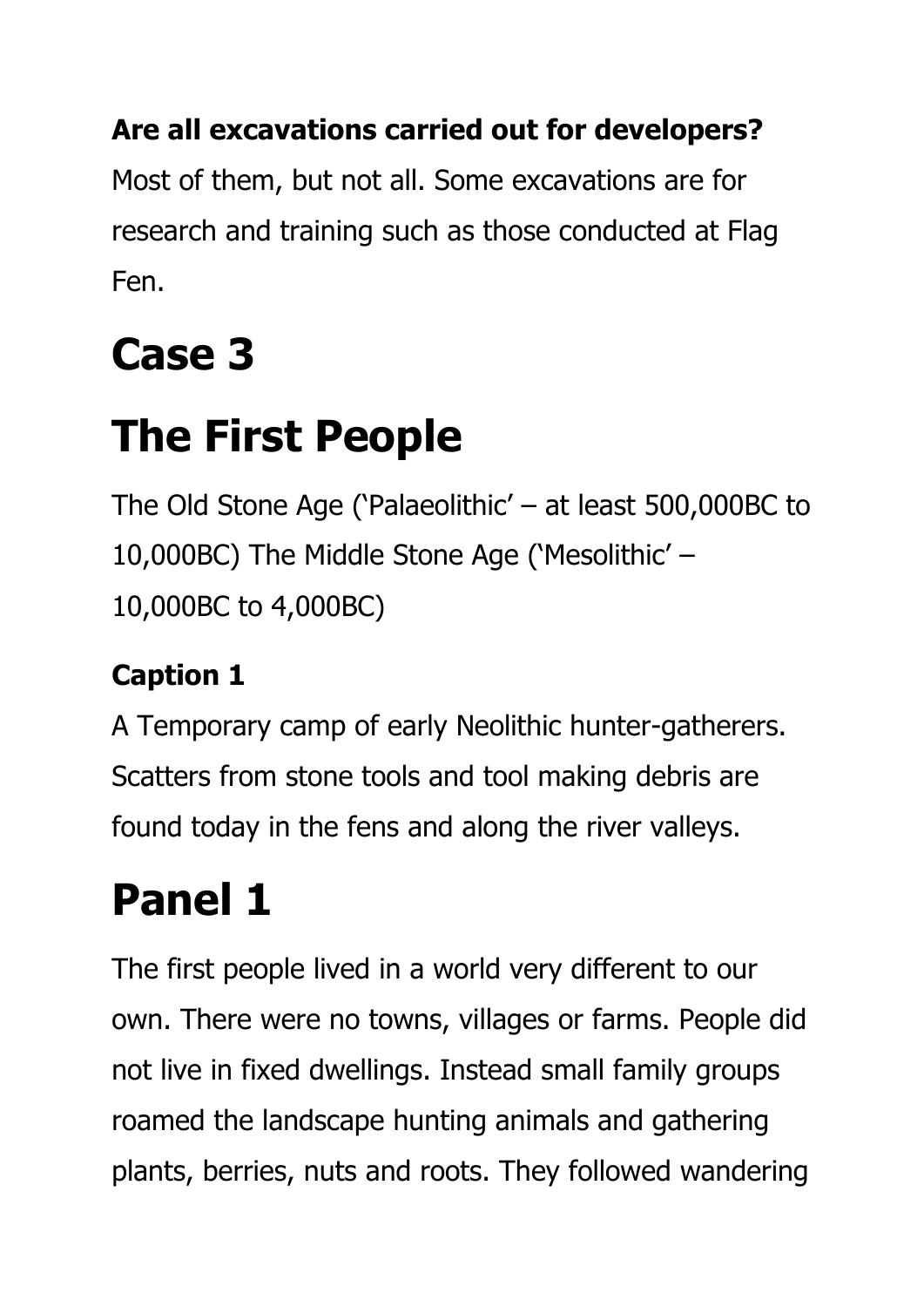**Are all excavations carried out for developers?**

Most of them, but not all. Some excavations are for research and training such as those conducted at Flag Fen.

# Case 3

# The First People

The Old Stone Age ('Palaeolithic' – at least 500,000BC to 10,000BC) The Middle Stone Age ('Mesolithic' – 10,000BC to 4,000BC)

### Caption 1

A Temporary camp of early Neolithic hunter-gatherers. Scatters from stone tools and tool making debris are found today in the fens and along the river valleys.

# Panel 1

The first people lived in a world very different to our own. There were no towns, villages or farms. People did not live in fixed dwellings. Instead small family groups roamed the landscape hunting animals and gathering plants, berries, nuts and roots. They followed wandering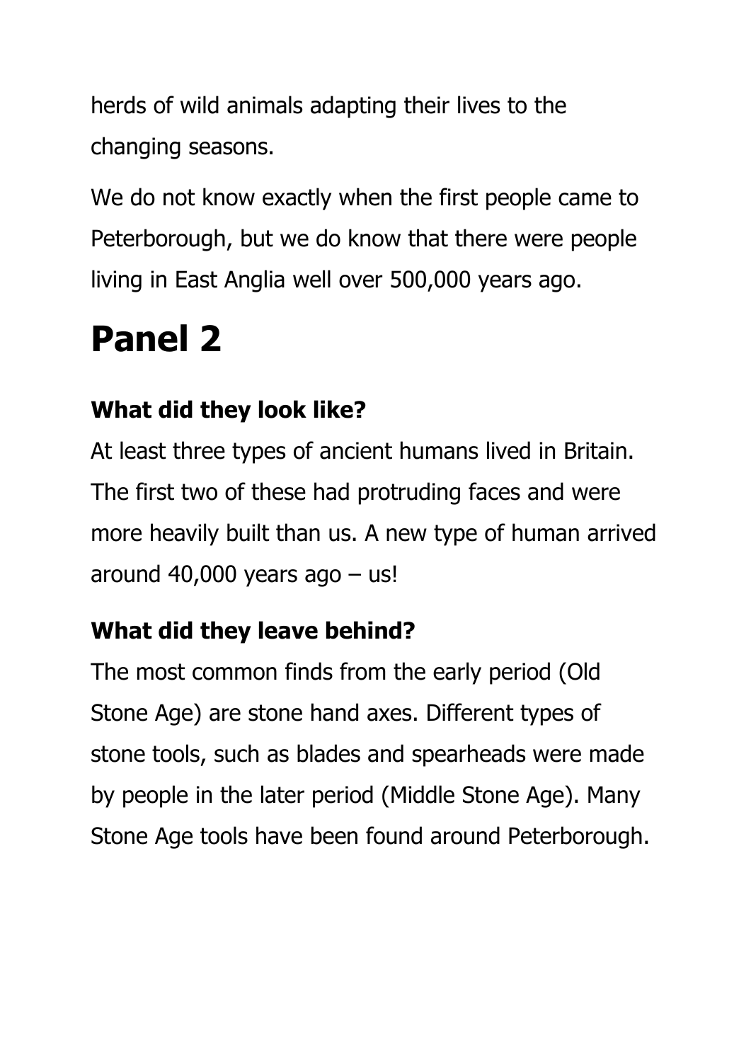herds of wild animals adapting their lives to the changing seasons.

We do not know exactly when the first people came to Peterborough, but we do know that there were people living in East Anglia well over 500,000 years ago.

# Panel 2

### What did they look like?

At least three types of ancient humans lived in Britain. The first two of these had protruding faces and were more heavily built than us. A new type of human arrived around 40,000 years ago – us!

### What did they leave behind?

The most common finds from the early period (Old Stone Age) are stone hand axes. Different types of stone tools, such as blades and spearheads were made by people in the later period (Middle Stone Age). Many Stone Age tools have been found around Peterborough.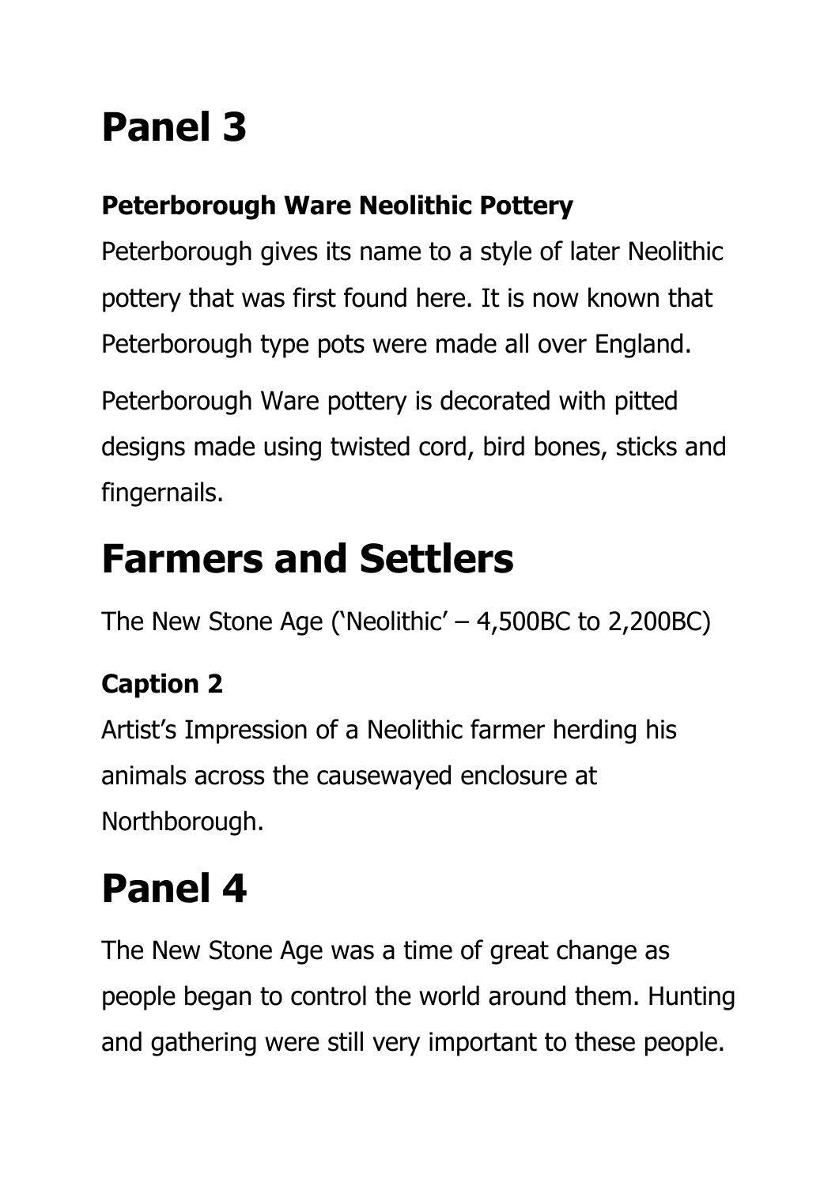# Panel 3

### Peterborough Ware Neolithic Pottery

Peterborough gives its name to a style of later Neolithic pottery that was first found here. It is now known that Peterborough type pots were made all over England.

Peterborough Ware pottery is decorated with pitted designs made using twisted cord, bird bones, sticks and fingernails.

# Farmers and Settlers

The New Stone Age ('Neolithic' – 4,500BC to 2,200BC)

### Caption 2

Artist's Impression of a Neolithic farmer herding his animals across the causewayed enclosure at Northborough.

# Panel 4

The New Stone Age was a time of great change as people began to control the world around them. Hunting and gathering were still very important to these people.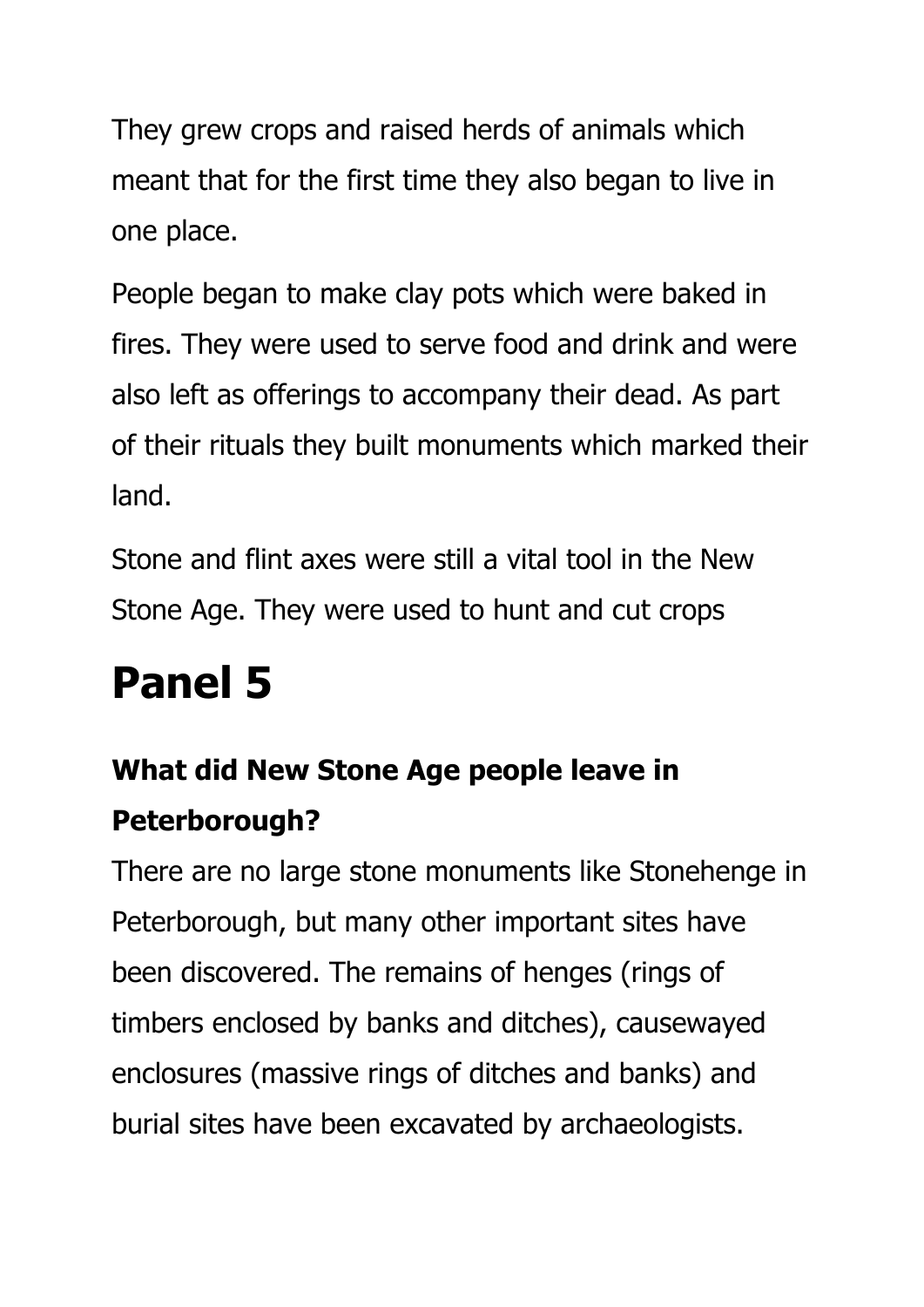They grew crops and raised herds of animals which meant that for the first time they also began to live in one place.

People began to make clay pots which were baked in fires. They were used to serve food and drink and were also left as offerings to accompany their dead. As part of their rituals they built monuments which marked their land.

Stone and flint axes were still a vital tool in the New Stone Age. They were used to hunt and cut crops

# Panel 5

### What did New Stone Age people leave in Peterborough?

There are no large stone monuments like Stonehenge in Peterborough, but many other important sites have been discovered. The remains of henges (rings of timbers enclosed by banks and ditches), causewayed enclosures (massive rings of ditches and banks) and burial sites have been excavated by archaeologists.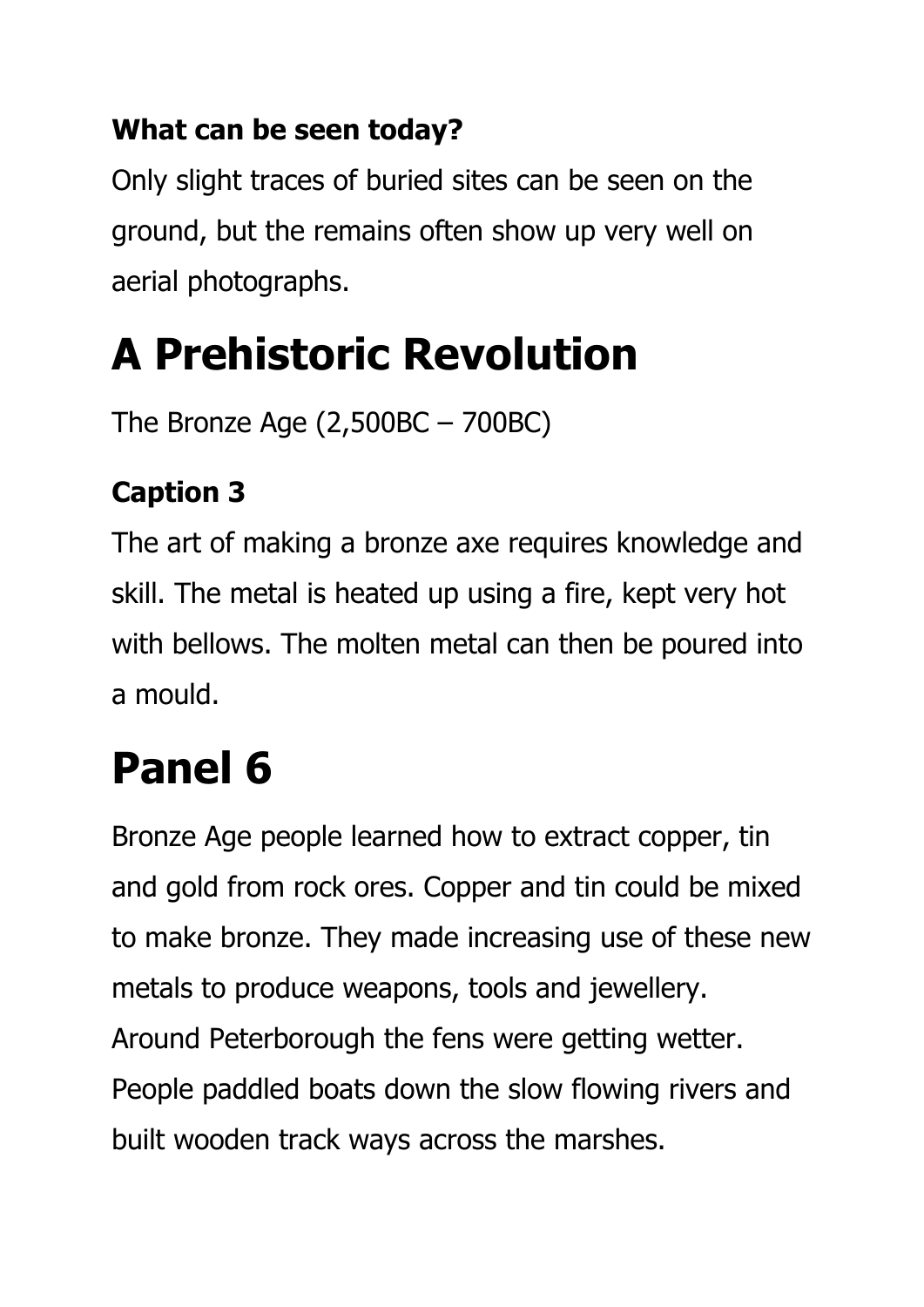### What can be seen today?

Only slight traces of buried sites can be seen on the ground, but the remains often show up very well on aerial photographs.

# A Prehistoric Revolution

The Bronze Age (2,500BC – 700BC)

### Caption 3

The art of making a bronze axe requires knowledge and skill. The metal is heated up using a fire, kept very hot with bellows. The molten metal can then be poured into a mould.

# Panel 6

Bronze Age people learned how to extract copper, tin and gold from rock ores. Copper and tin could be mixed to make bronze. They made increasing use of these new metals to produce weapons, tools and jewellery. Around Peterborough the fens were getting wetter. People paddled boats down the slow flowing rivers and built wooden track ways across the marshes.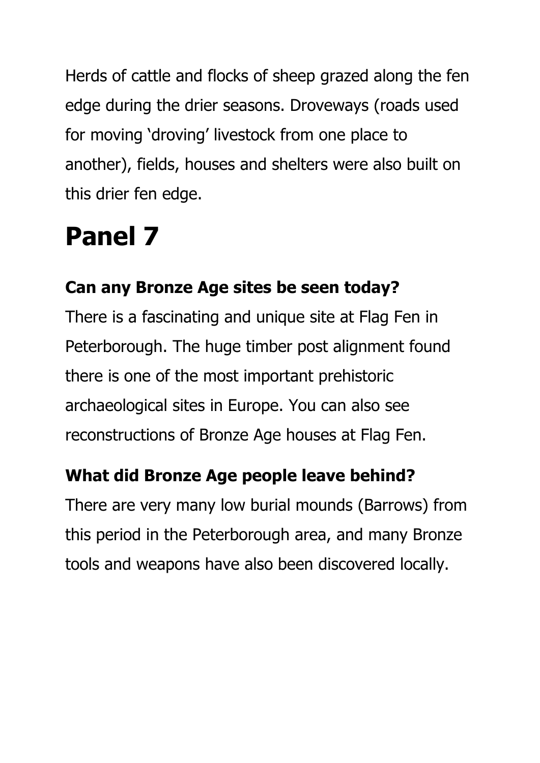Herds of cattle and flocks of sheep grazed along the fen edge during the drier seasons. Droveways (roads used for moving 'droving' livestock from one place to another), fields, houses and shelters were also built on this drier fen edge.

# Panel 7

### Can any Bronze Age sites be seen today?

There is a fascinating and unique site at Flag Fen in Peterborough. The huge timber post alignment found there is one of the most important prehistoric archaeological sites in Europe. You can also see reconstructions of Bronze Age houses at Flag Fen.

### What did Bronze Age people leave behind?

There are very many low burial mounds (Barrows) from this period in the Peterborough area, and many Bronze tools and weapons have also been discovered locally.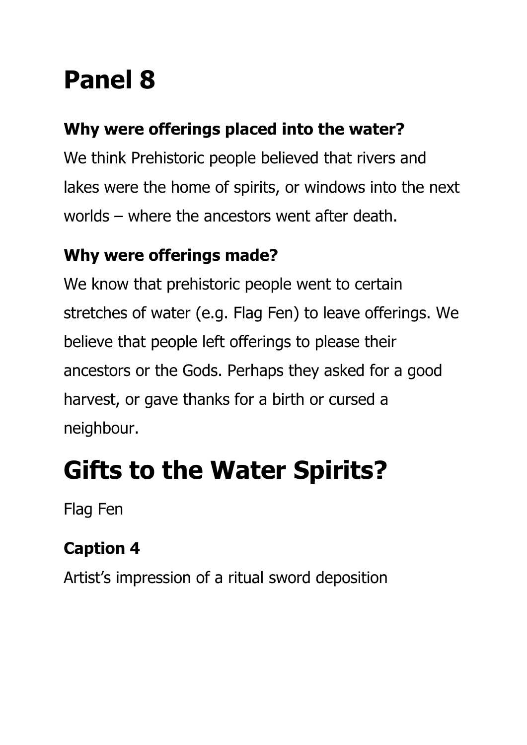# Panel 8

### Why were offerings placed into the water?

We think Prehistoric people believed that rivers and lakes were the home of spirits, or windows into the next worlds – where the ancestors went after death.

### Why were offerings made?

We know that prehistoric people went to certain stretches of water (e.g. Flag Fen) to leave offerings. We believe that people left offerings to please their ancestors or the Gods. Perhaps they asked for a good harvest, or gave thanks for a birth or cursed a neighbour.

# Gifts to the Water Spirits?

Flag Fen

### Caption 4

Artist's impression of a ritual sword deposition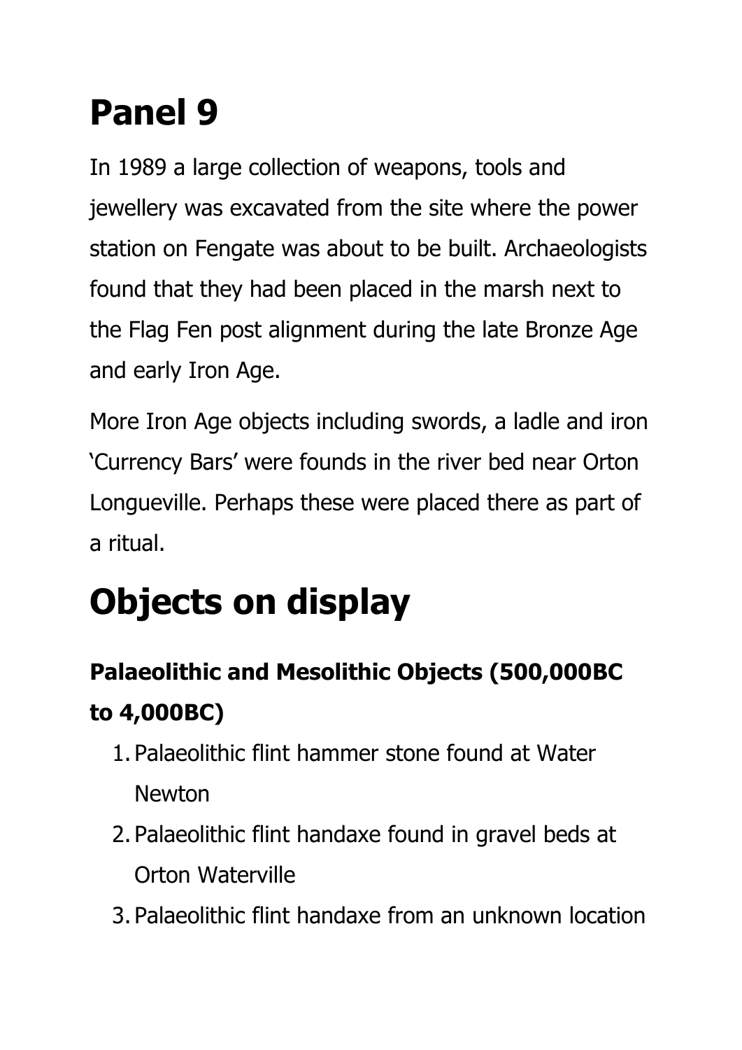# Panel 9

In 1989 a large collection of weapons, tools and jewellery was excavated from the site where the power station on Fengate was about to be built. Archaeologists found that they had been placed in the marsh next to the Flag Fen post alignment during the late Bronze Age and early Iron Age.

More Iron Age objects including swords, a ladle and iron 'Currency Bars' were founds in the river bed near Orton Longueville. Perhaps these were placed there as part of a ritual.

# Objects on display

### Palaeolithic and Mesolithic Objects (500,000BC to 4,000BC)

1. Palaeolithic flint hammer stone found at Water Newton
2. Palaeolithic flint handaxe found in gravel beds at Orton Waterville
3. Palaeolithic flint handaxe from an unknown location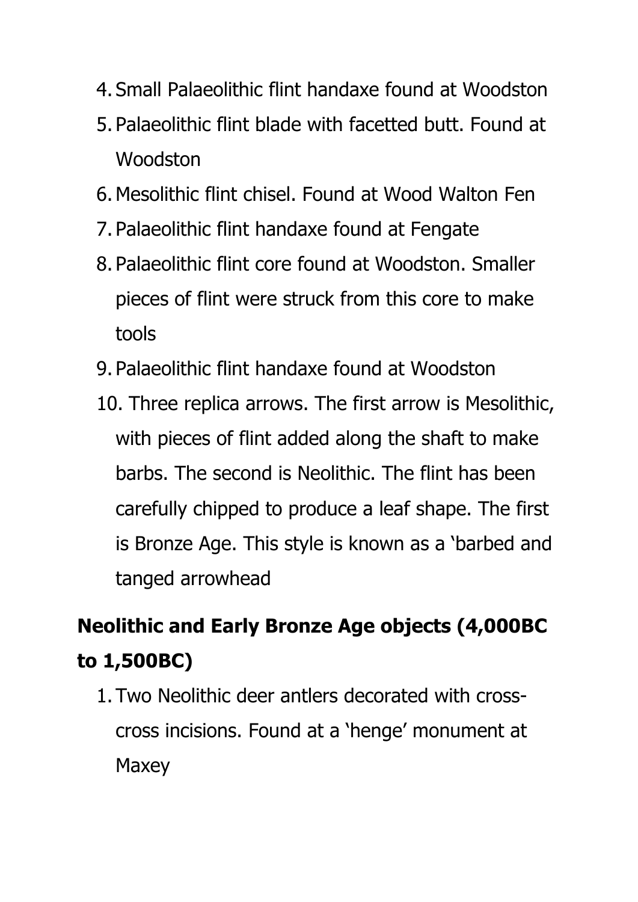4. Small Palaeolithic flint handaxe found at Woodston
5. Palaeolithic flint blade with facetted butt. Found at Woodston
6. Mesolithic flint chisel. Found at Wood Walton Fen
7. Palaeolithic flint handaxe found at Fengate
8. Palaeolithic flint core found at Woodston. Smaller pieces of flint were struck from this core to make tools
9. Palaeolithic flint handaxe found at Woodston
10. Three replica arrows. The first arrow is Mesolithic, with pieces of flint added along the shaft to make barbs. The second is Neolithic. The flint has been carefully chipped to produce a leaf shape. The first is Bronze Age. This style is known as a 'barbed and tanged arrowhead

## Neolithic and Early Bronze Age objects (4,000BC to 1,500BC)

1. Two Neolithic deer antlers decorated with cross-cross incisions. Found at a 'henge' monument at Maxey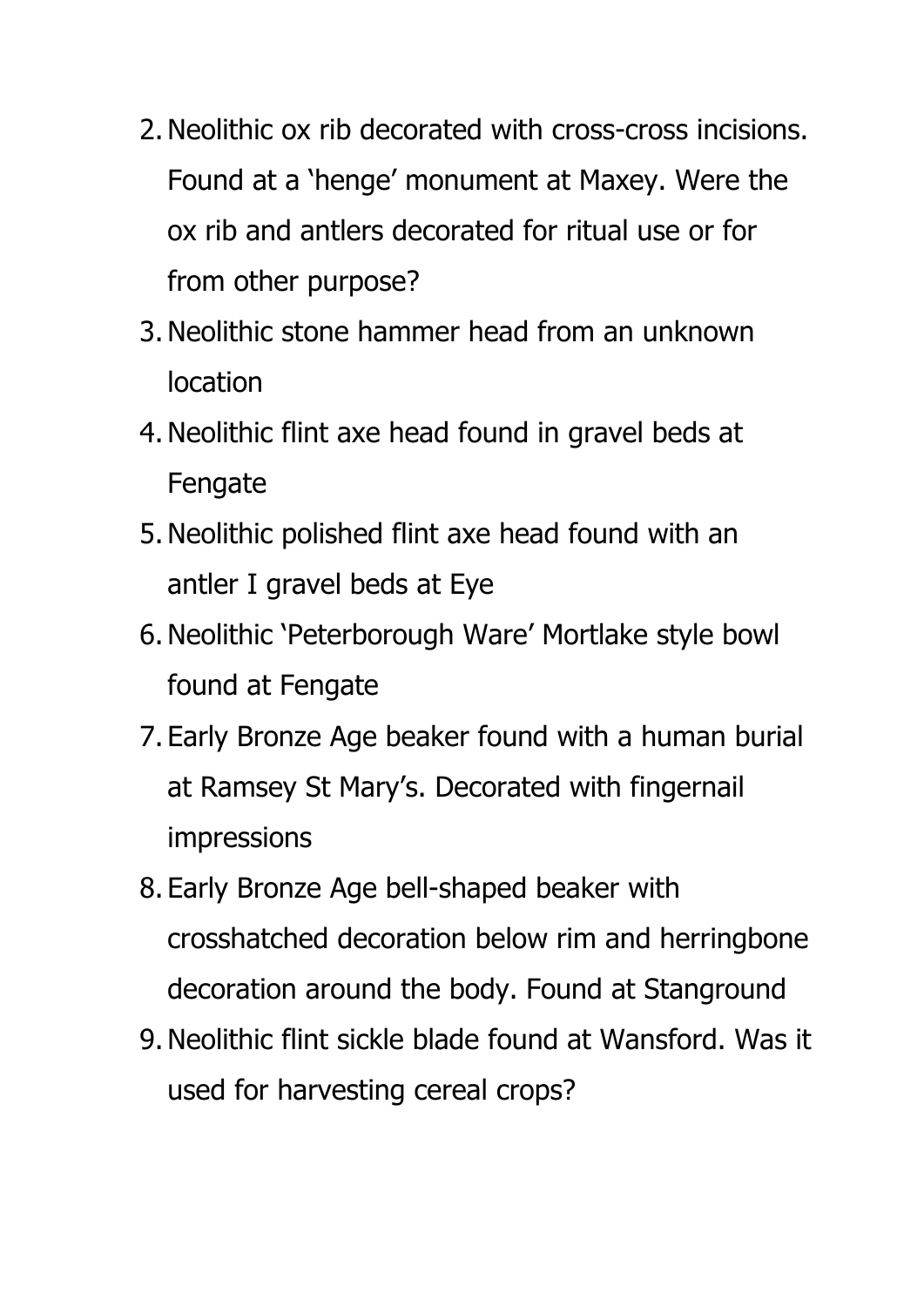2. Neolithic ox rib decorated with cross-cross incisions. Found at a 'henge' monument at Maxey. Were the ox rib and antlers decorated for ritual use or for from other purpose?
3. Neolithic stone hammer head from an unknown location
4. Neolithic flint axe head found in gravel beds at Fengate
5. Neolithic polished flint axe head found with an antler I gravel beds at Eye
6. Neolithic 'Peterborough Ware' Mortlake style bowl found at Fengate
7. Early Bronze Age beaker found with a human burial at Ramsey St Mary's. Decorated with fingernail impressions
8. Early Bronze Age bell-shaped beaker with crosshatched decoration below rim and herringbone decoration around the body. Found at Stanground
9. Neolithic flint sickle blade found at Wansford. Was it used for harvesting cereal crops?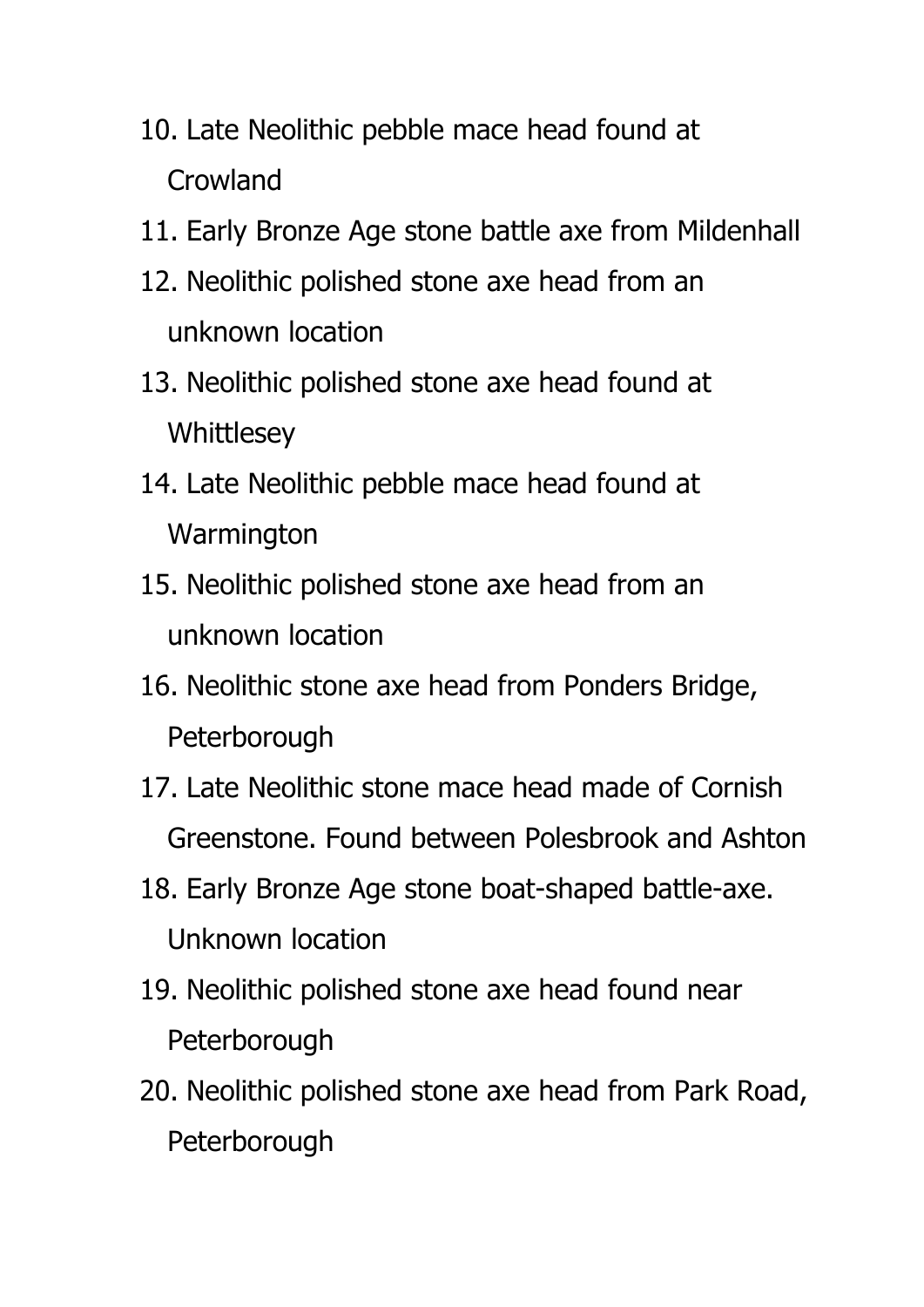10. Late Neolithic pebble mace head found at Crowland
11. Early Bronze Age stone battle axe from Mildenhall
12. Neolithic polished stone axe head from an unknown location
13. Neolithic polished stone axe head found at Whittlesey
14. Late Neolithic pebble mace head found at Warmington
15. Neolithic polished stone axe head from an unknown location
16. Neolithic stone axe head from Ponders Bridge, Peterborough
17. Late Neolithic stone mace head made of Cornish Greenstone. Found between Polesbrook and Ashton
18. Early Bronze Age stone boat-shaped battle-axe. Unknown location
19. Neolithic polished stone axe head found near Peterborough
20. Neolithic polished stone axe head from Park Road, Peterborough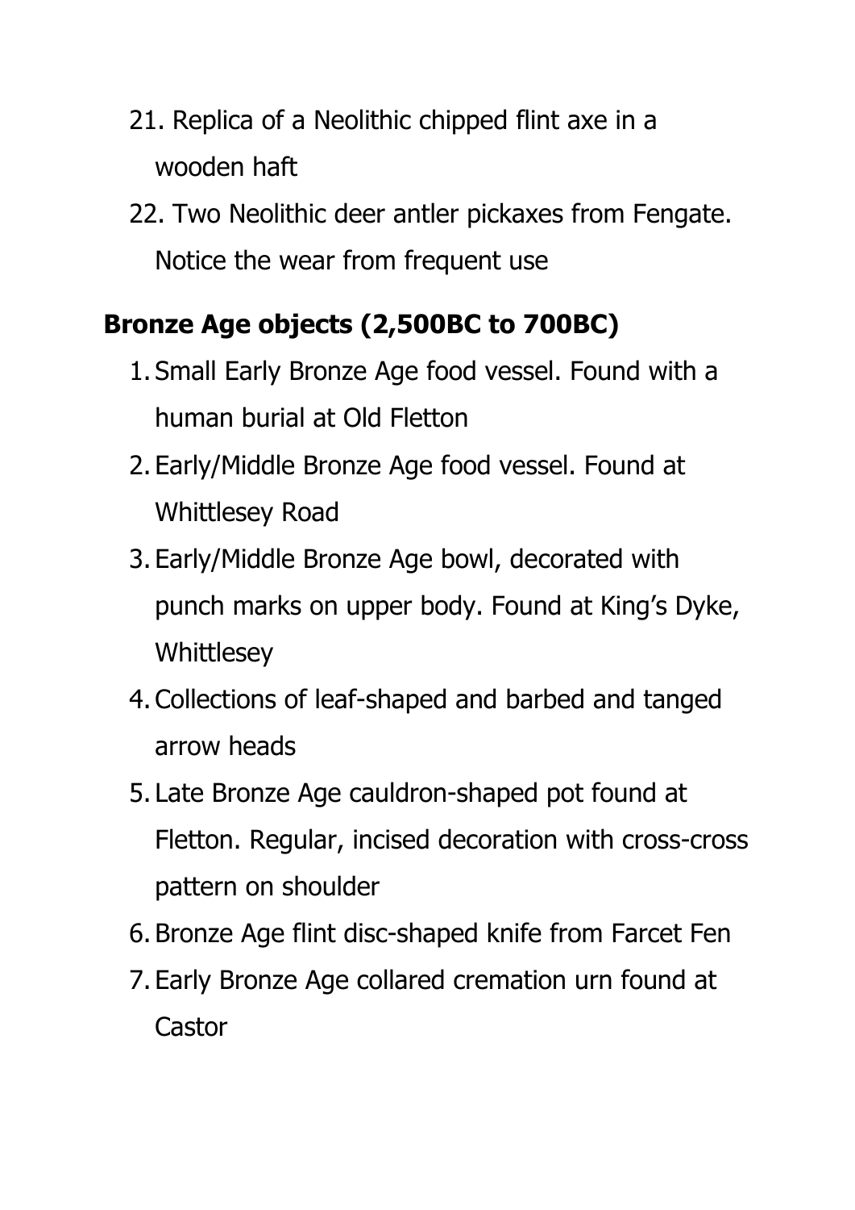21. Replica of a Neolithic chipped flint axe in a wooden haft
22. Two Neolithic deer antler pickaxes from Fengate. Notice the wear from frequent use

## Bronze Age objects (2,500BC to 700BC)

1. Small Early Bronze Age food vessel. Found with a human burial at Old Fletton
2. Early/Middle Bronze Age food vessel. Found at Whittlesey Road
3. Early/Middle Bronze Age bowl, decorated with punch marks on upper body. Found at King's Dyke, Whittlesey
4. Collections of leaf-shaped and barbed and tanged arrow heads
5. Late Bronze Age cauldron-shaped pot found at Fletton. Regular, incised decoration with cross-cross pattern on shoulder
6. Bronze Age flint disc-shaped knife from Farcet Fen
7. Early Bronze Age collared cremation urn found at Castor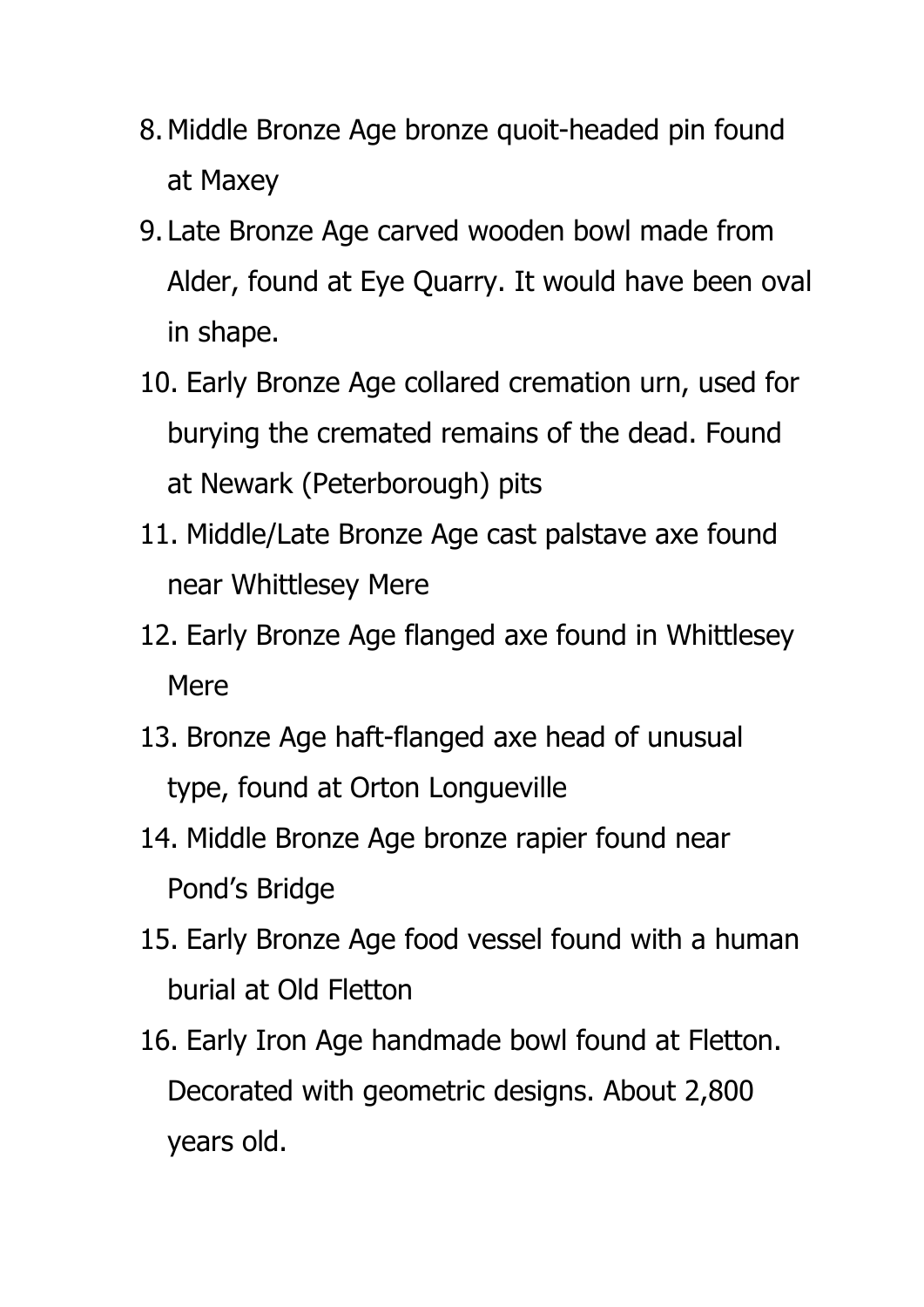8. Middle Bronze Age bronze quoit-headed pin found at Maxey
9. Late Bronze Age carved wooden bowl made from Alder, found at Eye Quarry. It would have been oval in shape.
10. Early Bronze Age collared cremation urn, used for burying the cremated remains of the dead. Found at Newark (Peterborough) pits
11. Middle/Late Bronze Age cast palstave axe found near Whittlesey Mere
12. Early Bronze Age flanged axe found in Whittlesey Mere
13. Bronze Age haft-flanged axe head of unusual type, found at Orton Longueville
14. Middle Bronze Age bronze rapier found near Pond's Bridge
15. Early Bronze Age food vessel found with a human burial at Old Fletton
16. Early Iron Age handmade bowl found at Fletton. Decorated with geometric designs. About 2,800 years old.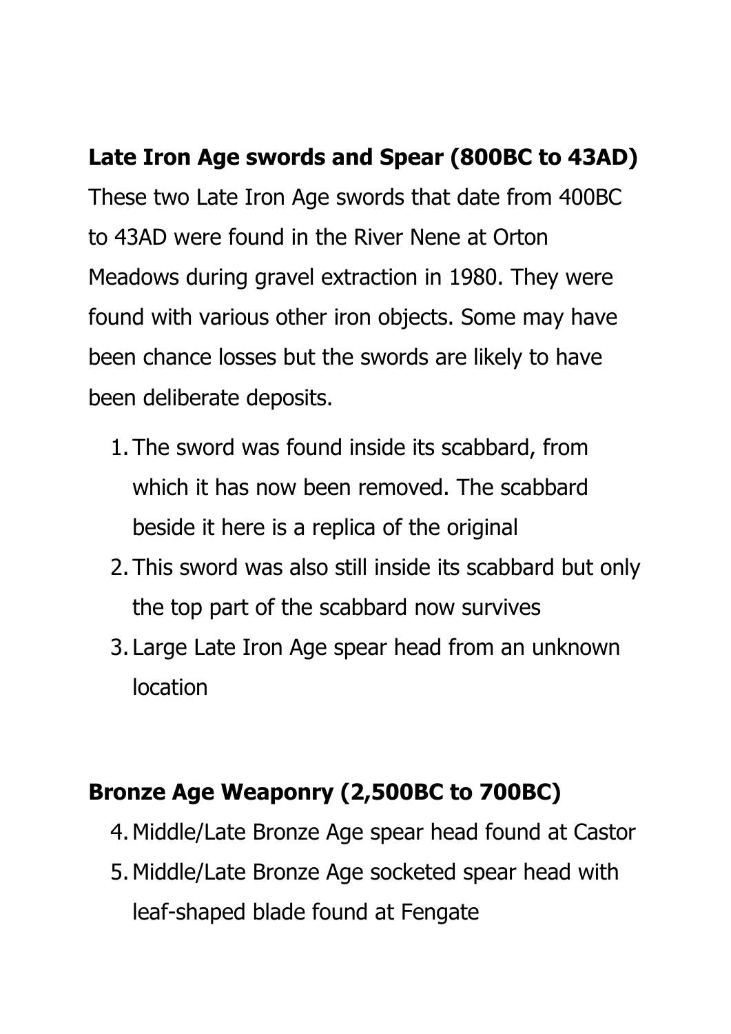**Late Iron Age swords and Spear (800BC to 43AD)**

These two Late Iron Age swords that date from 400BC to 43AD were found in the River Nene at Orton Meadows during gravel extraction in 1980. They were found with various other iron objects. Some may have been chance losses but the swords are likely to have been deliberate deposits.

1. The sword was found inside its scabbard, from which it has now been removed. The scabbard beside it here is a replica of the original
2. This sword was also still inside its scabbard but only the top part of the scabbard now survives
3. Large Late Iron Age spear head from an unknown location

**Bronze Age Weaponry (2,500BC to 700BC)**

4. Middle/Late Bronze Age spear head found at Castor
5. Middle/Late Bronze Age socketed spear head with leaf-shaped blade found at Fengate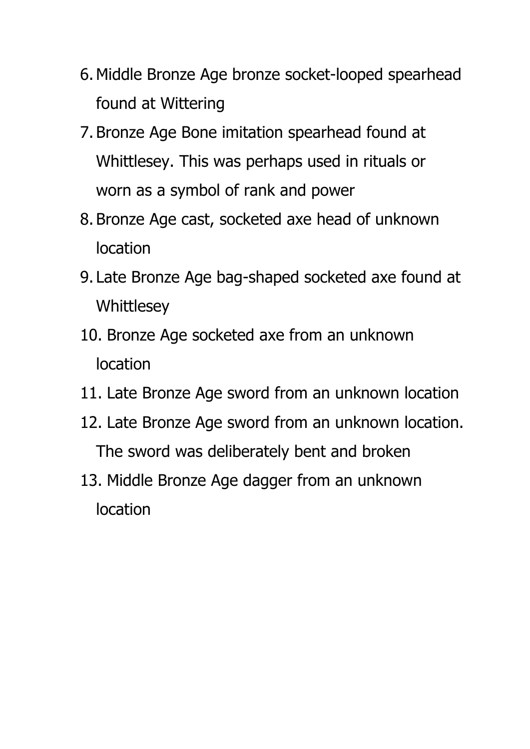6. Middle Bronze Age bronze socket-looped spearhead found at Wittering
7. Bronze Age Bone imitation spearhead found at Whittlesey. This was perhaps used in rituals or worn as a symbol of rank and power
8. Bronze Age cast, socketed axe head of unknown location
9. Late Bronze Age bag-shaped socketed axe found at Whittlesey
10. Bronze Age socketed axe from an unknown location
11. Late Bronze Age sword from an unknown location
12. Late Bronze Age sword from an unknown location. The sword was deliberately bent and broken
13. Middle Bronze Age dagger from an unknown location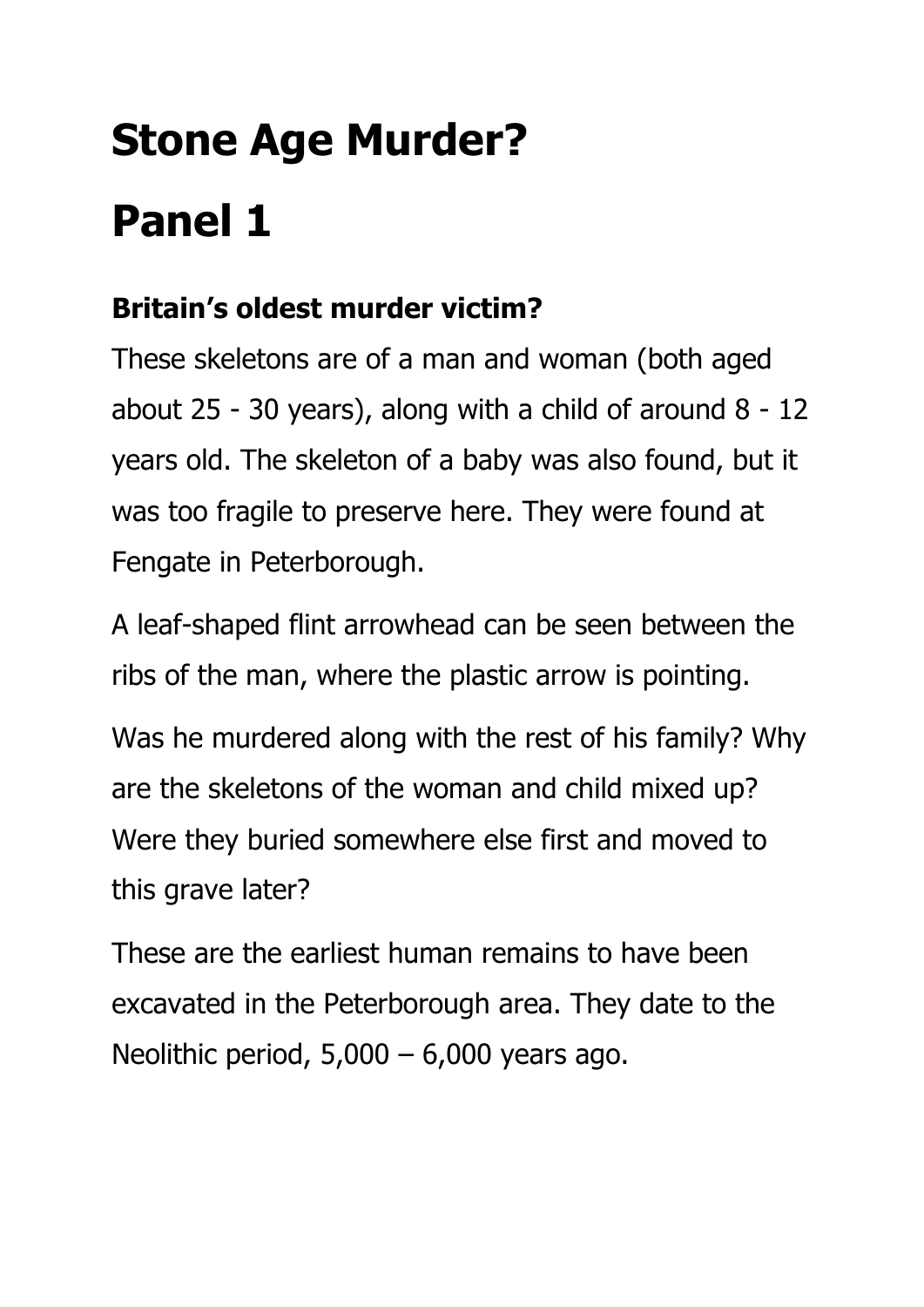# Stone Age Murder?

# Panel 1

### Britain's oldest murder victim?

These skeletons are of a man and woman (both aged about 25 - 30 years), along with a child of around 8 - 12 years old. The skeleton of a baby was also found, but it was too fragile to preserve here. They were found at Fengate in Peterborough.

A leaf-shaped flint arrowhead can be seen between the ribs of the man, where the plastic arrow is pointing.

Was he murdered along with the rest of his family? Why are the skeletons of the woman and child mixed up? Were they buried somewhere else first and moved to this grave later?

These are the earliest human remains to have been excavated in the Peterborough area. They date to the Neolithic period, 5,000 – 6,000 years ago.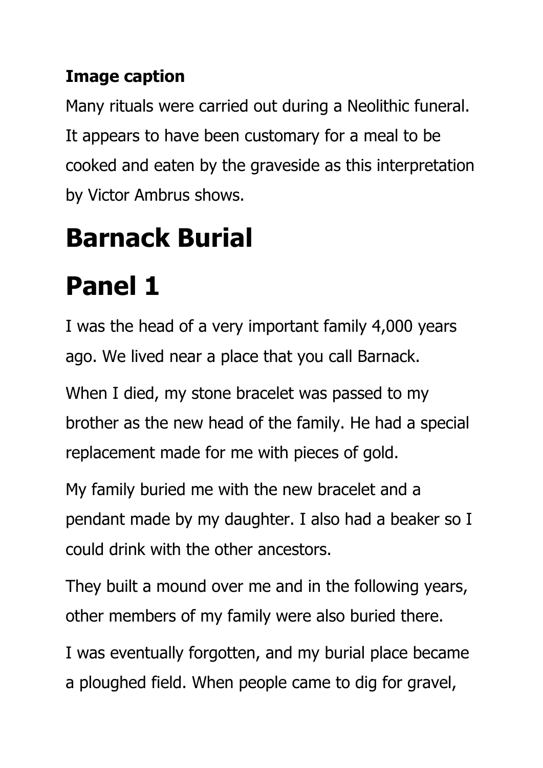**Image caption**

Many rituals were carried out during a Neolithic funeral. It appears to have been customary for a meal to be cooked and eaten by the graveside as this interpretation by Victor Ambrus shows.

# Barnack Burial

# Panel 1

I was the head of a very important family 4,000 years ago. We lived near a place that you call Barnack.

When I died, my stone bracelet was passed to my brother as the new head of the family. He had a special replacement made for me with pieces of gold.

My family buried me with the new bracelet and a pendant made by my daughter. I also had a beaker so I could drink with the other ancestors.

They built a mound over me and in the following years, other members of my family were also buried there.

I was eventually forgotten, and my burial place became a ploughed field. When people came to dig for gravel,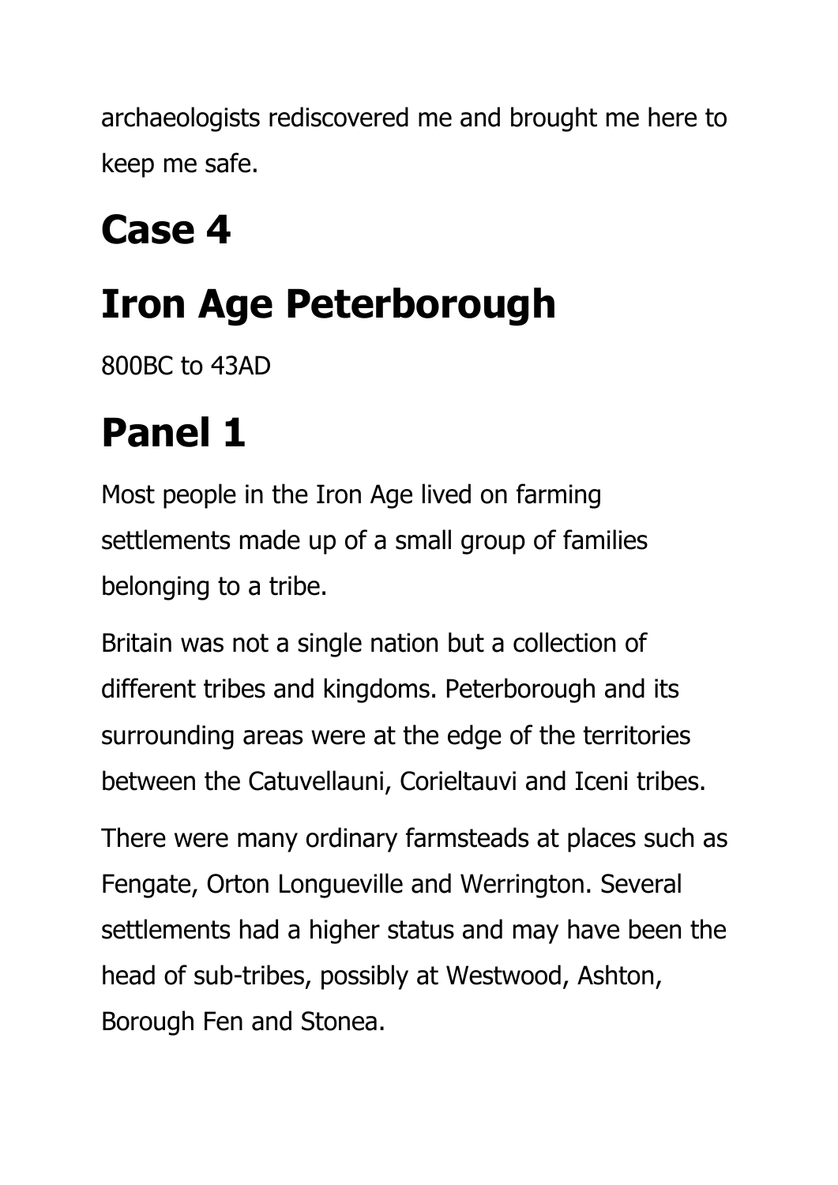archaeologists rediscovered me and brought me here to keep me safe.

# Case 4

# Iron Age Peterborough

800BC to 43AD

# Panel 1

Most people in the Iron Age lived on farming settlements made up of a small group of families belonging to a tribe.

Britain was not a single nation but a collection of different tribes and kingdoms. Peterborough and its surrounding areas were at the edge of the territories between the Catuvellauni, Corieltauvi and Iceni tribes.

There were many ordinary farmsteads at places such as Fengate, Orton Longueville and Werrington. Several settlements had a higher status and may have been the head of sub-tribes, possibly at Westwood, Ashton, Borough Fen and Stonea.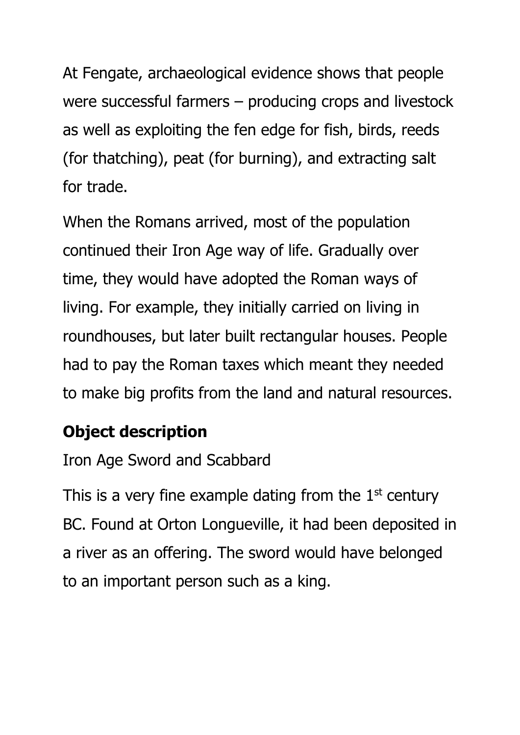At Fengate, archaeological evidence shows that people were successful farmers – producing crops and livestock as well as exploiting the fen edge for fish, birds, reeds (for thatching), peat (for burning), and extracting salt for trade.

When the Romans arrived, most of the population continued their Iron Age way of life. Gradually over time, they would have adopted the Roman ways of living. For example, they initially carried on living in roundhouses, but later built rectangular houses. People had to pay the Roman taxes which meant they needed to make big profits from the land and natural resources.

**Object description**

Iron Age Sword and Scabbard

This is a very fine example dating from the 1st century BC. Found at Orton Longueville, it had been deposited in a river as an offering. The sword would have belonged to an important person such as a king.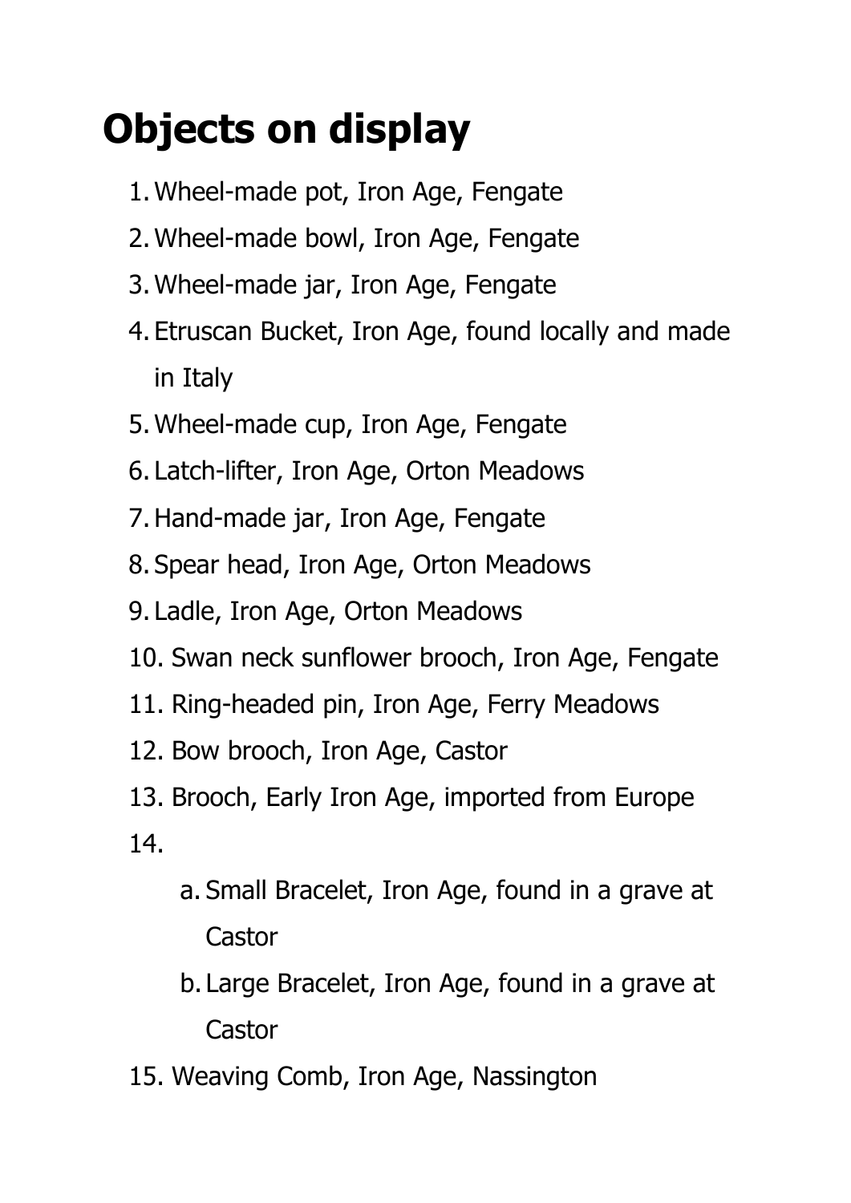# Objects on display

1. Wheel-made pot, Iron Age, Fengate
2. Wheel-made bowl, Iron Age, Fengate
3. Wheel-made jar, Iron Age, Fengate
4. Etruscan Bucket, Iron Age, found locally and made in Italy
5. Wheel-made cup, Iron Age, Fengate
6. Latch-lifter, Iron Age, Orton Meadows
7. Hand-made jar, Iron Age, Fengate
8. Spear head, Iron Age, Orton Meadows
9. Ladle, Iron Age, Orton Meadows
10. Swan neck sunflower brooch, Iron Age, Fengate
11. Ring-headed pin, Iron Age, Ferry Meadows
12. Bow brooch, Iron Age, Castor
13. Brooch, Early Iron Age, imported from Europe
14. 
    a. Small Bracelet, Iron Age, found in a grave at Castor
    b. Large Bracelet, Iron Age, found in a grave at Castor
15. Weaving Comb, Iron Age, Nassington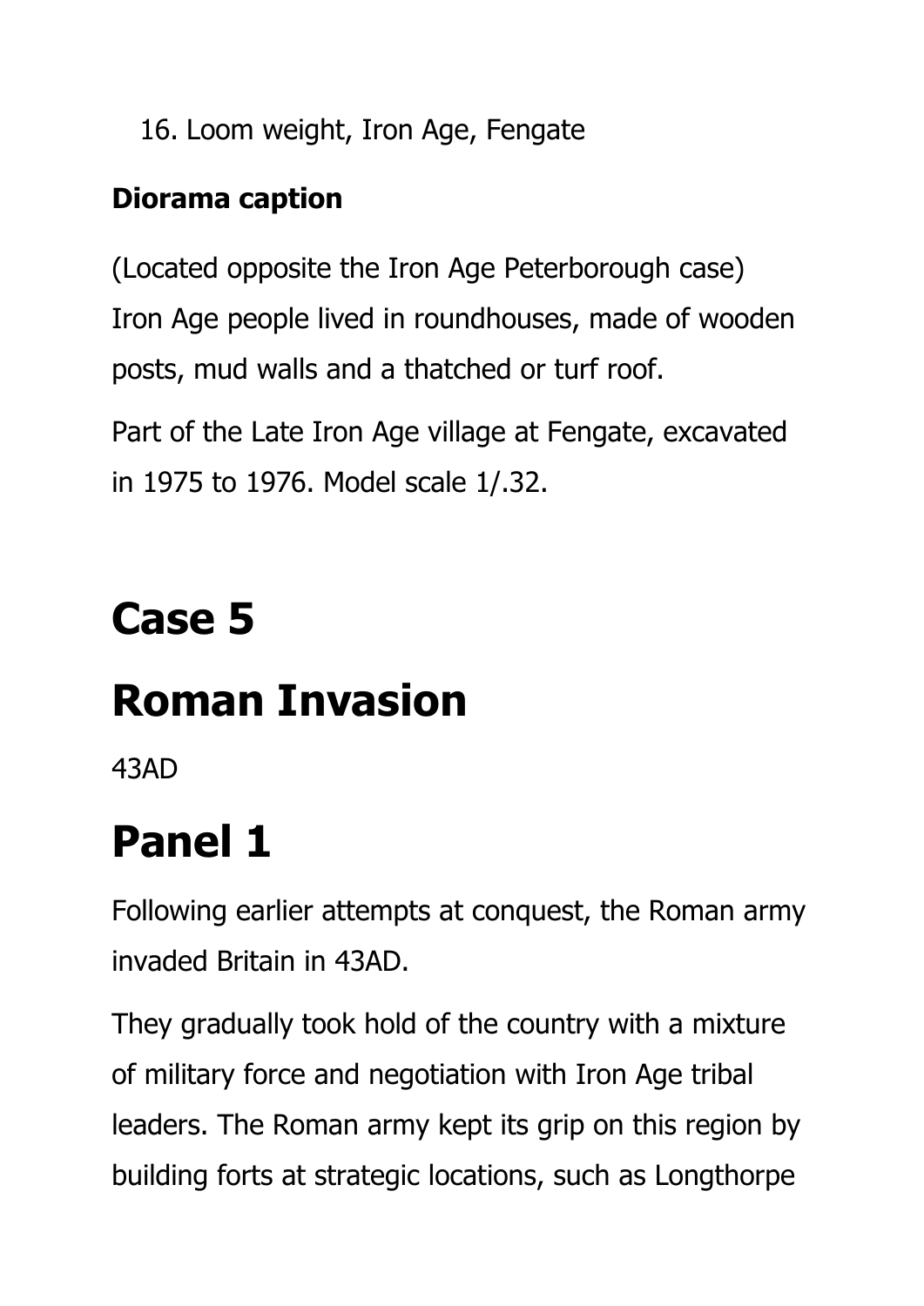16. Loom weight, Iron Age, Fengate

**Diorama caption**

(Located opposite the Iron Age Peterborough case) Iron Age people lived in roundhouses, made of wooden posts, mud walls and a thatched or turf roof.

Part of the Late Iron Age village at Fengate, excavated in 1975 to 1976. Model scale 1/.32.

# Case 5

# Roman Invasion

43AD

# Panel 1

Following earlier attempts at conquest, the Roman army invaded Britain in 43AD.

They gradually took hold of the country with a mixture of military force and negotiation with Iron Age tribal leaders. The Roman army kept its grip on this region by building forts at strategic locations, such as Longthorpe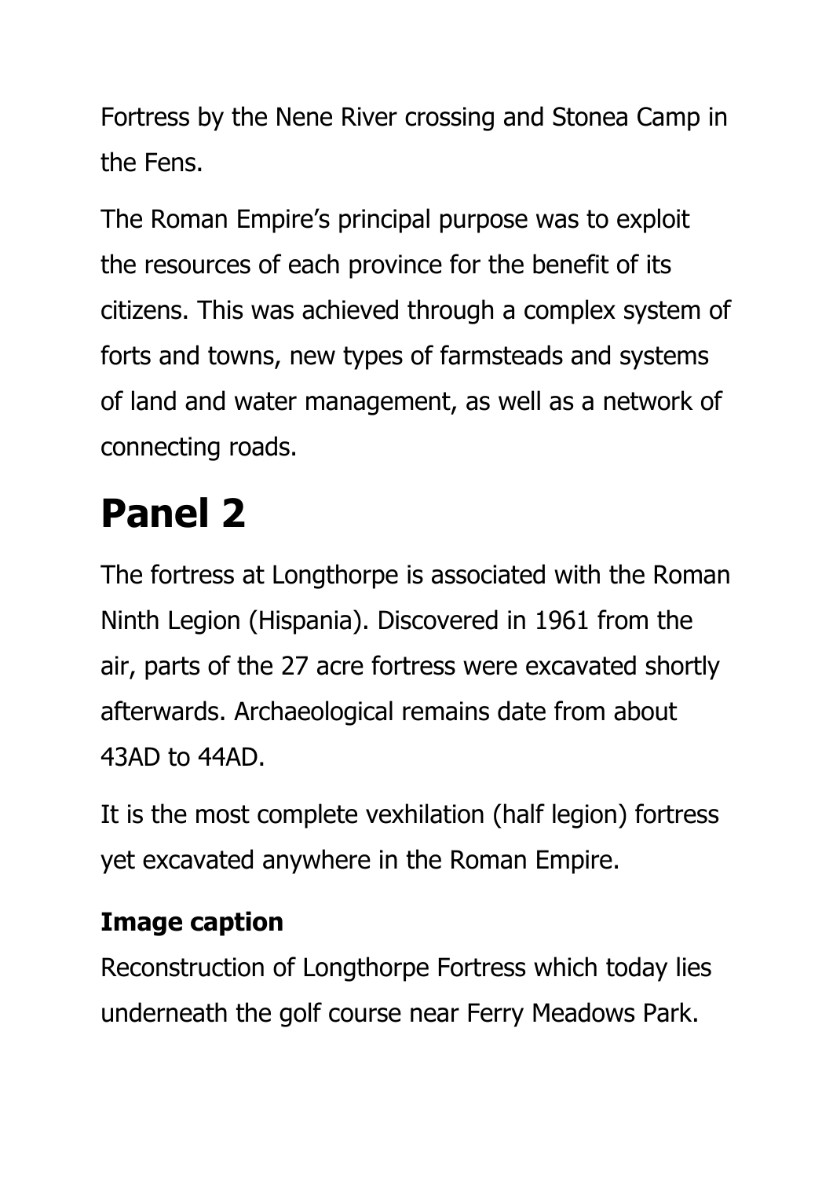Fortress by the Nene River crossing and Stonea Camp in the Fens.

The Roman Empire's principal purpose was to exploit the resources of each province for the benefit of its citizens. This was achieved through a complex system of forts and towns, new types of farmsteads and systems of land and water management, as well as a network of connecting roads.

# Panel 2

The fortress at Longthorpe is associated with the Roman Ninth Legion (Hispania). Discovered in 1961 from the air, parts of the 27 acre fortress were excavated shortly afterwards. Archaeological remains date from about 43AD to 44AD.

It is the most complete vexhilation (half legion) fortress yet excavated anywhere in the Roman Empire.

### Image caption

Reconstruction of Longthorpe Fortress which today lies underneath the golf course near Ferry Meadows Park.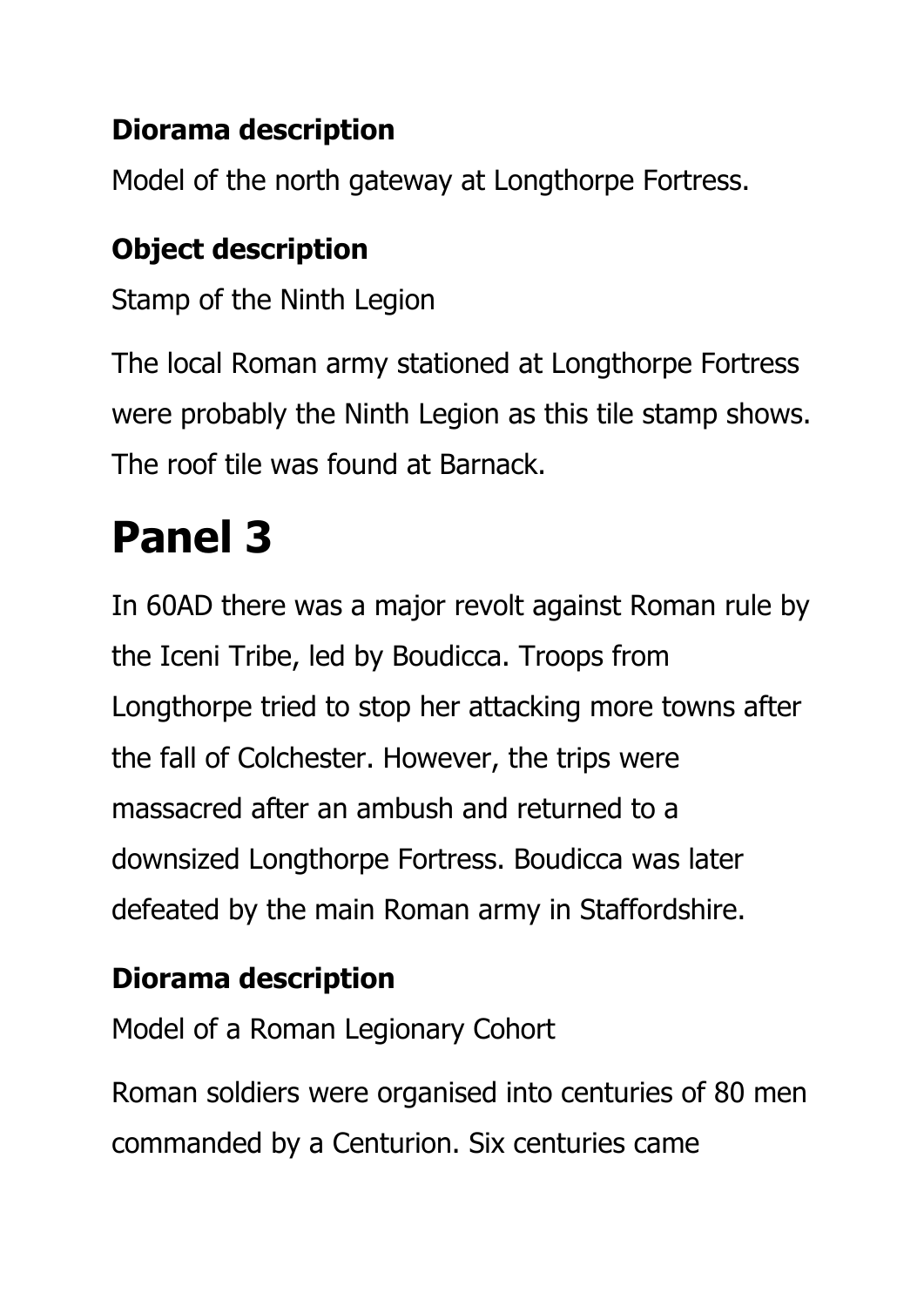### Diorama description

Model of the north gateway at Longthorpe Fortress.

### Object description

Stamp of the Ninth Legion

The local Roman army stationed at Longthorpe Fortress were probably the Ninth Legion as this tile stamp shows. The roof tile was found at Barnack.

# Panel 3

In 60AD there was a major revolt against Roman rule by the Iceni Tribe, led by Boudicca. Troops from Longthorpe tried to stop her attacking more towns after the fall of Colchester. However, the trips were massacred after an ambush and returned to a downsized Longthorpe Fortress. Boudicca was later defeated by the main Roman army in Staffordshire.

### Diorama description

Model of a Roman Legionary Cohort

Roman soldiers were organised into centuries of 80 men commanded by a Centurion. Six centuries came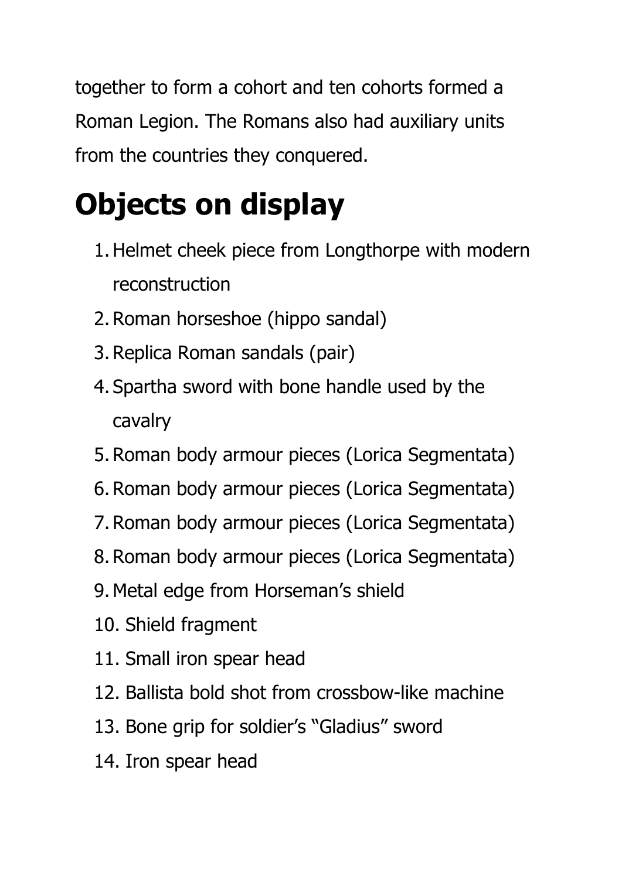together to form a cohort and ten cohorts formed a Roman Legion. The Romans also had auxiliary units from the countries they conquered.

# Objects on display

1. Helmet cheek piece from Longthorpe with modern reconstruction
2. Roman horseshoe (hippo sandal)
3. Replica Roman sandals (pair)
4. Spartha sword with bone handle used by the cavalry
5. Roman body armour pieces (Lorica Segmentata)
6. Roman body armour pieces (Lorica Segmentata)
7. Roman body armour pieces (Lorica Segmentata)
8. Roman body armour pieces (Lorica Segmentata)
9. Metal edge from Horseman's shield
10. Shield fragment
11. Small iron spear head
12. Ballista bold shot from crossbow-like machine
13. Bone grip for soldier's "Gladius" sword
14. Iron spear head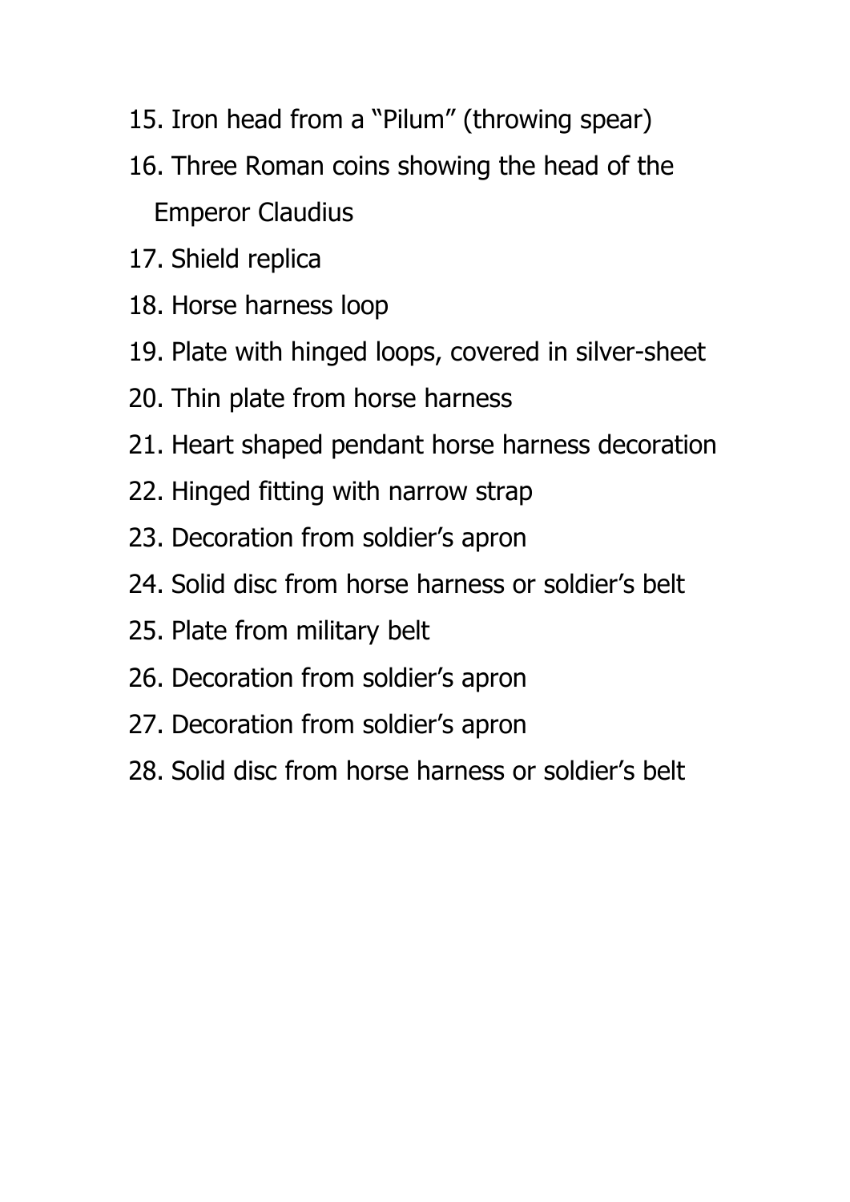15. Iron head from a “Pilum” (throwing spear)
16. Three Roman coins showing the head of the Emperor Claudius
17. Shield replica
18. Horse harness loop
19. Plate with hinged loops, covered in silver-sheet
20. Thin plate from horse harness
21. Heart shaped pendant horse harness decoration
22. Hinged fitting with narrow strap
23. Decoration from soldier’s apron
24. Solid disc from horse harness or soldier’s belt
25. Plate from military belt
26. Decoration from soldier’s apron
27. Decoration from soldier’s apron
28. Solid disc from horse harness or soldier’s belt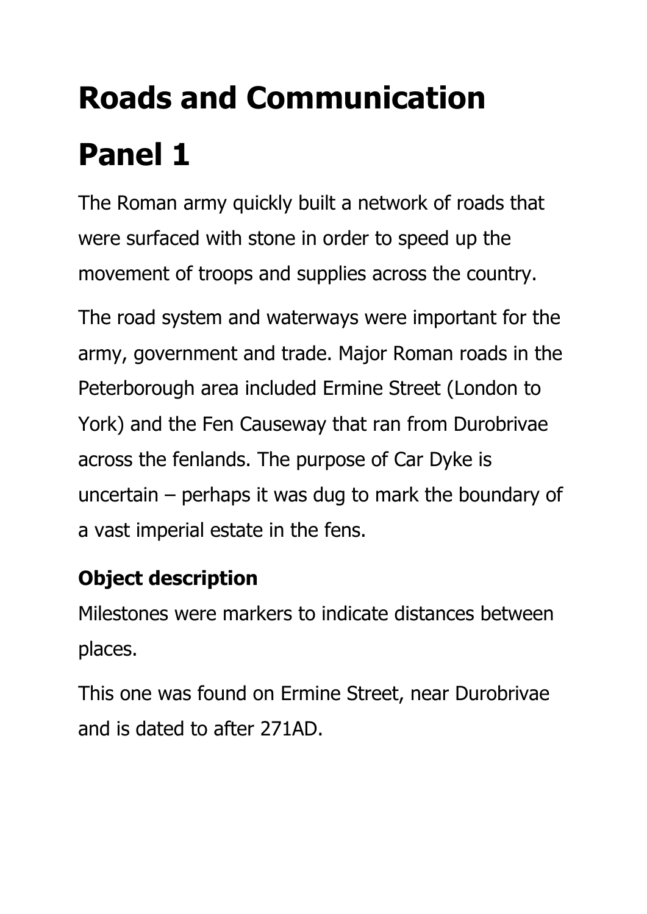# Roads and Communication

# Panel 1

The Roman army quickly built a network of roads that were surfaced with stone in order to speed up the movement of troops and supplies across the country.

The road system and waterways were important for the army, government and trade. Major Roman roads in the Peterborough area included Ermine Street (London to York) and the Fen Causeway that ran from Durobrivae across the fenlands. The purpose of Car Dyke is uncertain – perhaps it was dug to mark the boundary of a vast imperial estate in the fens.

### Object description

Milestones were markers to indicate distances between places.

This one was found on Ermine Street, near Durobrivae and is dated to after 271AD.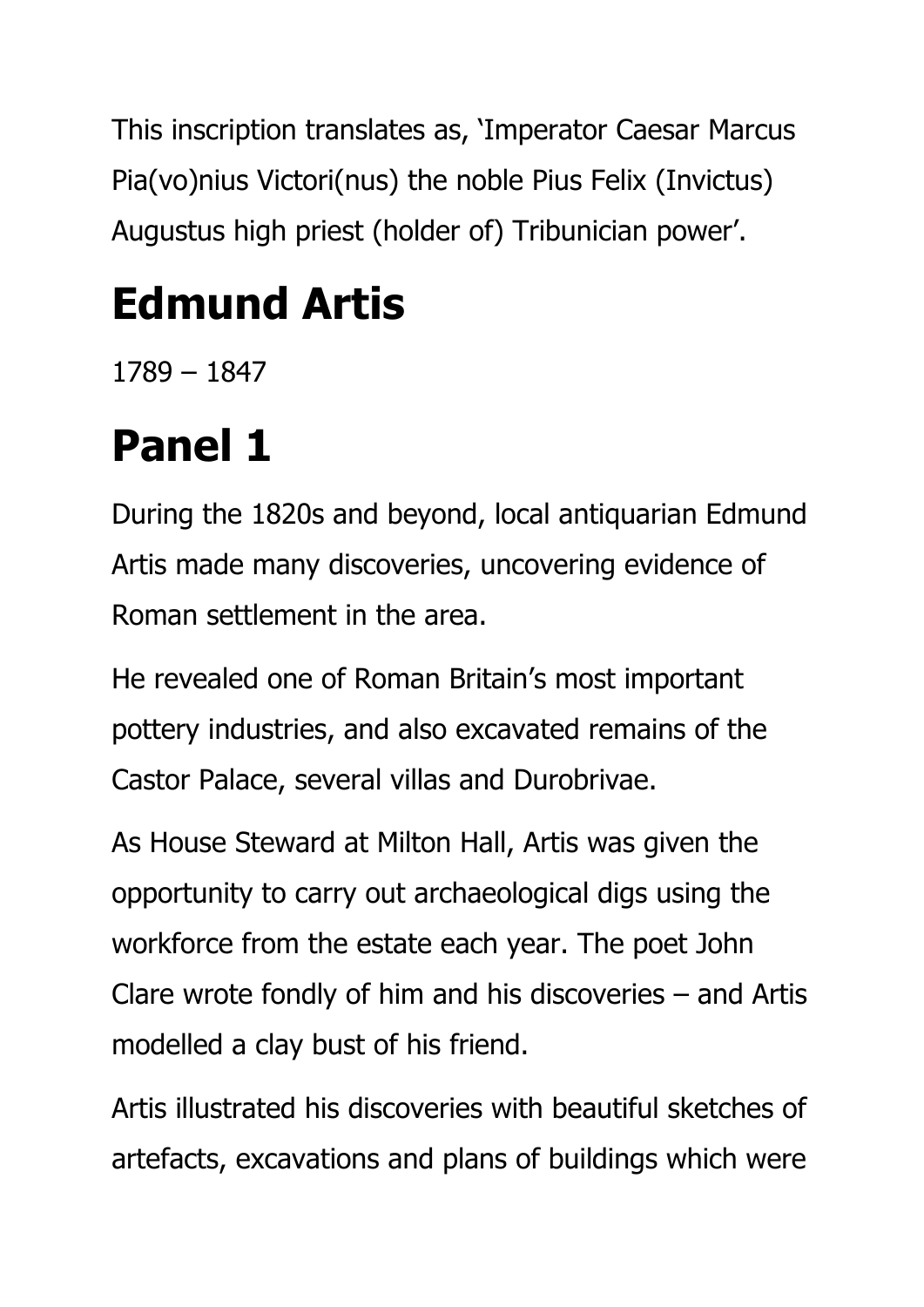This inscription translates as, 'Imperator Caesar Marcus Pia(vo)nius Victori(nus) the noble Pius Felix (Invictus) Augustus high priest (holder of) Tribunician power'.

# Edmund Artis

1789 – 1847

# Panel 1

During the 1820s and beyond, local antiquarian Edmund Artis made many discoveries, uncovering evidence of Roman settlement in the area.

He revealed one of Roman Britain's most important pottery industries, and also excavated remains of the Castor Palace, several villas and Durobrivae.

As House Steward at Milton Hall, Artis was given the opportunity to carry out archaeological digs using the workforce from the estate each year. The poet John Clare wrote fondly of him and his discoveries – and Artis modelled a clay bust of his friend.

Artis illustrated his discoveries with beautiful sketches of artefacts, excavations and plans of buildings which were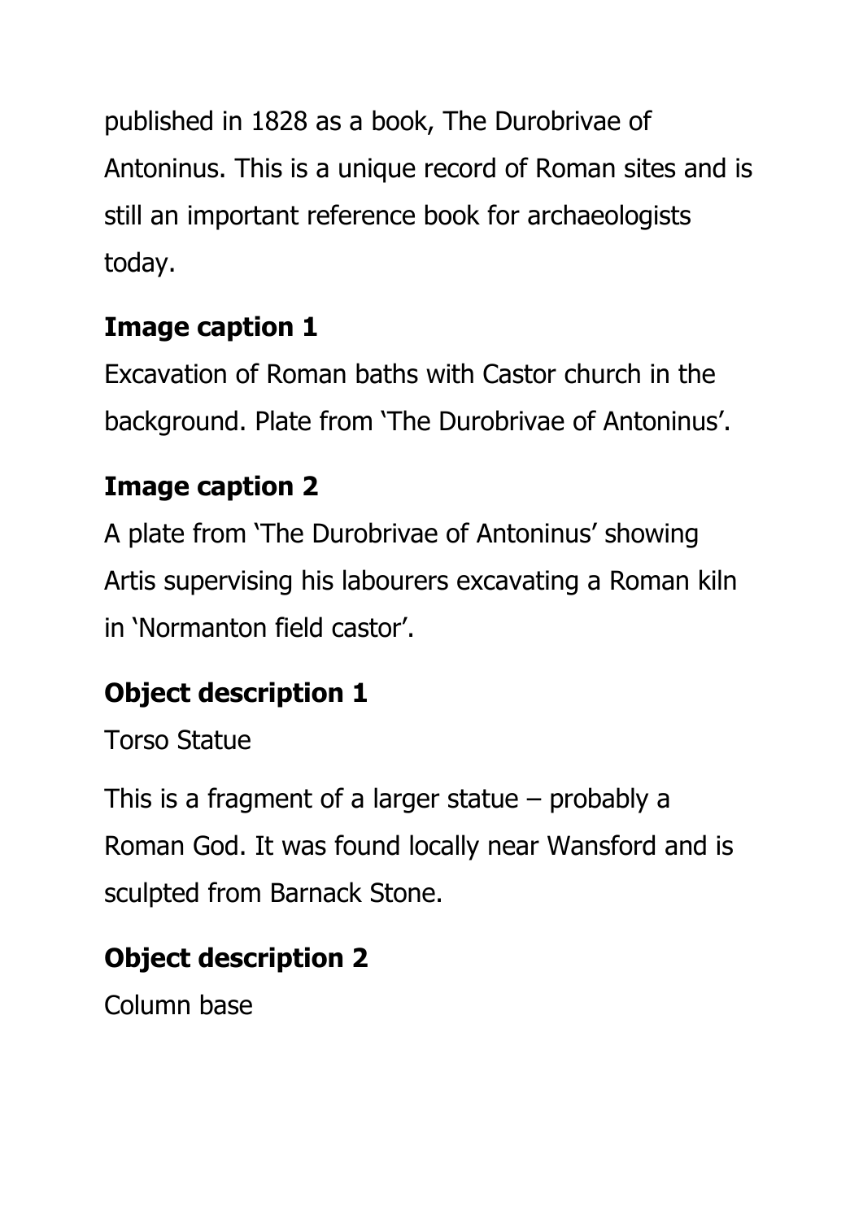published in 1828 as a book, The Durobrivae of Antoninus. This is a unique record of Roman sites and is still an important reference book for archaeologists today.

**Image caption 1**

Excavation of Roman baths with Castor church in the background. Plate from 'The Durobrivae of Antoninus'.

**Image caption 2**

A plate from 'The Durobrivae of Antoninus' showing Artis supervising his labourers excavating a Roman kiln in 'Normanton field castor'.

**Object description 1**

Torso Statue

This is a fragment of a larger statue – probably a Roman God. It was found locally near Wansford and is sculpted from Barnack Stone.

**Object description 2**

Column base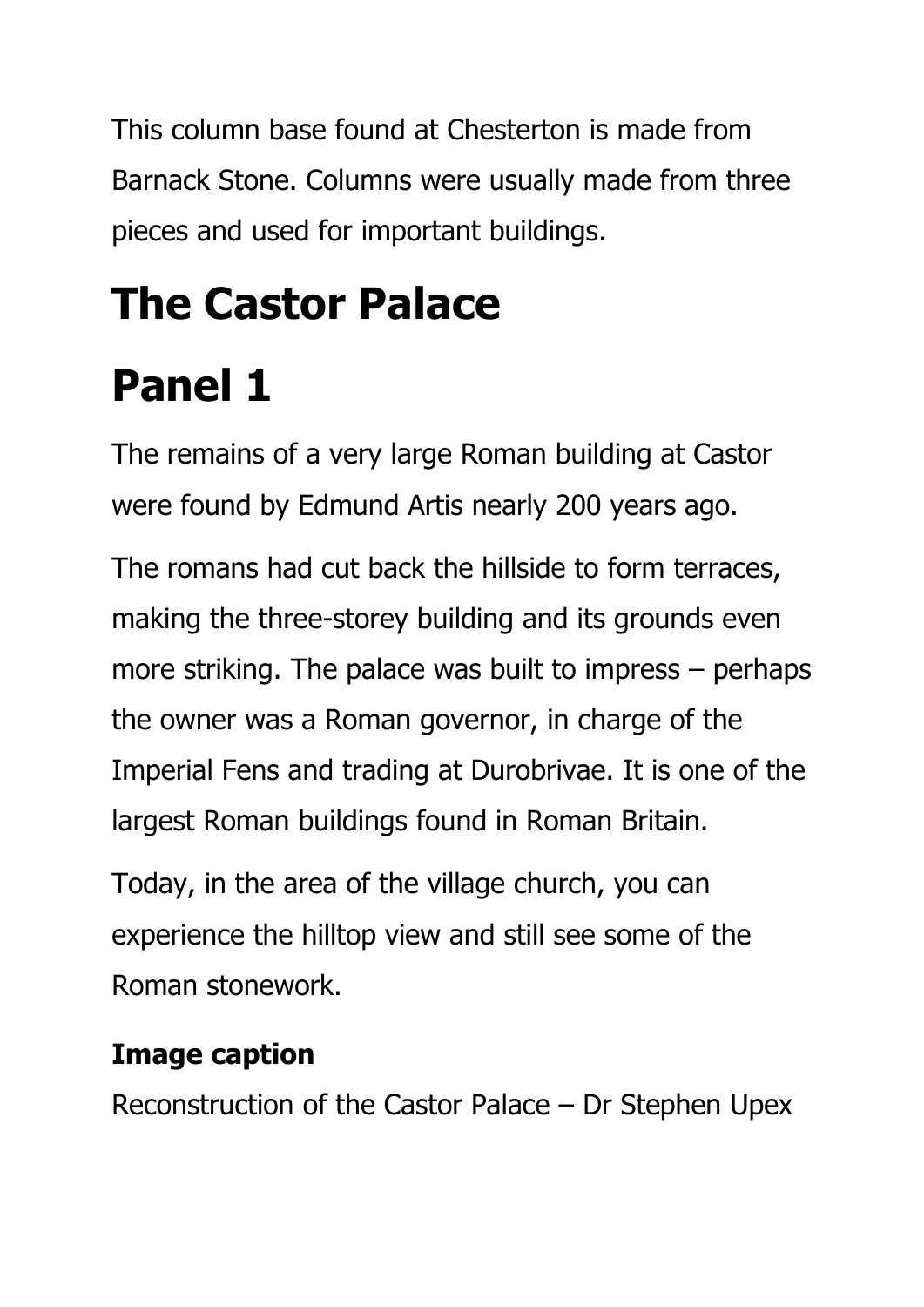This column base found at Chesterton is made from Barnack Stone. Columns were usually made from three pieces and used for important buildings.

# The Castor Palace

# Panel 1

The remains of a very large Roman building at Castor were found by Edmund Artis nearly 200 years ago.

The romans had cut back the hillside to form terraces, making the three-storey building and its grounds even more striking. The palace was built to impress – perhaps the owner was a Roman governor, in charge of the Imperial Fens and trading at Durobrivae. It is one of the largest Roman buildings found in Roman Britain.

Today, in the area of the village church, you can experience the hilltop view and still see some of the Roman stonework.

### Image caption

Reconstruction of the Castor Palace – Dr Stephen Upex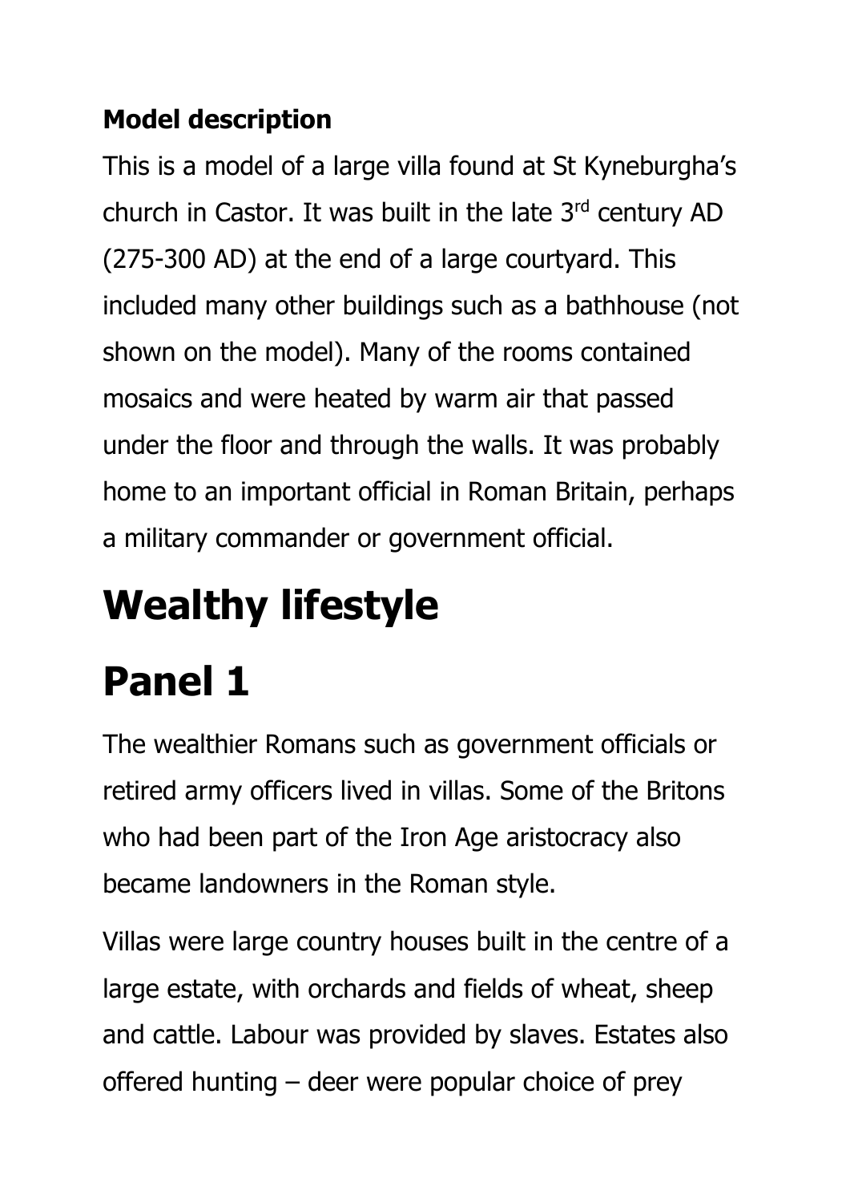**Model description**

This is a model of a large villa found at St Kyneburgha's church in Castor. It was built in the late 3rd century AD (275-300 AD) at the end of a large courtyard. This included many other buildings such as a bathhouse (not shown on the model). Many of the rooms contained mosaics and were heated by warm air that passed under the floor and through the walls. It was probably home to an important official in Roman Britain, perhaps a military commander or government official.

# Wealthy lifestyle

# Panel 1

The wealthier Romans such as government officials or retired army officers lived in villas. Some of the Britons who had been part of the Iron Age aristocracy also became landowners in the Roman style.

Villas were large country houses built in the centre of a large estate, with orchards and fields of wheat, sheep and cattle. Labour was provided by slaves. Estates also offered hunting – deer were popular choice of prey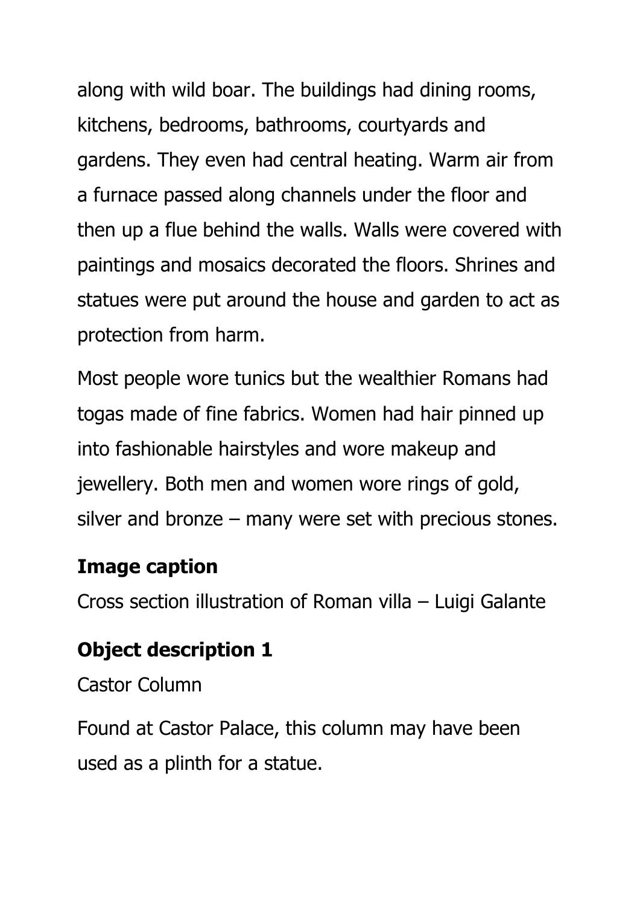along with wild boar. The buildings had dining rooms, kitchens, bedrooms, bathrooms, courtyards and gardens. They even had central heating. Warm air from a furnace passed along channels under the floor and then up a flue behind the walls. Walls were covered with paintings and mosaics decorated the floors. Shrines and statues were put around the house and garden to act as protection from harm.

Most people wore tunics but the wealthier Romans had togas made of fine fabrics. Women had hair pinned up into fashionable hairstyles and wore makeup and jewellery. Both men and women wore rings of gold, silver and bronze – many were set with precious stones.

### Image caption

Cross section illustration of Roman villa – Luigi Galante

### Object description 1

Castor Column

Found at Castor Palace, this column may have been used as a plinth for a statue.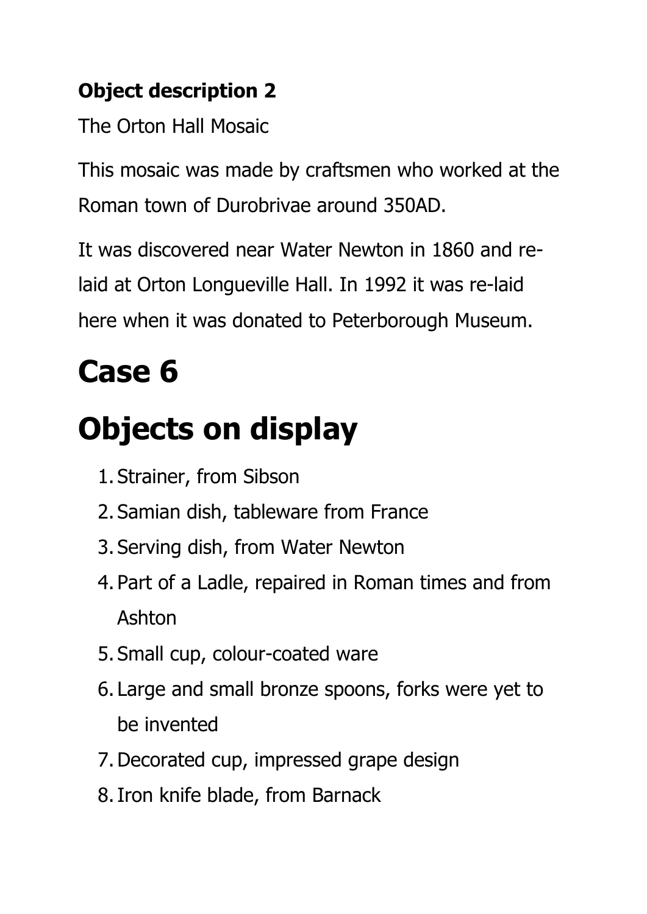**Object description 2**

The Orton Hall Mosaic

This mosaic was made by craftsmen who worked at the Roman town of Durobrivae around 350AD.

It was discovered near Water Newton in 1860 and re-laid at Orton Longueville Hall. In 1992 it was re-laid here when it was donated to Peterborough Museum.

# Case 6

# Objects on display

1. Strainer, from Sibson
2. Samian dish, tableware from France
3. Serving dish, from Water Newton
4. Part of a Ladle, repaired in Roman times and from Ashton
5. Small cup, colour-coated ware
6. Large and small bronze spoons, forks were yet to be invented
7. Decorated cup, impressed grape design
8. Iron knife blade, from Barnack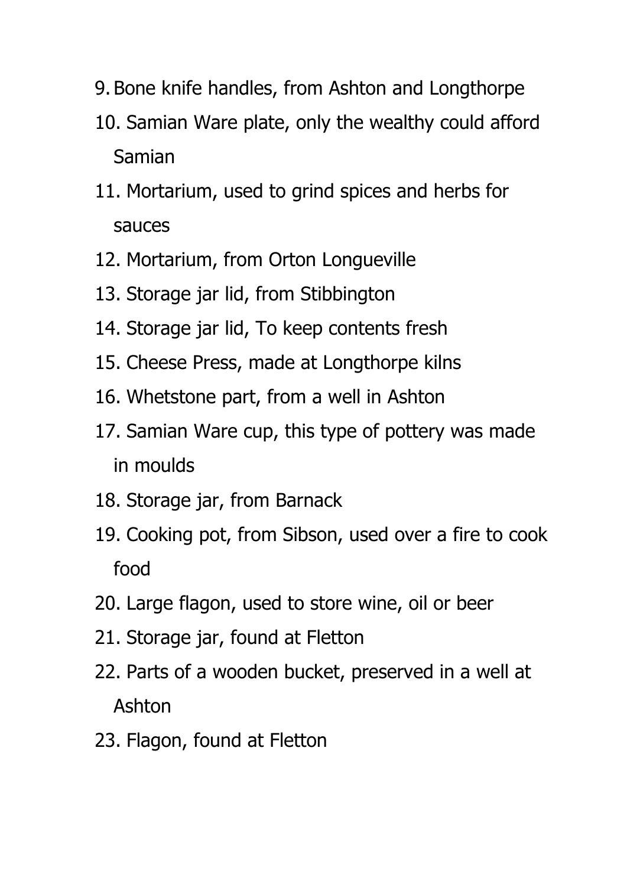9. Bone knife handles, from Ashton and Longthorpe
10. Samian Ware plate, only the wealthy could afford Samian
11. Mortarium, used to grind spices and herbs for sauces
12. Mortarium, from Orton Longueville
13. Storage jar lid, from Stibbington
14. Storage jar lid, To keep contents fresh
15. Cheese Press, made at Longthorpe kilns
16. Whetstone part, from a well in Ashton
17. Samian Ware cup, this type of pottery was made in moulds
18. Storage jar, from Barnack
19. Cooking pot, from Sibson, used over a fire to cook food
20. Large flagon, used to store wine, oil or beer
21. Storage jar, found at Fletton
22. Parts of a wooden bucket, preserved in a well at Ashton
23. Flagon, found at Fletton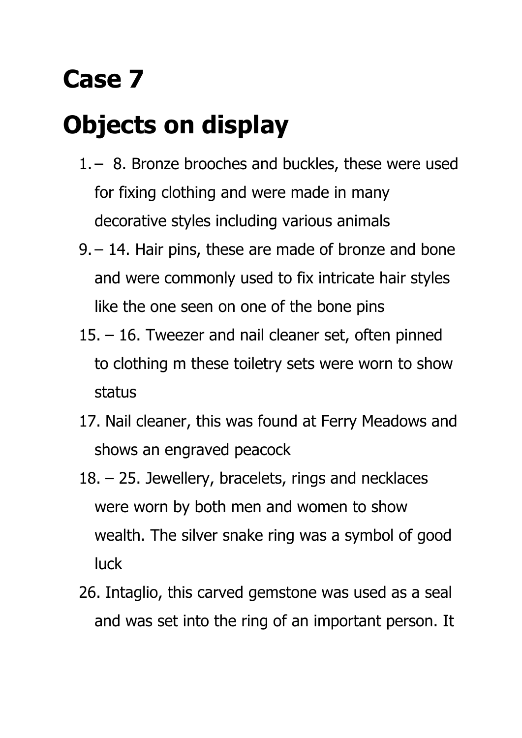# Case 7

# Objects on display

1. – 8. Bronze brooches and buckles, these were used for fixing clothing and were made in many decorative styles including various animals
9. – 14. Hair pins, these are made of bronze and bone and were commonly used to fix intricate hair styles like the one seen on one of the bone pins
15. – 16. Tweezer and nail cleaner set, often pinned to clothing m these toiletry sets were worn to show status
17. Nail cleaner, this was found at Ferry Meadows and shows an engraved peacock
18. – 25. Jewellery, bracelets, rings and necklaces were worn by both men and women to show wealth. The silver snake ring was a symbol of good luck
26. Intaglio, this carved gemstone was used as a seal and was set into the ring of an important person. It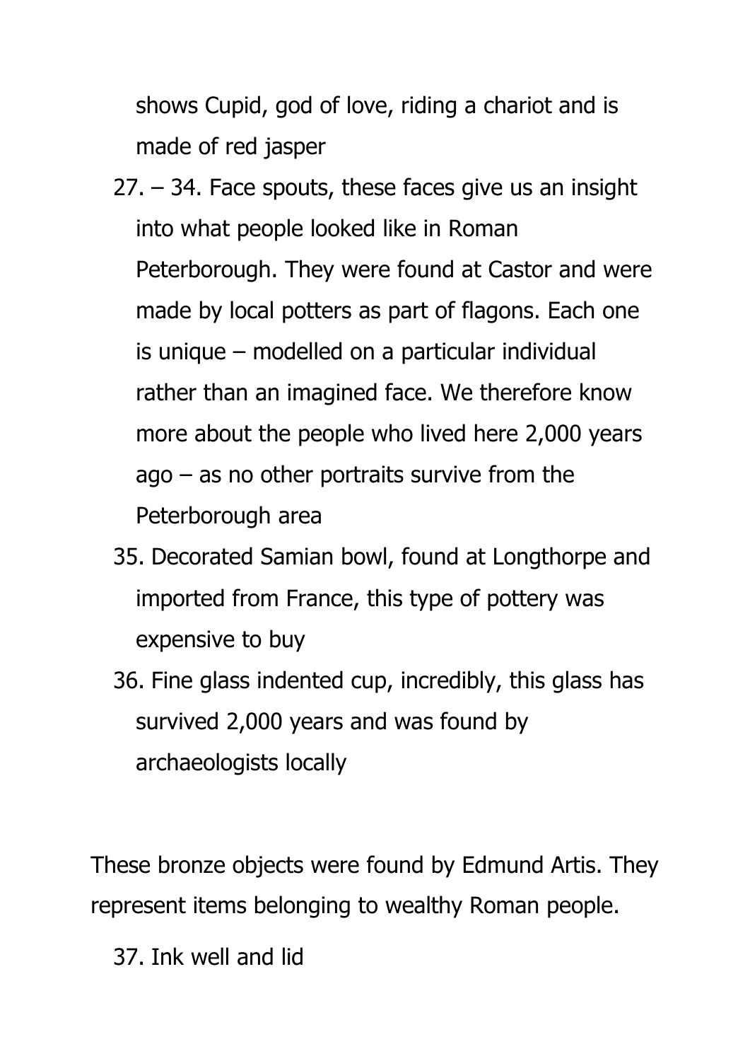shows Cupid, god of love, riding a chariot and is made of red jasper

27. – 34. Face spouts, these faces give us an insight into what people looked like in Roman Peterborough. They were found at Castor and were made by local potters as part of flagons. Each one is unique – modelled on a particular individual rather than an imagined face. We therefore know more about the people who lived here 2,000 years ago – as no other portraits survive from the Peterborough area
35. Decorated Samian bowl, found at Longthorpe and imported from France, this type of pottery was expensive to buy
36. Fine glass indented cup, incredibly, this glass has survived 2,000 years and was found by archaeologists locally

These bronze objects were found by Edmund Artis. They represent items belonging to wealthy Roman people.

37. Ink well and lid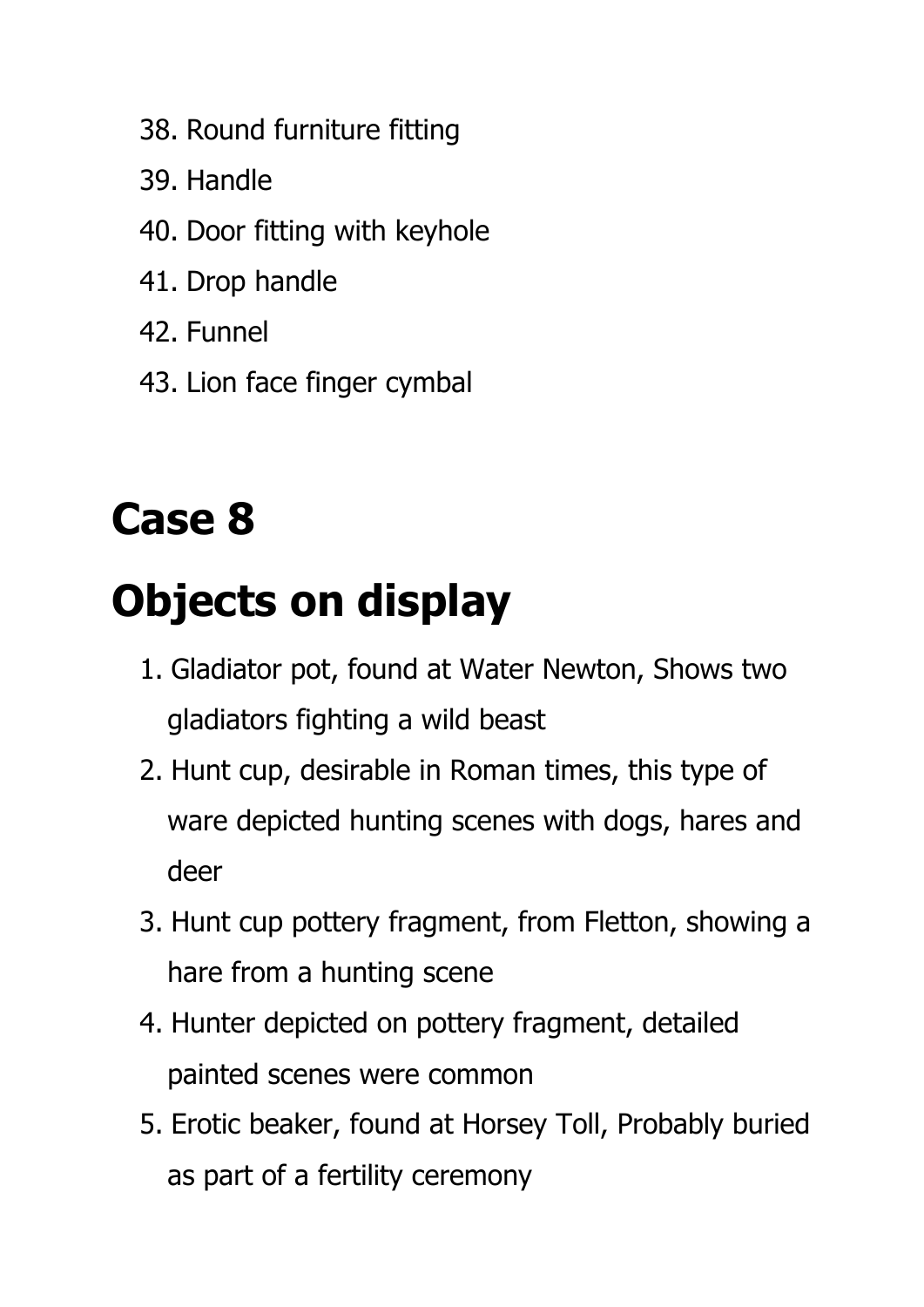38. Round furniture fitting
39. Handle
40. Door fitting with keyhole
41. Drop handle
42. Funnel
43. Lion face finger cymbal

# Case 8

# Objects on display

1. Gladiator pot, found at Water Newton, Shows two gladiators fighting a wild beast
2. Hunt cup, desirable in Roman times, this type of ware depicted hunting scenes with dogs, hares and deer
3. Hunt cup pottery fragment, from Fletton, showing a hare from a hunting scene
4. Hunter depicted on pottery fragment, detailed painted scenes were common
5. Erotic beaker, found at Horsey Toll, Probably buried as part of a fertility ceremony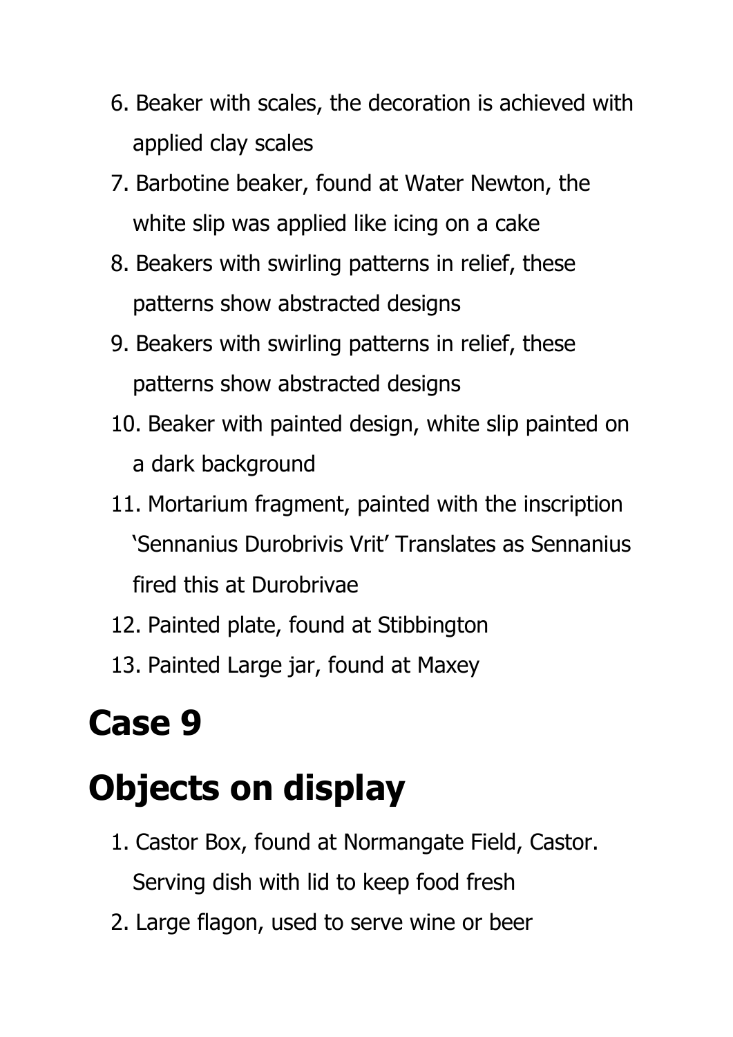6. Beaker with scales, the decoration is achieved with applied clay scales
7. Barbotine beaker, found at Water Newton, the white slip was applied like icing on a cake
8. Beakers with swirling patterns in relief, these patterns show abstracted designs
9. Beakers with swirling patterns in relief, these patterns show abstracted designs
10. Beaker with painted design, white slip painted on a dark background
11. Mortarium fragment, painted with the inscription 'Sennanius Durobrivis Vrit' Translates as Sennanius fired this at Durobrivae
12. Painted plate, found at Stibbington
13. Painted Large jar, found at Maxey

# Case 9

# Objects on display

1. Castor Box, found at Normangate Field, Castor. Serving dish with lid to keep food fresh
2. Large flagon, used to serve wine or beer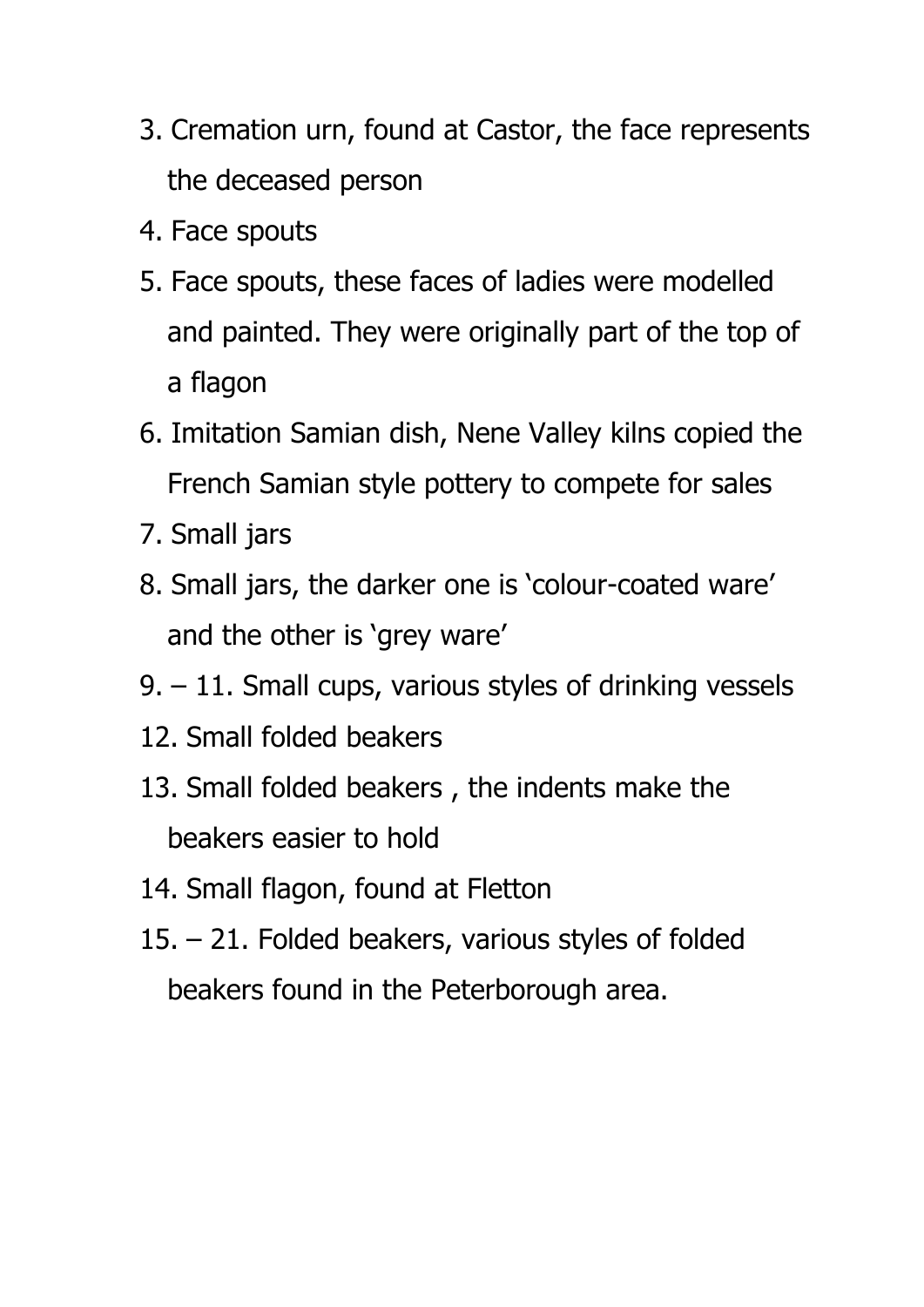3. Cremation urn, found at Castor, the face represents the deceased person
4. Face spouts
5. Face spouts, these faces of ladies were modelled and painted. They were originally part of the top of a flagon
6. Imitation Samian dish, Nene Valley kilns copied the French Samian style pottery to compete for sales
7. Small jars
8. Small jars, the darker one is 'colour-coated ware' and the other is 'grey ware'

9. – 11. Small cups, various styles of drinking vessels

12. Small folded beakers
13. Small folded beakers , the indents make the beakers easier to hold
14. Small flagon, found at Fletton

15. – 21. Folded beakers, various styles of folded beakers found in the Peterborough area.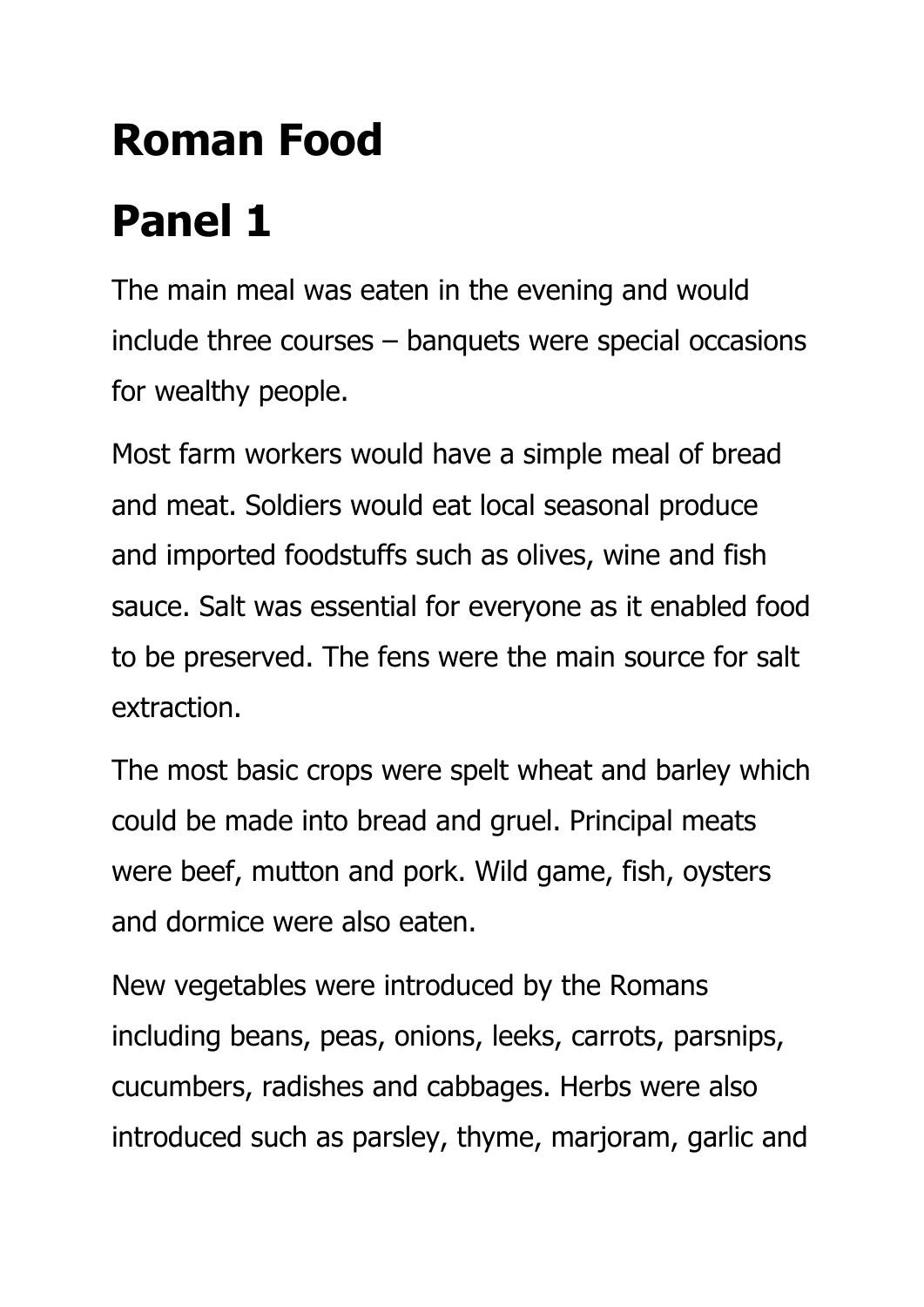# Roman Food

# Panel 1

The main meal was eaten in the evening and would include three courses – banquets were special occasions for wealthy people.

Most farm workers would have a simple meal of bread and meat. Soldiers would eat local seasonal produce and imported foodstuffs such as olives, wine and fish sauce. Salt was essential for everyone as it enabled food to be preserved. The fens were the main source for salt extraction.

The most basic crops were spelt wheat and barley which could be made into bread and gruel. Principal meats were beef, mutton and pork. Wild game, fish, oysters and dormice were also eaten.

New vegetables were introduced by the Romans including beans, peas, onions, leeks, carrots, parsnips, cucumbers, radishes and cabbages. Herbs were also introduced such as parsley, thyme, marjoram, garlic and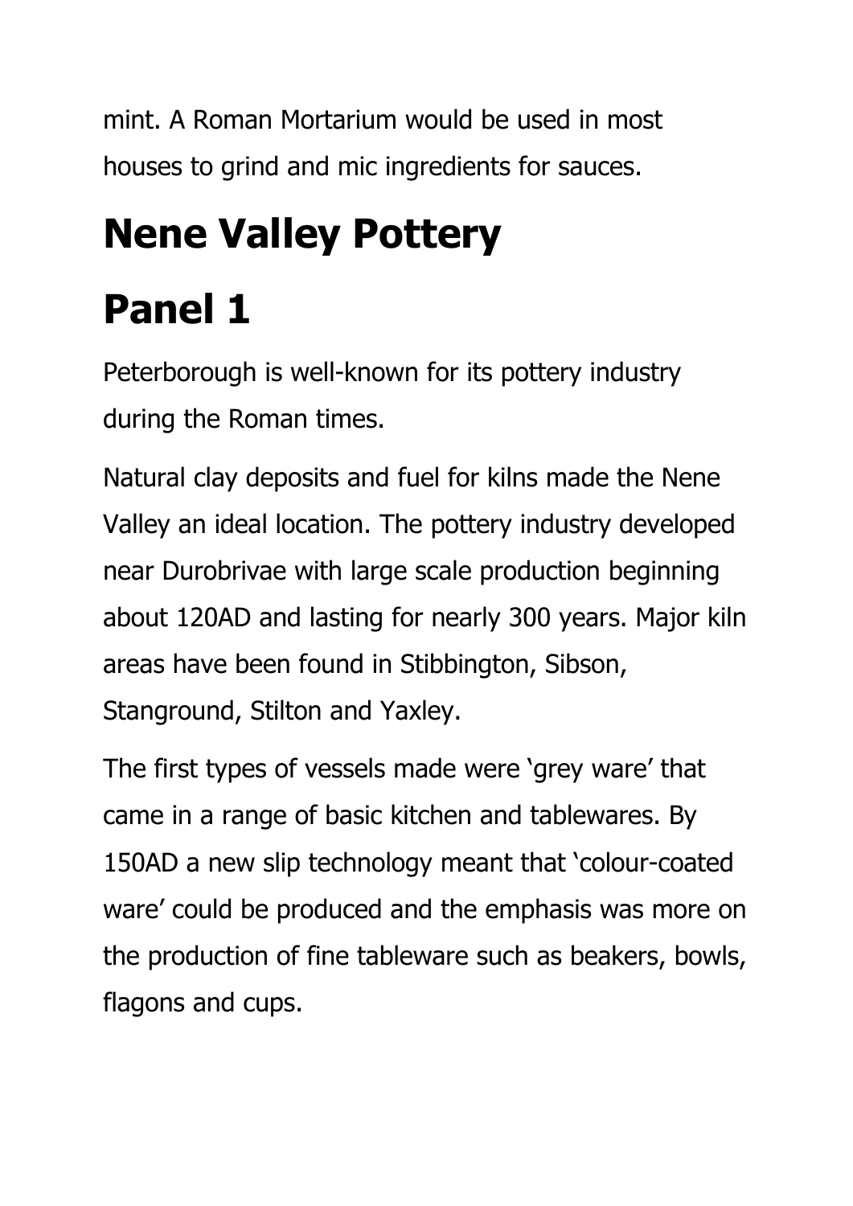mint. A Roman Mortarium would be used in most houses to grind and mic ingredients for sauces.

# Nene Valley Pottery

# Panel 1

Peterborough is well-known for its pottery industry during the Roman times.

Natural clay deposits and fuel for kilns made the Nene Valley an ideal location. The pottery industry developed near Durobrivae with large scale production beginning about 120AD and lasting for nearly 300 years. Major kiln areas have been found in Stibbington, Sibson, Stanground, Stilton and Yaxley.

The first types of vessels made were 'grey ware' that came in a range of basic kitchen and tablewares. By 150AD a new slip technology meant that 'colour-coated ware' could be produced and the emphasis was more on the production of fine tableware such as beakers, bowls, flagons and cups.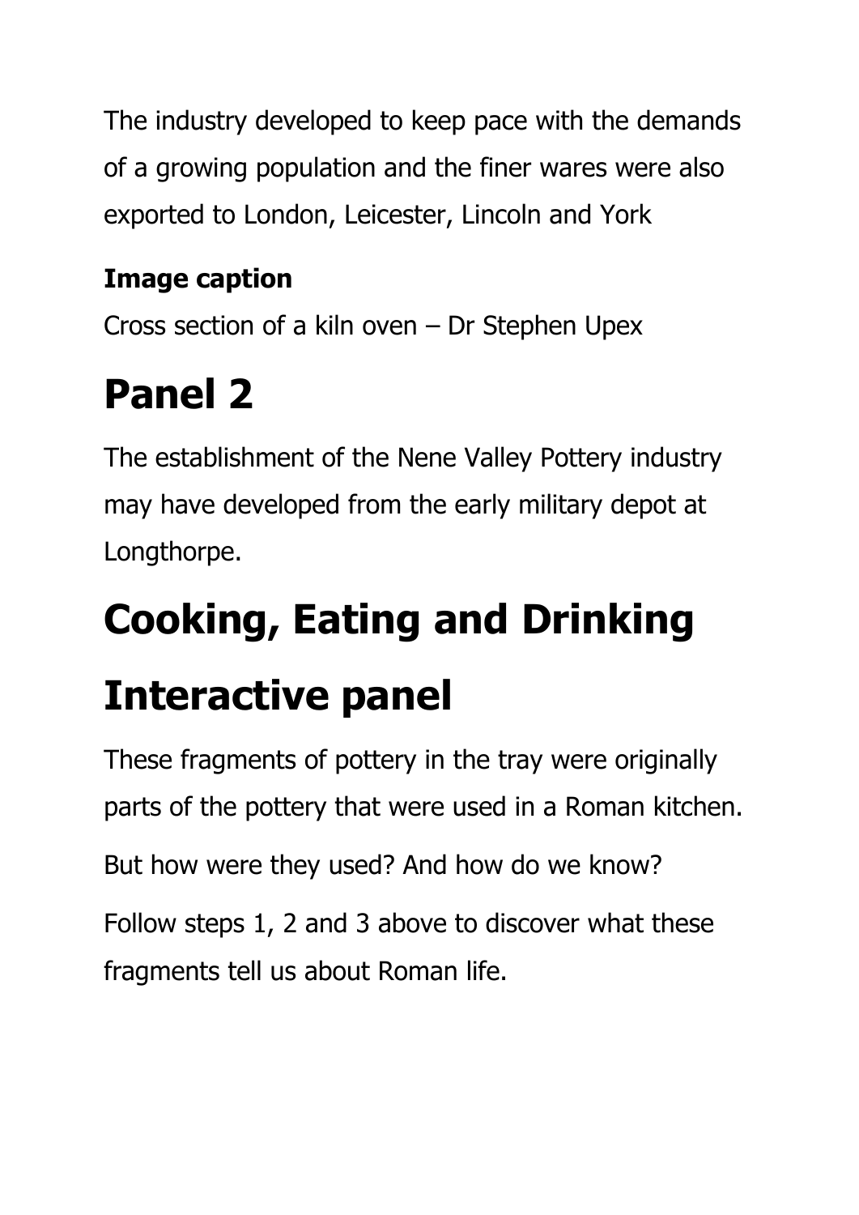The industry developed to keep pace with the demands of a growing population and the finer wares were also exported to London, Leicester, Lincoln and York

**Image caption**

Cross section of a kiln oven – Dr Stephen Upex

# Panel 2

The establishment of the Nene Valley Pottery industry may have developed from the early military depot at Longthorpe.

# Cooking, Eating and Drinking

# Interactive panel

These fragments of pottery in the tray were originally parts of the pottery that were used in a Roman kitchen.

But how were they used? And how do we know?

Follow steps 1, 2 and 3 above to discover what these fragments tell us about Roman life.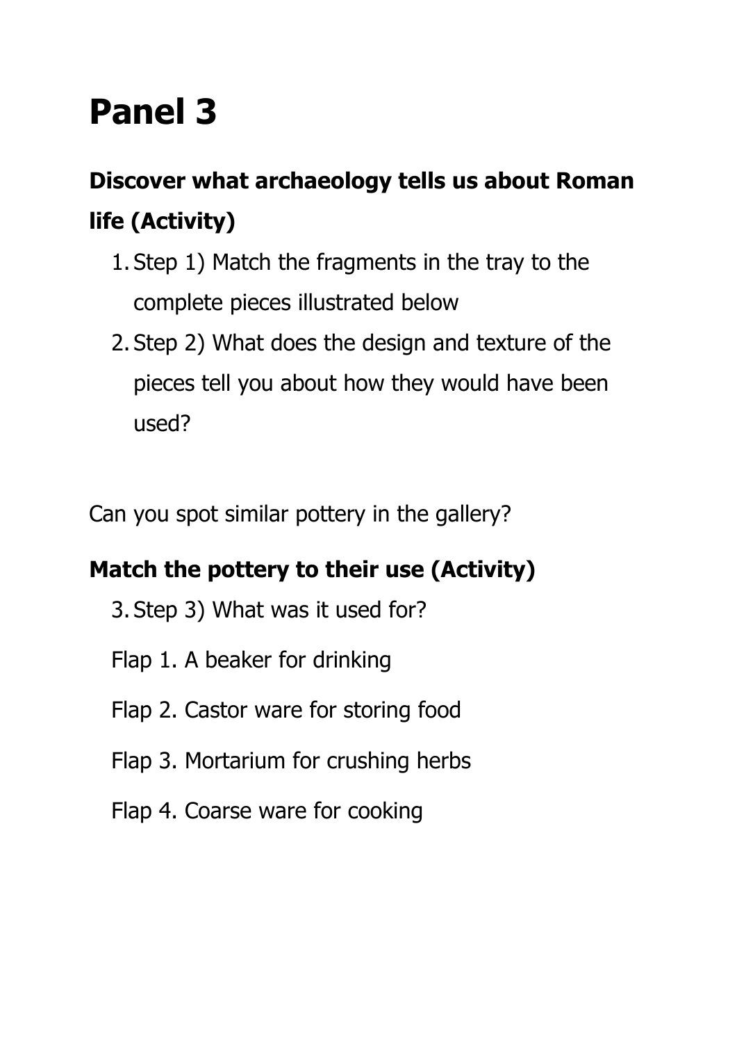# Panel 3

## Discover what archaeology tells us about Roman life (Activity)

1. Step 1) Match the fragments in the tray to the complete pieces illustrated below
2. Step 2) What does the design and texture of the pieces tell you about how they would have been used?

Can you spot similar pottery in the gallery?

## Match the pottery to their use (Activity)

3. Step 3) What was it used for?

Flap 1. A beaker for drinking

Flap 2. Castor ware for storing food

Flap 3. Mortarium for crushing herbs

Flap 4. Coarse ware for cooking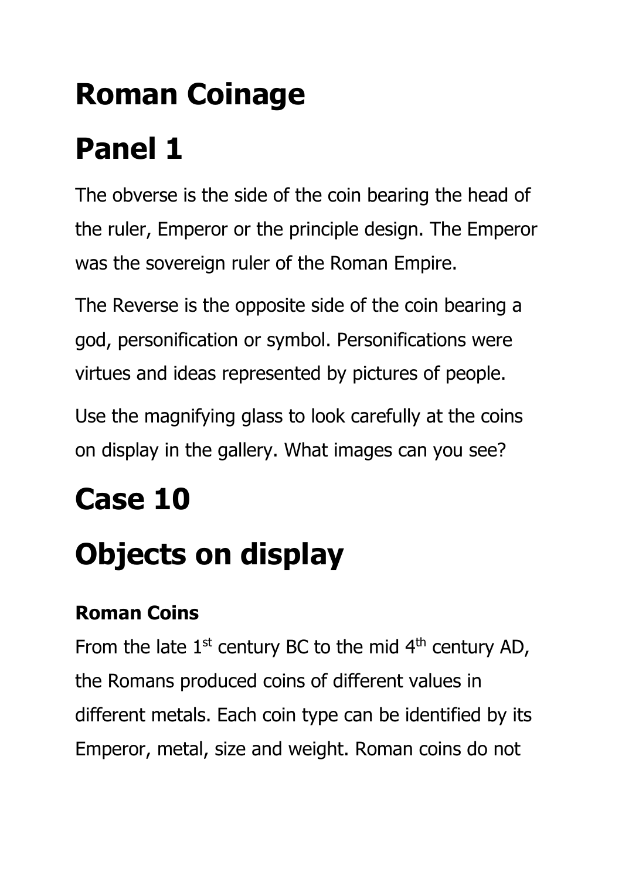# Roman Coinage

# Panel 1

The obverse is the side of the coin bearing the head of the ruler, Emperor or the principle design. The Emperor was the sovereign ruler of the Roman Empire.

The Reverse is the opposite side of the coin bearing a god, personification or symbol. Personifications were virtues and ideas represented by pictures of people.

Use the magnifying glass to look carefully at the coins on display in the gallery. What images can you see?

# Case 10

# Objects on display

### Roman Coins

From the late 1st century BC to the mid 4th century AD, the Romans produced coins of different values in different metals. Each coin type can be identified by its Emperor, metal, size and weight. Roman coins do not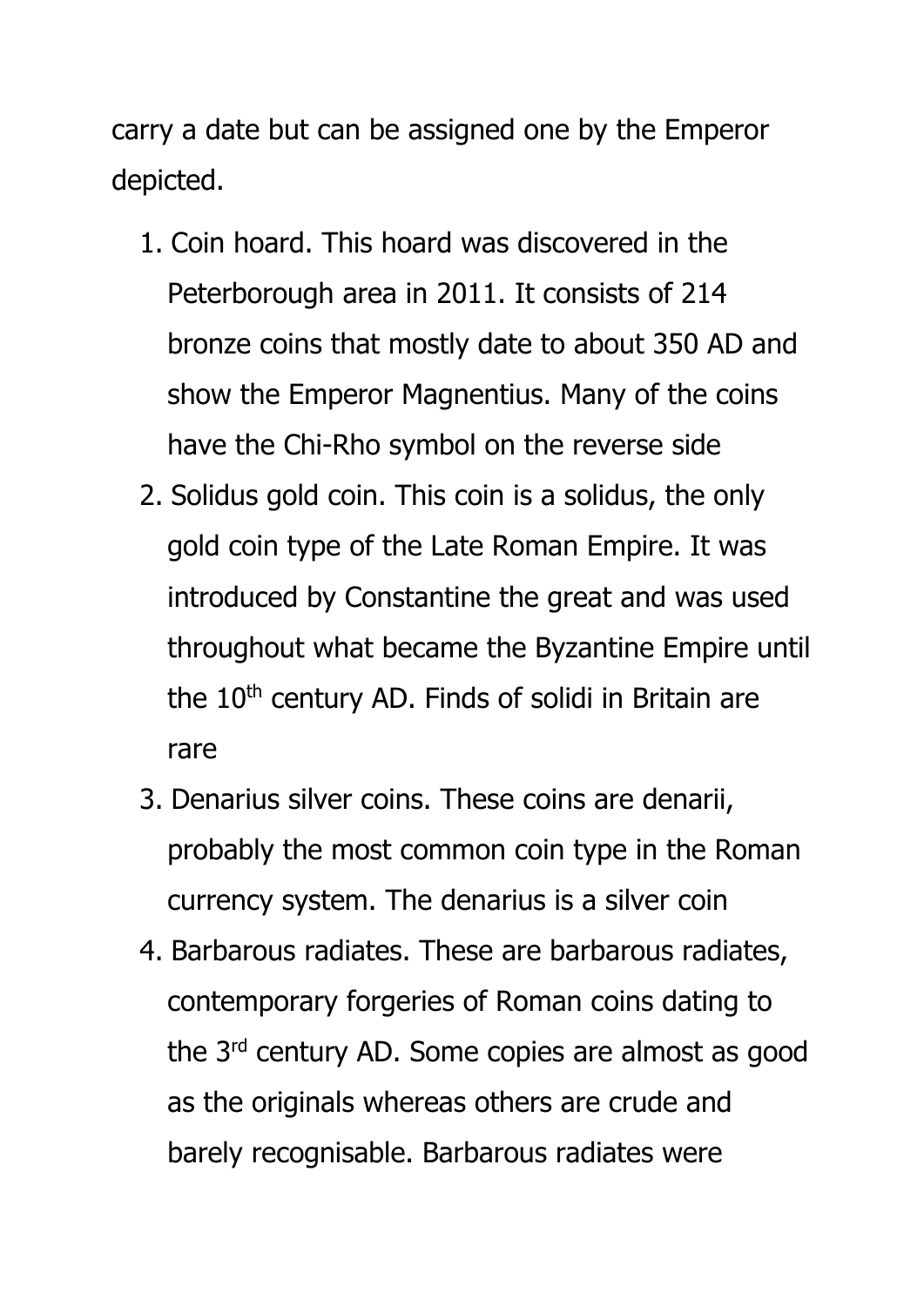carry a date but can be assigned one by the Emperor depicted.

1. Coin hoard. This hoard was discovered in the Peterborough area in 2011. It consists of 214 bronze coins that mostly date to about 350 AD and show the Emperor Magnentius. Many of the coins have the Chi-Rho symbol on the reverse side
2. Solidus gold coin. This coin is a solidus, the only gold coin type of the Late Roman Empire. It was introduced by Constantine the great and was used throughout what became the Byzantine Empire until the 10th century AD. Finds of solidi in Britain are rare
3. Denarius silver coins. These coins are denarii, probably the most common coin type in the Roman currency system. The denarius is a silver coin
4. Barbarous radiates. These are barbarous radiates, contemporary forgeries of Roman coins dating to the 3rd century AD. Some copies are almost as good as the originals whereas others are crude and barely recognisable. Barbarous radiates were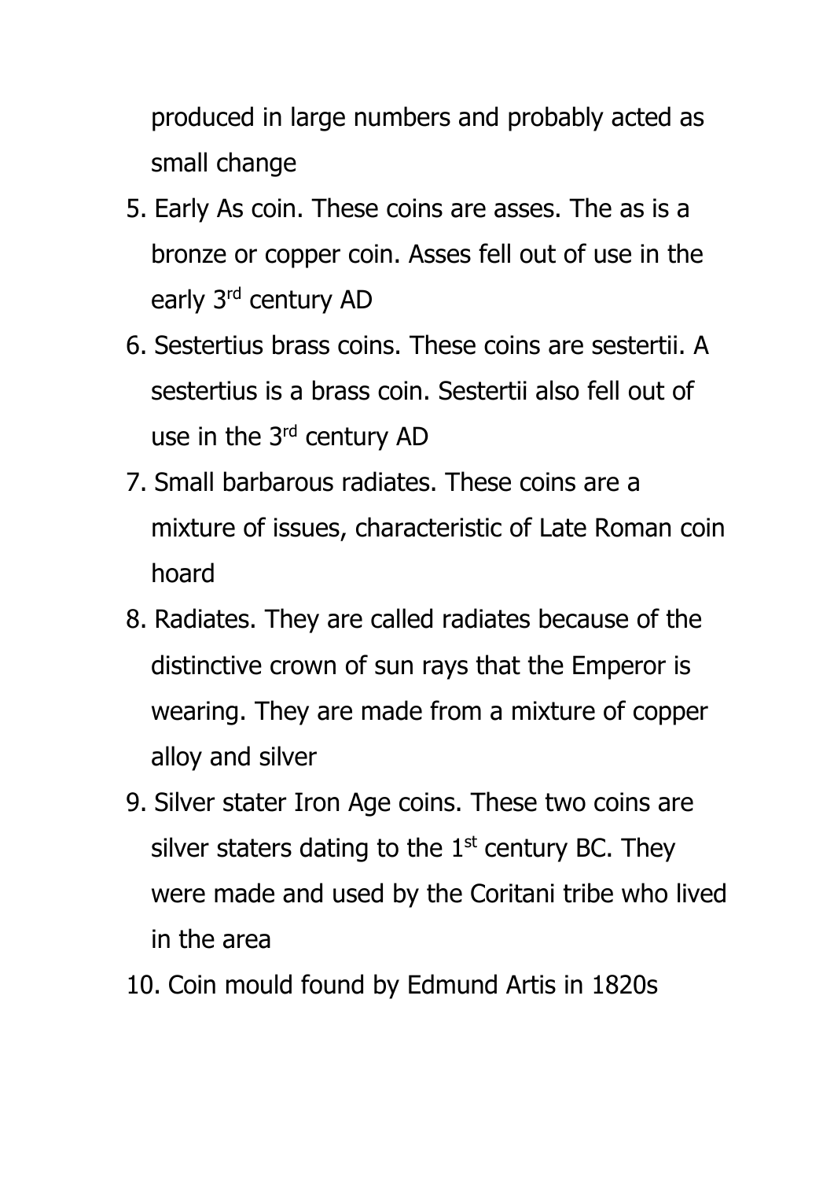produced in large numbers and probably acted as small change

5. Early As coin. These coins are asses. The as is a bronze or copper coin. Asses fell out of use in the early 3rd century AD
6. Sestertius brass coins. These coins are sestertii. A sestertius is a brass coin. Sestertii also fell out of use in the 3rd century AD
7. Small barbarous radiates. These coins are a mixture of issues, characteristic of Late Roman coin hoard
8. Radiates. They are called radiates because of the distinctive crown of sun rays that the Emperor is wearing. They are made from a mixture of copper alloy and silver
9. Silver stater Iron Age coins. These two coins are silver staters dating to the 1st century BC. They were made and used by the Coritani tribe who lived in the area
10. Coin mould found by Edmund Artis in 1820s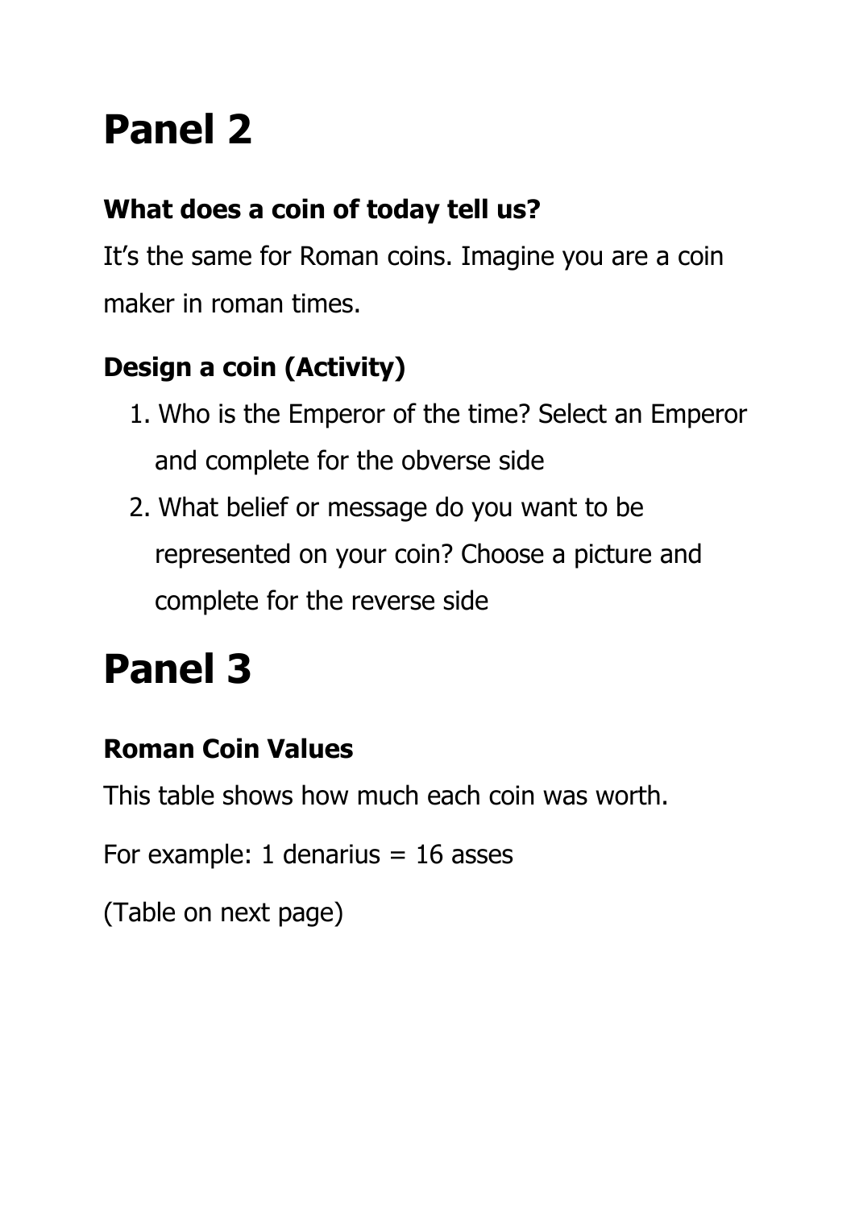# Panel 2

### What does a coin of today tell us?

It’s the same for Roman coins. Imagine you are a coin maker in roman times.

### Design a coin (Activity)

1. Who is the Emperor of the time? Select an Emperor and complete for the obverse side
2. What belief or message do you want to be represented on your coin? Choose a picture and complete for the reverse side

# Panel 3

### Roman Coin Values

This table shows how much each coin was worth.

For example: 1 denarius = 16 asses

(Table on next page)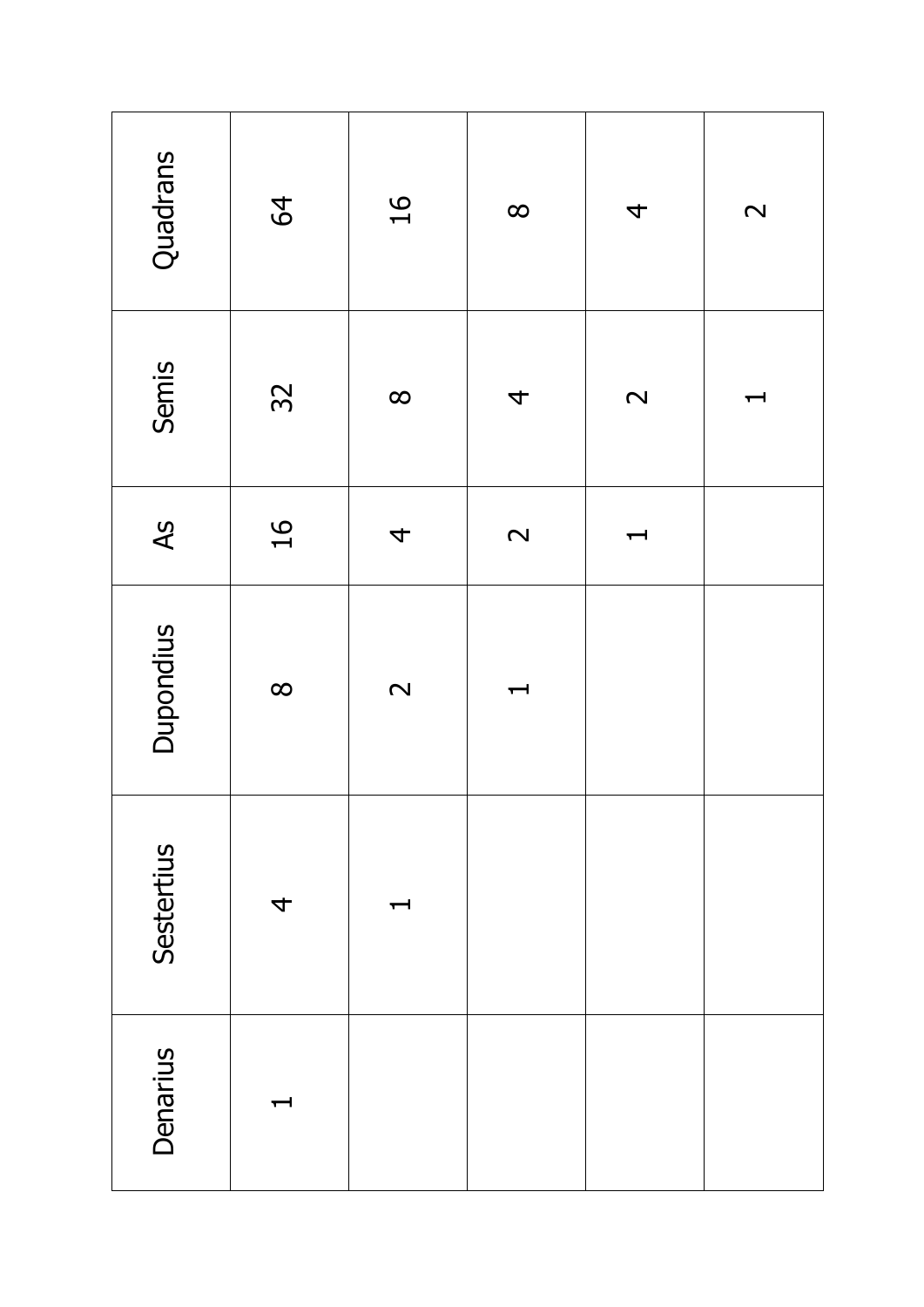| Denarius | Sestertius | Dupondius | As | Semis | Quadrans |
|---|---|---|---|---|---|
| 1 | 4 | 8 | 16 | 32 | 64 |
| | 1 | 2 | 4 | 8 | 16 |
| | | 1 | 2 | 4 | 8 |
| | | | 1 | 2 | 4 |
| | | | | 1 | 2 |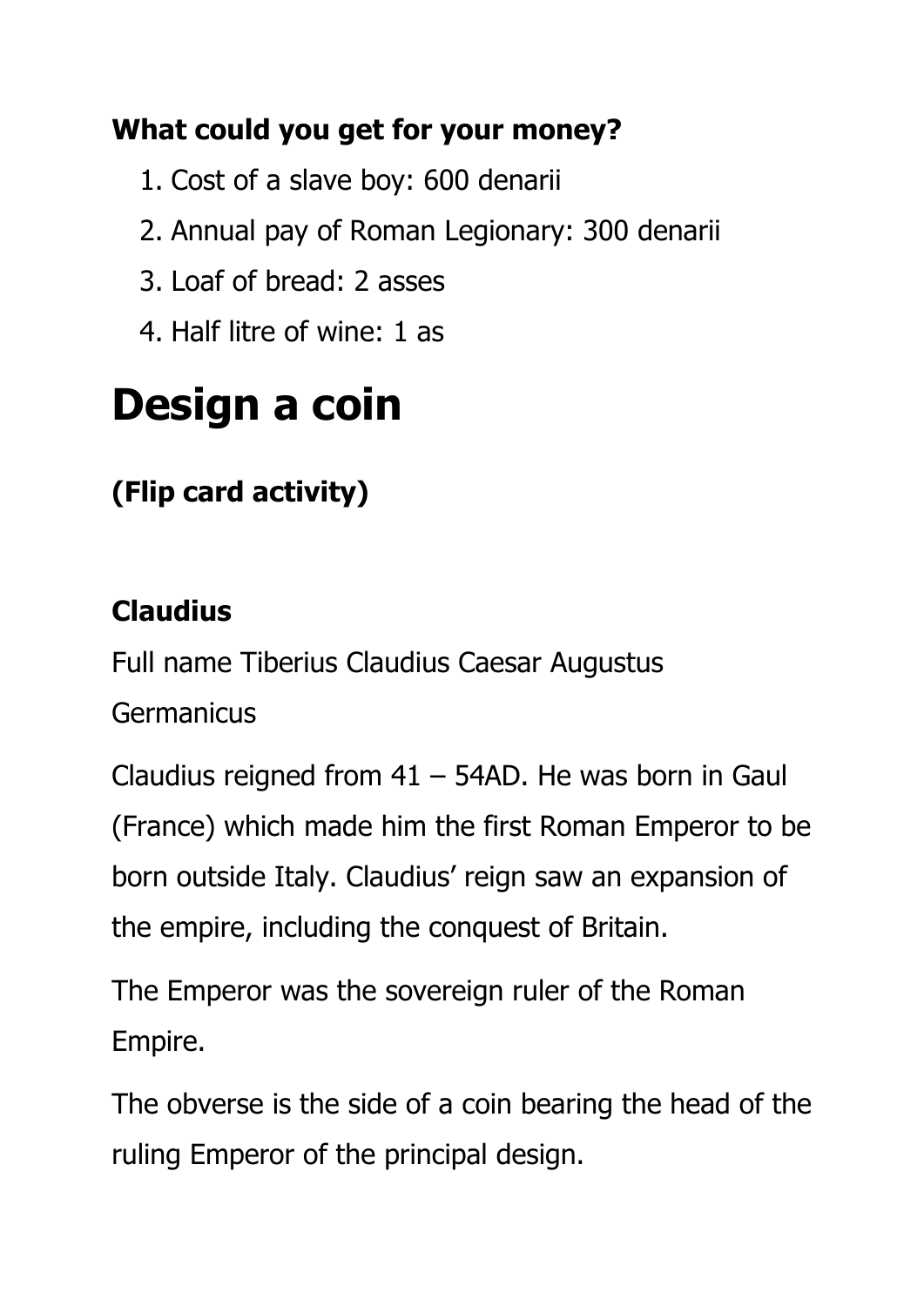**What could you get for your money?**

1. Cost of a slave boy: 600 denarii
2. Annual pay of Roman Legionary: 300 denarii
3. Loaf of bread: 2 asses
4. Half litre of wine: 1 as

# Design a coin

### (Flip card activity)

### Claudius

Full name Tiberius Claudius Caesar Augustus Germanicus

Claudius reigned from 41 – 54AD. He was born in Gaul (France) which made him the first Roman Emperor to be born outside Italy. Claudius' reign saw an expansion of the empire, including the conquest of Britain.

The Emperor was the sovereign ruler of the Roman Empire.

The obverse is the side of a coin bearing the head of the ruling Emperor of the principal design.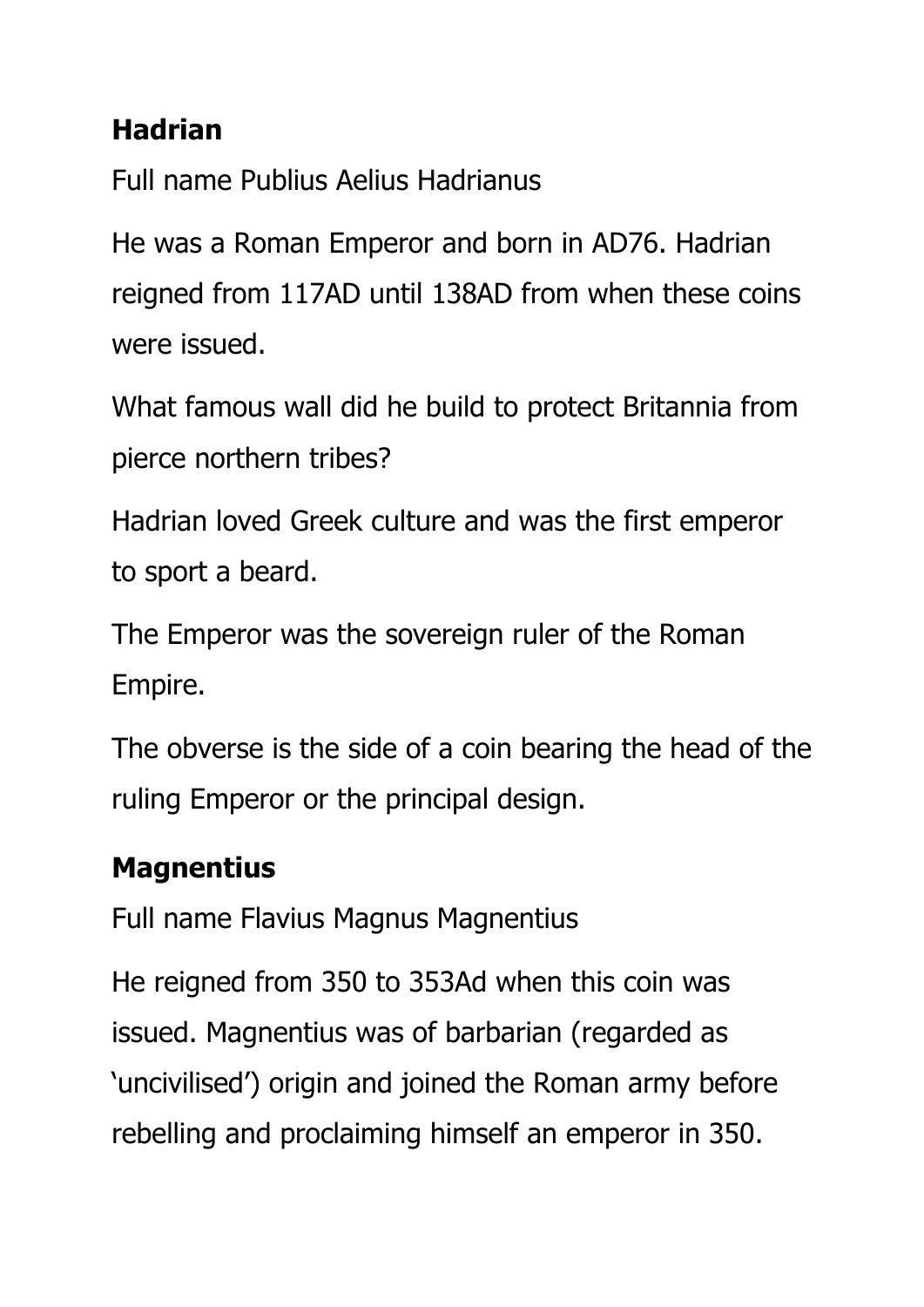**Hadrian**

Full name Publius Aelius Hadrianus

He was a Roman Emperor and born in AD76. Hadrian reigned from 117AD until 138AD from when these coins were issued.

What famous wall did he build to protect Britannia from pierce northern tribes?

Hadrian loved Greek culture and was the first emperor to sport a beard.

The Emperor was the sovereign ruler of the Roman Empire.

The obverse is the side of a coin bearing the head of the ruling Emperor or the principal design.

**Magnentius**

Full name Flavius Magnus Magnentius

He reigned from 350 to 353Ad when this coin was issued. Magnentius was of barbarian (regarded as 'uncivilised') origin and joined the Roman army before rebelling and proclaiming himself an emperor in 350.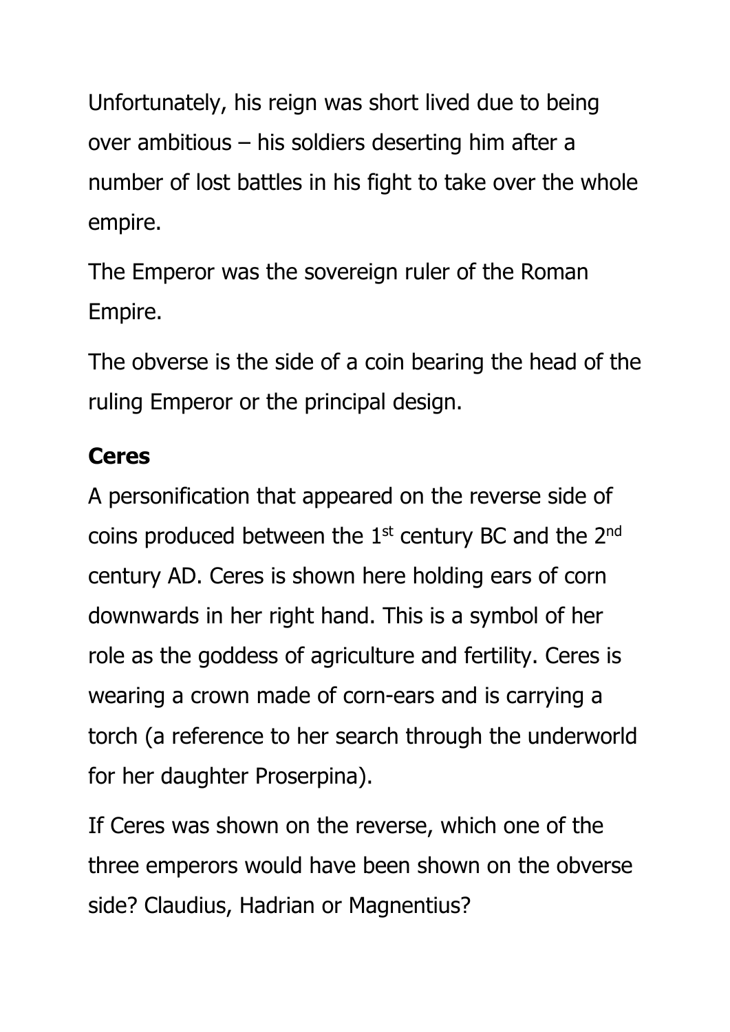Unfortunately, his reign was short lived due to being over ambitious – his soldiers deserting him after a number of lost battles in his fight to take over the whole empire.

The Emperor was the sovereign ruler of the Roman Empire.

The obverse is the side of a coin bearing the head of the ruling Emperor or the principal design.

**Ceres**

A personification that appeared on the reverse side of coins produced between the 1st century BC and the 2nd century AD. Ceres is shown here holding ears of corn downwards in her right hand. This is a symbol of her role as the goddess of agriculture and fertility. Ceres is wearing a crown made of corn-ears and is carrying a torch (a reference to her search through the underworld for her daughter Proserpina).

If Ceres was shown on the reverse, which one of the three emperors would have been shown on the obverse side? Claudius, Hadrian or Magnentius?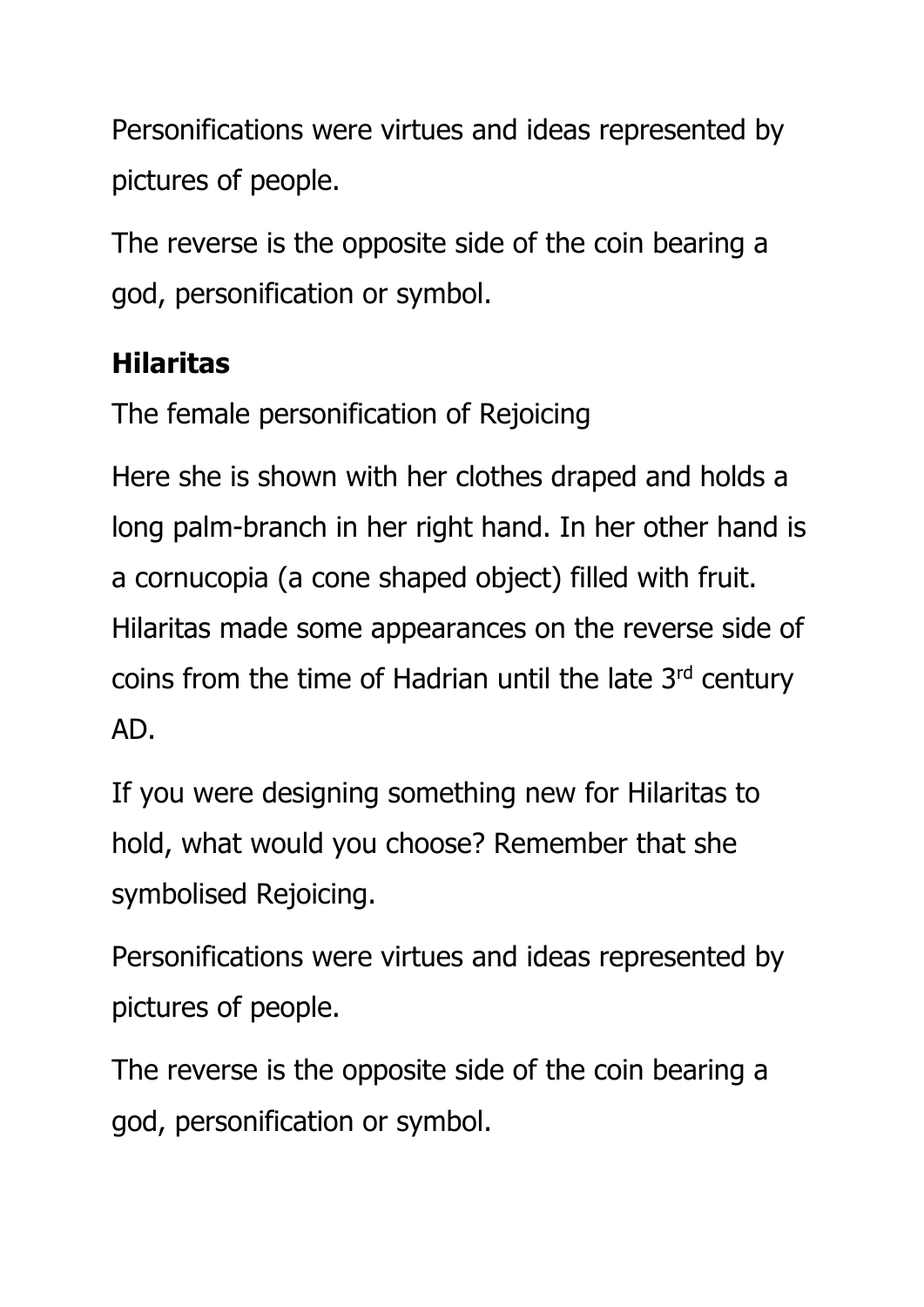Personifications were virtues and ideas represented by pictures of people.

The reverse is the opposite side of the coin bearing a god, personification or symbol.

**Hilaritas**

The female personification of Rejoicing

Here she is shown with her clothes draped and holds a long palm-branch in her right hand. In her other hand is a cornucopia (a cone shaped object) filled with fruit. Hilaritas made some appearances on the reverse side of coins from the time of Hadrian until the late 3rd century AD.

If you were designing something new for Hilaritas to hold, what would you choose? Remember that she symbolised Rejoicing.

Personifications were virtues and ideas represented by pictures of people.

The reverse is the opposite side of the coin bearing a god, personification or symbol.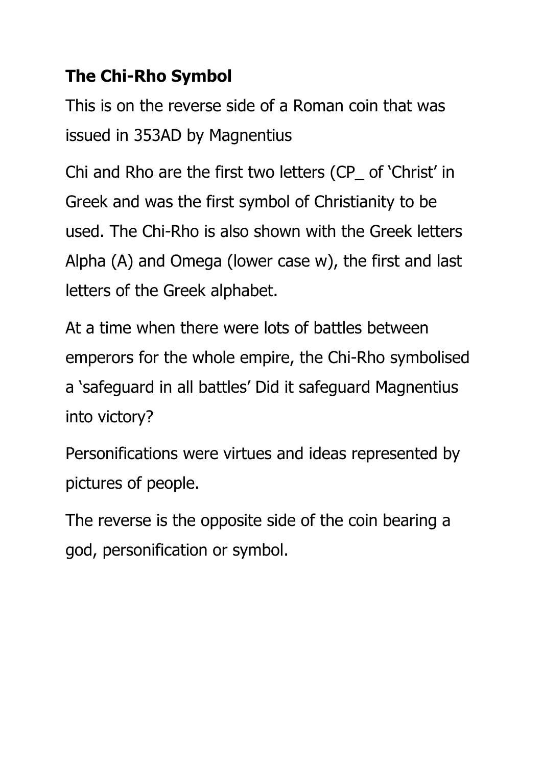**The Chi-Rho Symbol**

This is on the reverse side of a Roman coin that was issued in 353AD by Magnentius

Chi and Rho are the first two letters (CP_ of 'Christ' in Greek and was the first symbol of Christianity to be used. The Chi-Rho is also shown with the Greek letters Alpha (A) and Omega (lower case w), the first and last letters of the Greek alphabet.

At a time when there were lots of battles between emperors for the whole empire, the Chi-Rho symbolised a 'safeguard in all battles' Did it safeguard Magnentius into victory?

Personifications were virtues and ideas represented by pictures of people.

The reverse is the opposite side of the coin bearing a god, personification or symbol.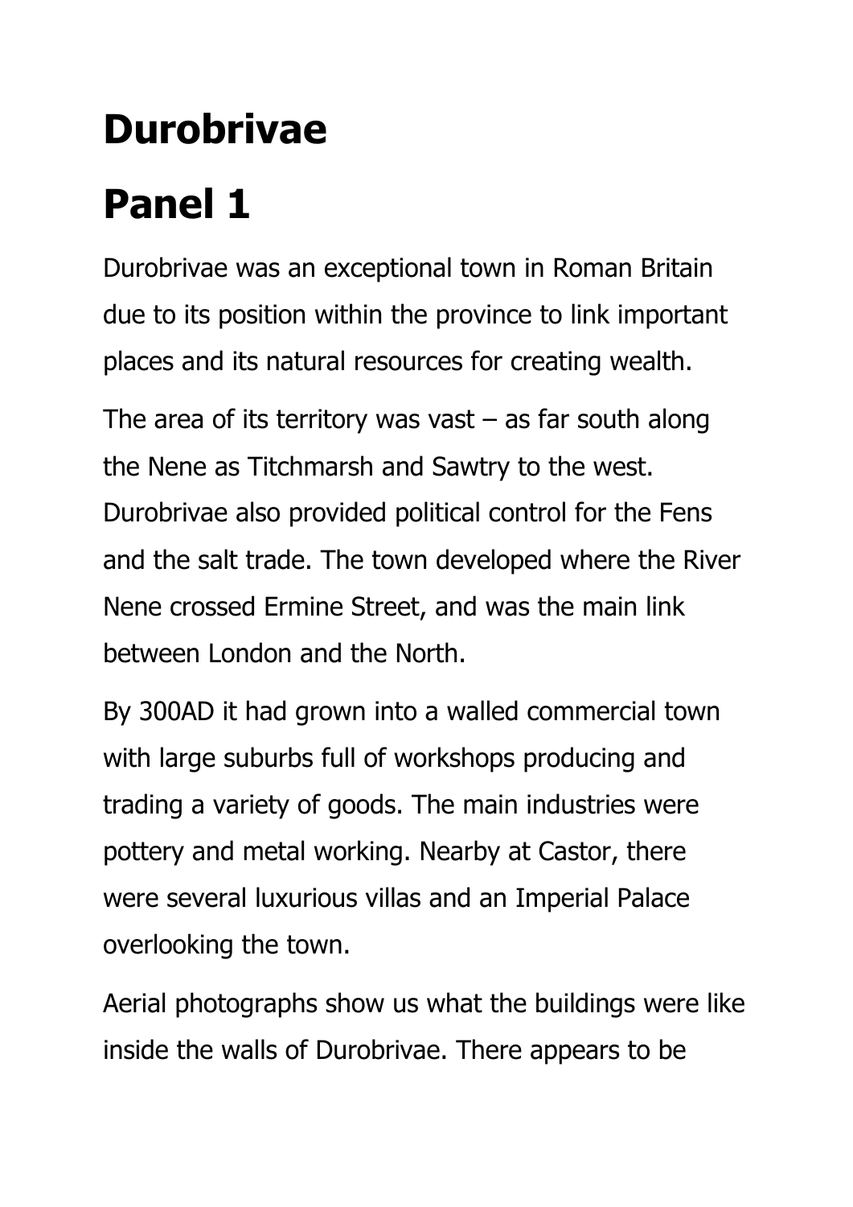# Durobrivae

## Panel 1

Durobrivae was an exceptional town in Roman Britain due to its position within the province to link important places and its natural resources for creating wealth.

The area of its territory was vast – as far south along the Nene as Titchmarsh and Sawtry to the west. Durobrivae also provided political control for the Fens and the salt trade. The town developed where the River Nene crossed Ermine Street, and was the main link between London and the North.

By 300AD it had grown into a walled commercial town with large suburbs full of workshops producing and trading a variety of goods. The main industries were pottery and metal working. Nearby at Castor, there were several luxurious villas and an Imperial Palace overlooking the town.

Aerial photographs show us what the buildings were like inside the walls of Durobrivae. There appears to be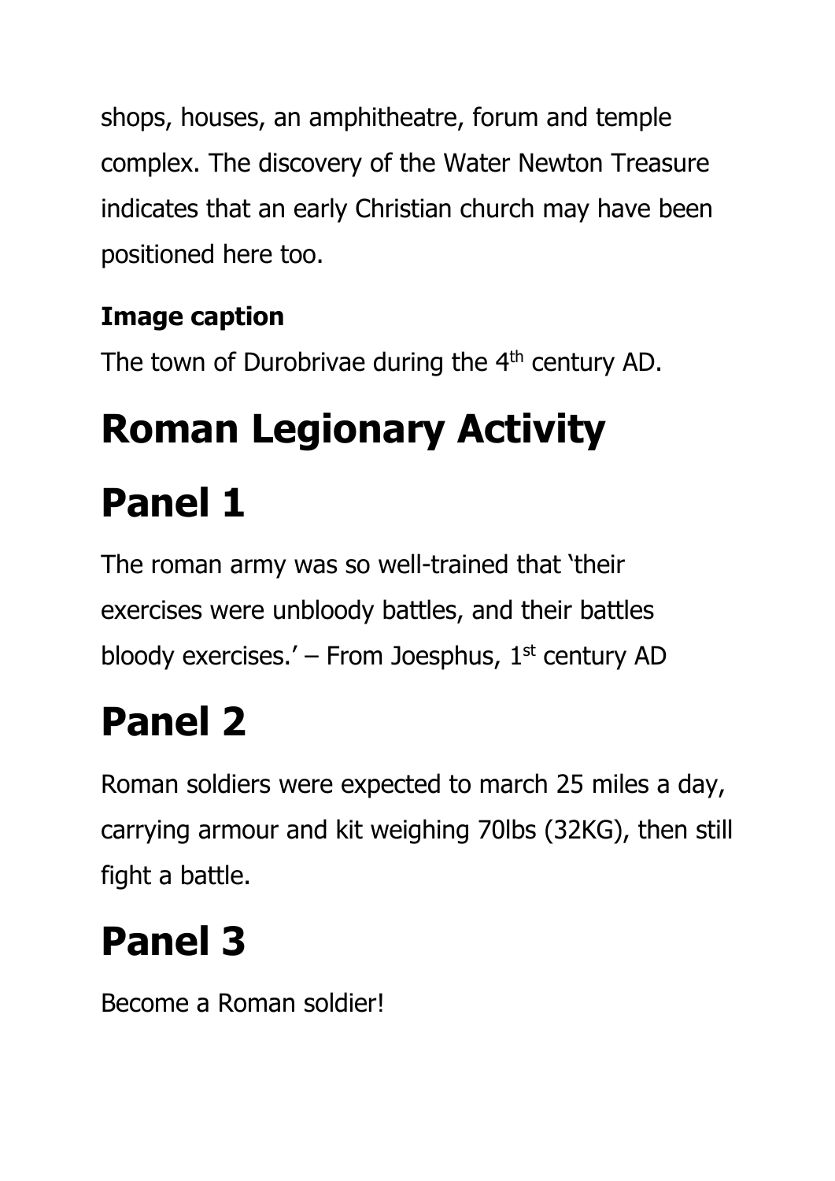shops, houses, an amphitheatre, forum and temple complex. The discovery of the Water Newton Treasure indicates that an early Christian church may have been positioned here too.

**Image caption**

The town of Durobrivae during the 4th century AD.

# Roman Legionary Activity

# Panel 1

The roman army was so well-trained that 'their exercises were unbloody battles, and their battles bloody exercises.' – From Joesphus, 1st century AD

# Panel 2

Roman soldiers were expected to march 25 miles a day, carrying armour and kit weighing 70lbs (32KG), then still fight a battle.

# Panel 3

Become a Roman soldier!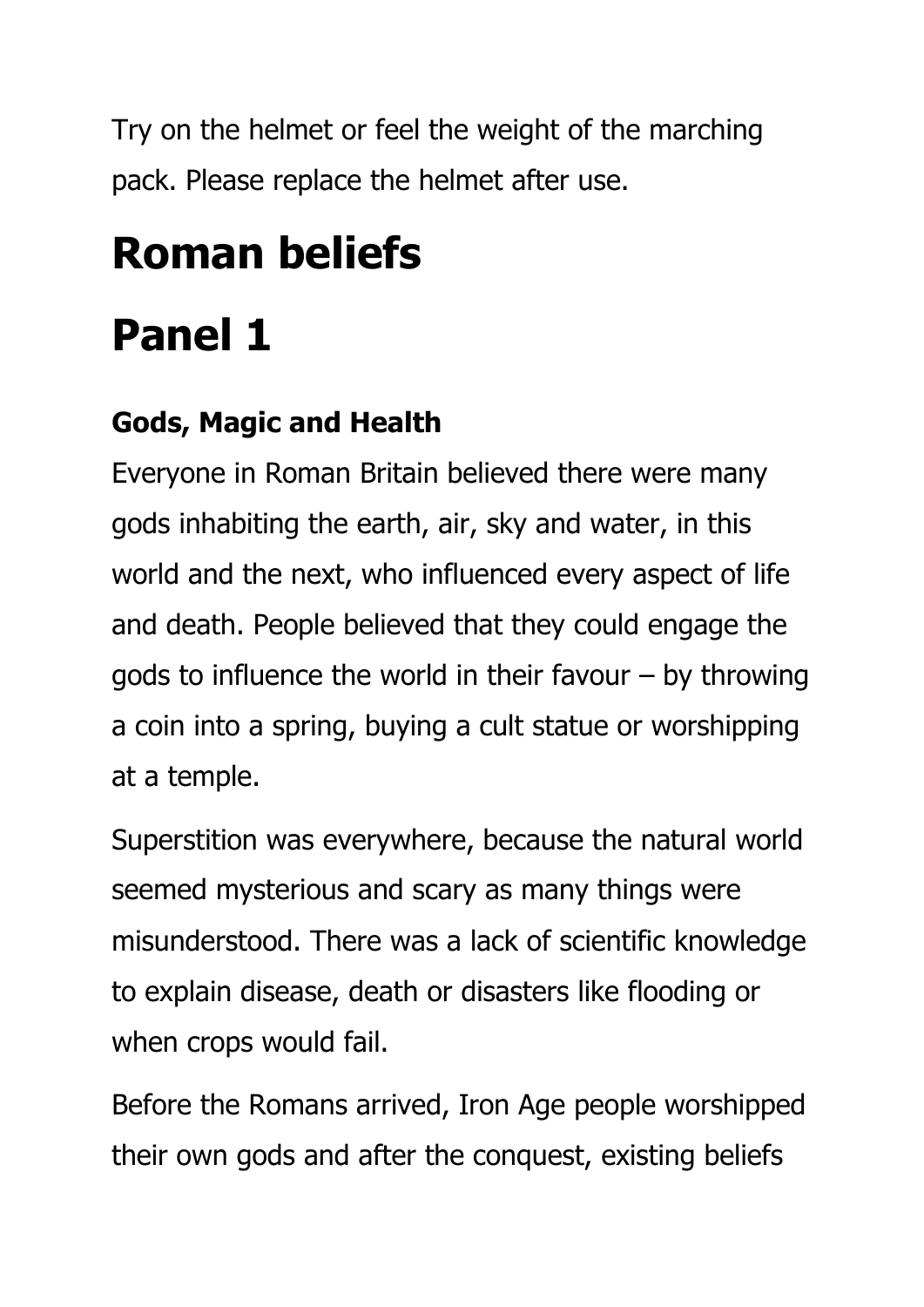Try on the helmet or feel the weight of the marching pack. Please replace the helmet after use.

# Roman beliefs

# Panel 1

### Gods, Magic and Health

Everyone in Roman Britain believed there were many gods inhabiting the earth, air, sky and water, in this world and the next, who influenced every aspect of life and death. People believed that they could engage the gods to influence the world in their favour – by throwing a coin into a spring, buying a cult statue or worshipping at a temple.

Superstition was everywhere, because the natural world seemed mysterious and scary as many things were misunderstood. There was a lack of scientific knowledge to explain disease, death or disasters like flooding or when crops would fail.

Before the Romans arrived, Iron Age people worshipped their own gods and after the conquest, existing beliefs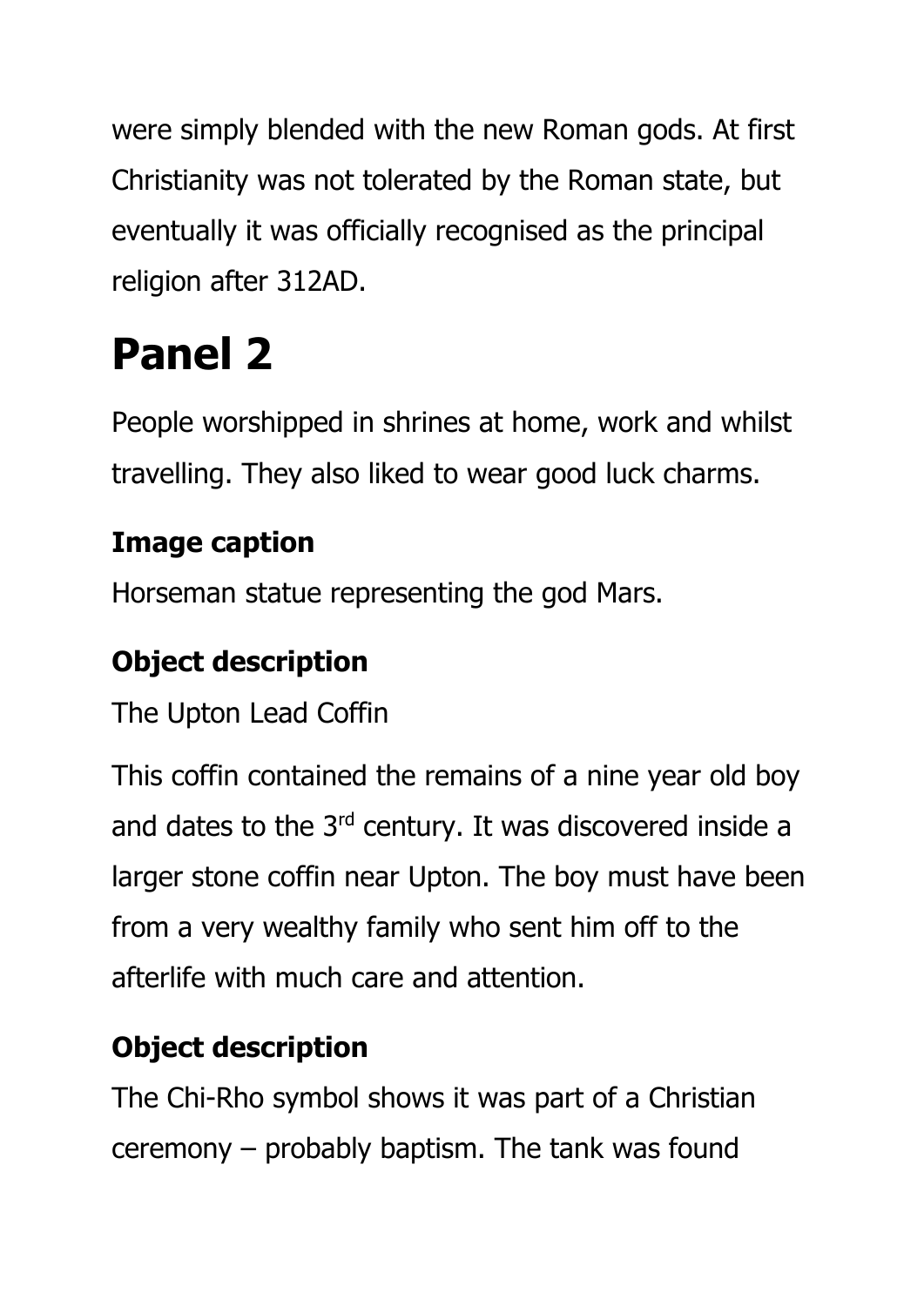were simply blended with the new Roman gods. At first Christianity was not tolerated by the Roman state, but eventually it was officially recognised as the principal religion after 312AD.

# Panel 2

People worshipped in shrines at home, work and whilst travelling. They also liked to wear good luck charms.

### Image caption

Horseman statue representing the god Mars.

### Object description

The Upton Lead Coffin

This coffin contained the remains of a nine year old boy and dates to the 3rd century. It was discovered inside a larger stone coffin near Upton. The boy must have been from a very wealthy family who sent him off to the afterlife with much care and attention.

### Object description

The Chi-Rho symbol shows it was part of a Christian ceremony – probably baptism. The tank was found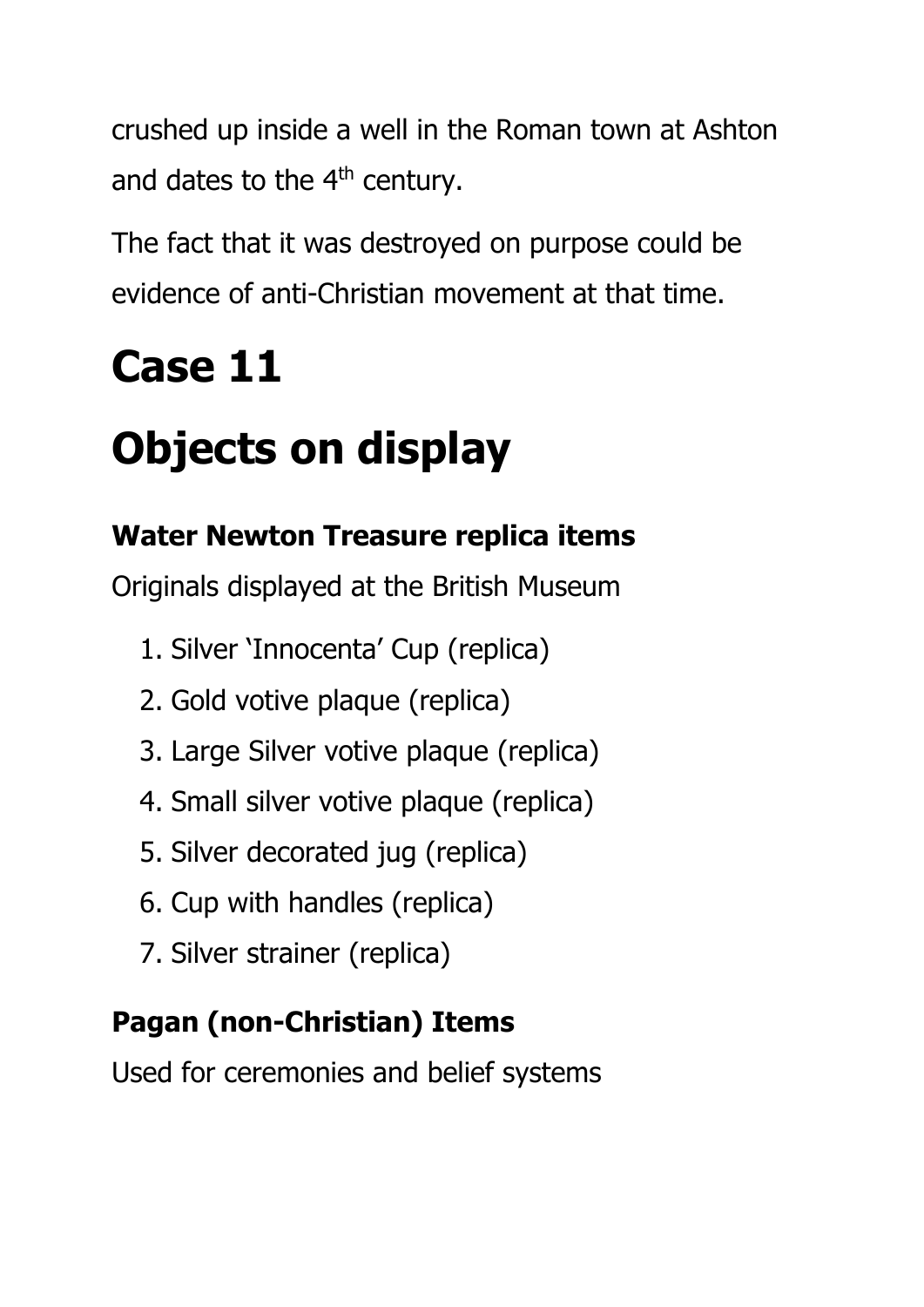crushed up inside a well in the Roman town at Ashton and dates to the 4th century.

The fact that it was destroyed on purpose could be evidence of anti-Christian movement at that time.

# Case 11

# Objects on display

### Water Newton Treasure replica items

Originals displayed at the British Museum

1. Silver 'Innocenta' Cup (replica)
2. Gold votive plaque (replica)
3. Large Silver votive plaque (replica)
4. Small silver votive plaque (replica)
5. Silver decorated jug (replica)
6. Cup with handles (replica)
7. Silver strainer (replica)

### Pagan (non-Christian) Items

Used for ceremonies and belief systems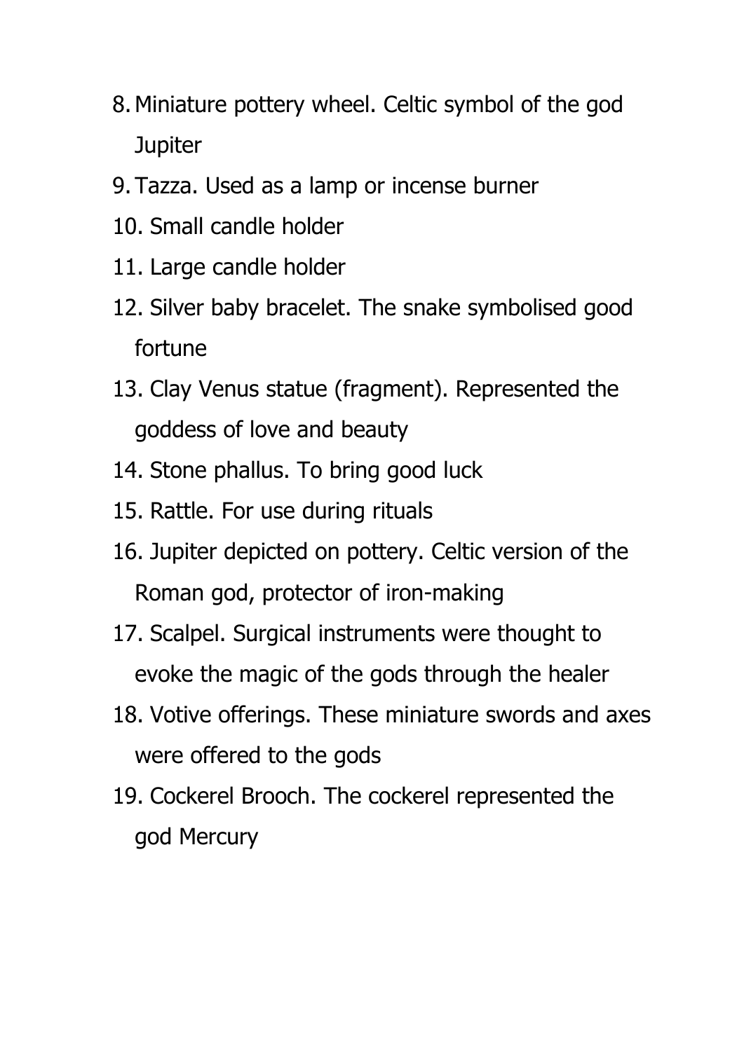8. Miniature pottery wheel. Celtic symbol of the god Jupiter
9. Tazza. Used as a lamp or incense burner
10. Small candle holder
11. Large candle holder
12. Silver baby bracelet. The snake symbolised good fortune
13. Clay Venus statue (fragment). Represented the goddess of love and beauty
14. Stone phallus. To bring good luck
15. Rattle. For use during rituals
16. Jupiter depicted on pottery. Celtic version of the Roman god, protector of iron-making
17. Scalpel. Surgical instruments were thought to evoke the magic of the gods through the healer
18. Votive offerings. These miniature swords and axes were offered to the gods
19. Cockerel Brooch. The cockerel represented the god Mercury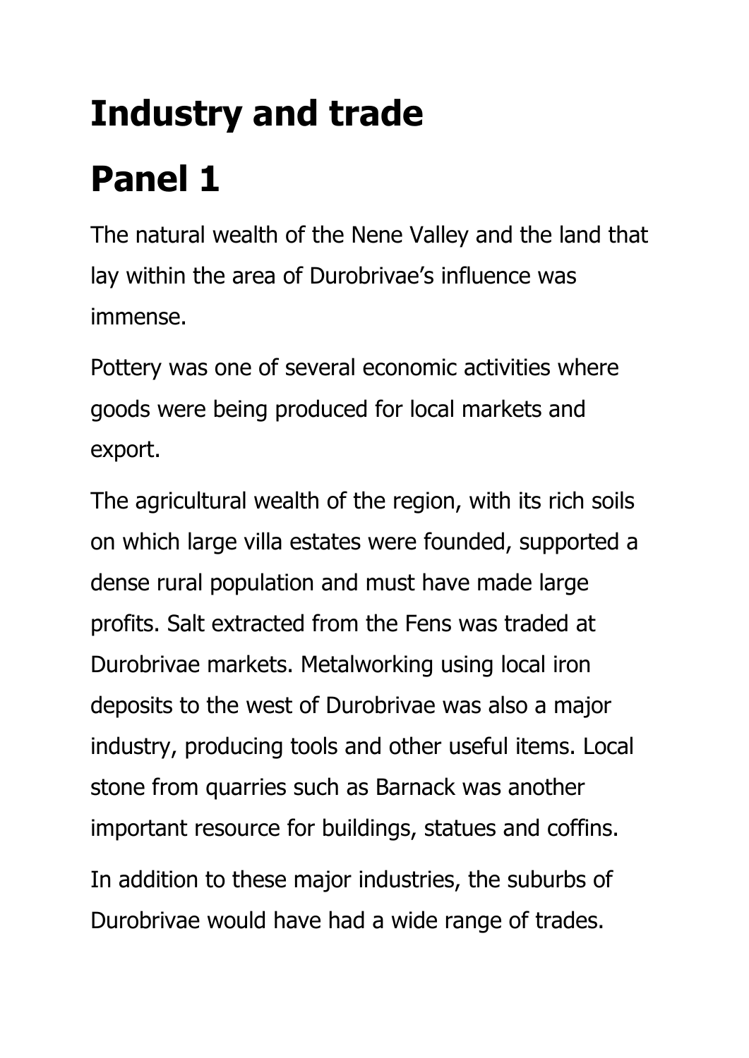# Industry and trade

# Panel 1

The natural wealth of the Nene Valley and the land that lay within the area of Durobrivae's influence was immense.

Pottery was one of several economic activities where goods were being produced for local markets and export.

The agricultural wealth of the region, with its rich soils on which large villa estates were founded, supported a dense rural population and must have made large profits. Salt extracted from the Fens was traded at Durobrivae markets. Metalworking using local iron deposits to the west of Durobrivae was also a major industry, producing tools and other useful items. Local stone from quarries such as Barnack was another important resource for buildings, statues and coffins.

In addition to these major industries, the suburbs of Durobrivae would have had a wide range of trades.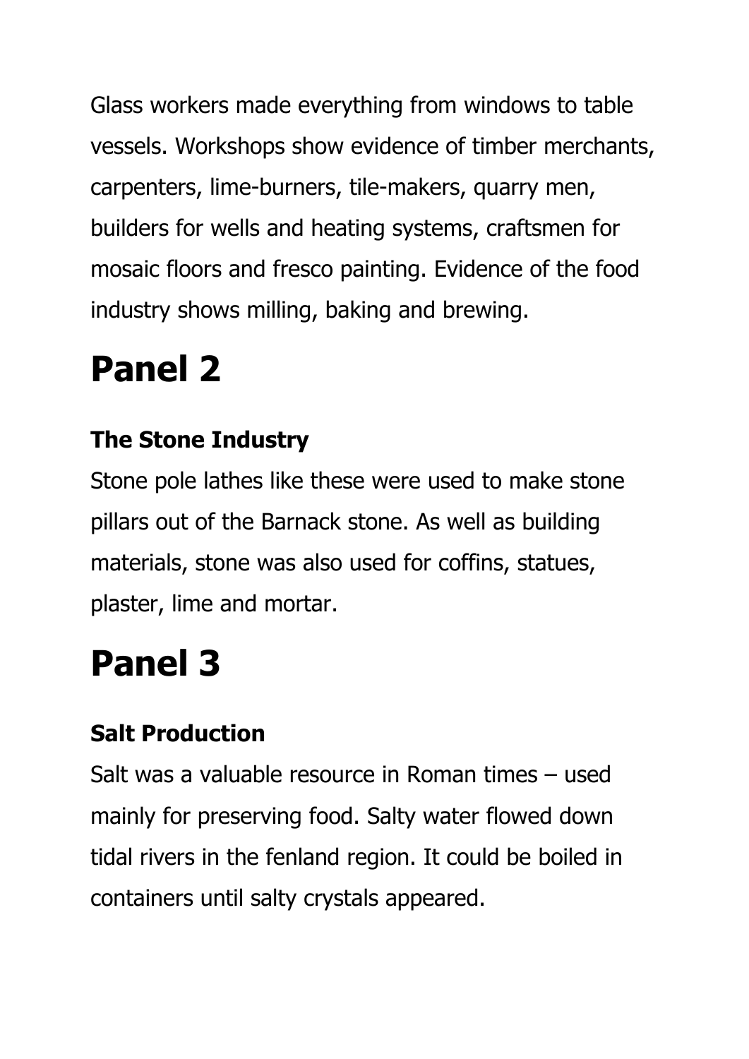Glass workers made everything from windows to table vessels. Workshops show evidence of timber merchants, carpenters, lime-burners, tile-makers, quarry men, builders for wells and heating systems, craftsmen for mosaic floors and fresco painting. Evidence of the food industry shows milling, baking and brewing.

# Panel 2

### The Stone Industry

Stone pole lathes like these were used to make stone pillars out of the Barnack stone. As well as building materials, stone was also used for coffins, statues, plaster, lime and mortar.

# Panel 3

### Salt Production

Salt was a valuable resource in Roman times – used mainly for preserving food. Salty water flowed down tidal rivers in the fenland region. It could be boiled in containers until salty crystals appeared.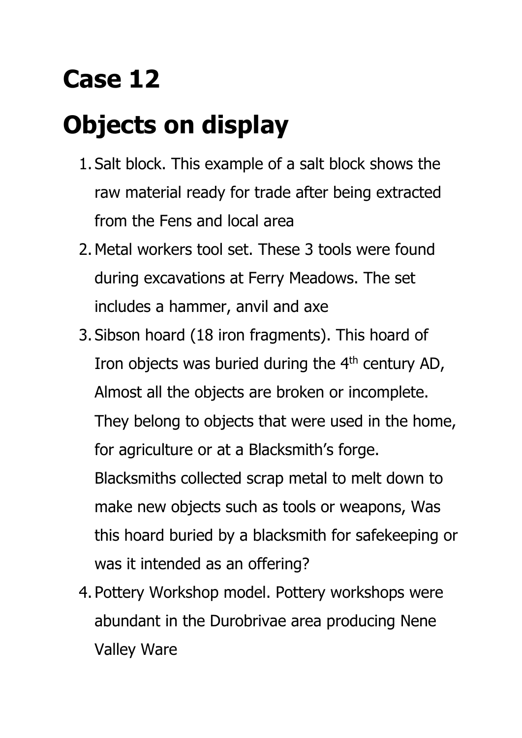# Case 12

# Objects on display

1. Salt block. This example of a salt block shows the raw material ready for trade after being extracted from the Fens and local area
2. Metal workers tool set. These 3 tools were found during excavations at Ferry Meadows. The set includes a hammer, anvil and axe
3. Sibson hoard (18 iron fragments). This hoard of Iron objects was buried during the 4th century AD, Almost all the objects are broken or incomplete. They belong to objects that were used in the home, for agriculture or at a Blacksmith's forge. Blacksmiths collected scrap metal to melt down to make new objects such as tools or weapons, Was this hoard buried by a blacksmith for safekeeping or was it intended as an offering?
4. Pottery Workshop model. Pottery workshops were abundant in the Durobrivae area producing Nene Valley Ware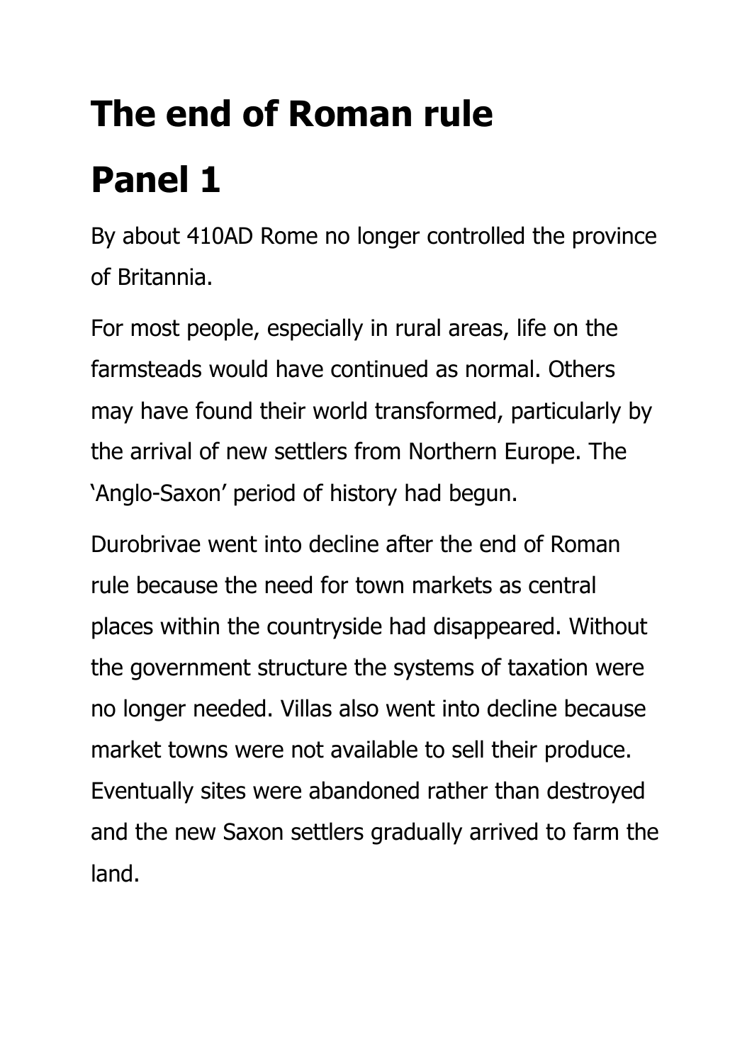# The end of Roman rule

## Panel 1

By about 410AD Rome no longer controlled the province of Britannia.

For most people, especially in rural areas, life on the farmsteads would have continued as normal. Others may have found their world transformed, particularly by the arrival of new settlers from Northern Europe. The 'Anglo-Saxon' period of history had begun.

Durobrivae went into decline after the end of Roman rule because the need for town markets as central places within the countryside had disappeared. Without the government structure the systems of taxation were no longer needed. Villas also went into decline because market towns were not available to sell their produce. Eventually sites were abandoned rather than destroyed and the new Saxon settlers gradually arrived to farm the land.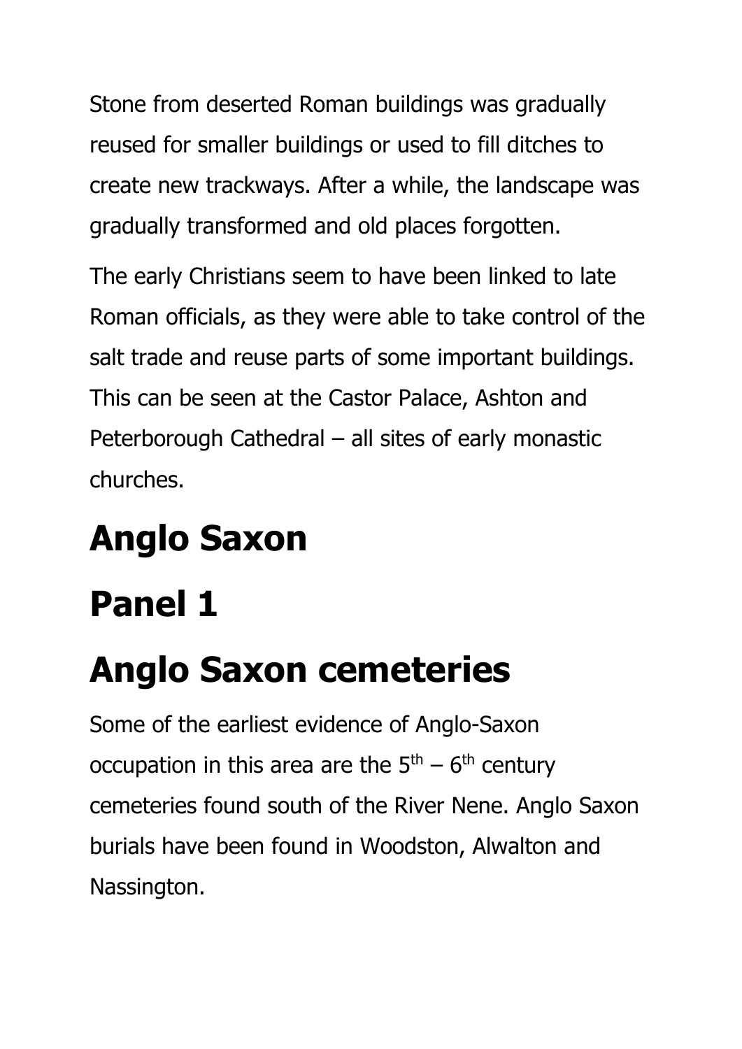Stone from deserted Roman buildings was gradually reused for smaller buildings or used to fill ditches to create new trackways. After a while, the landscape was gradually transformed and old places forgotten.

The early Christians seem to have been linked to late Roman officials, as they were able to take control of the salt trade and reuse parts of some important buildings. This can be seen at the Castor Palace, Ashton and Peterborough Cathedral – all sites of early monastic churches.

# Anglo Saxon

# Panel 1

# Anglo Saxon cemeteries

Some of the earliest evidence of Anglo-Saxon occupation in this area are the 5$^{th}$ – 6$^{th}$ century cemeteries found south of the River Nene. Anglo Saxon burials have been found in Woodston, Alwalton and Nassington.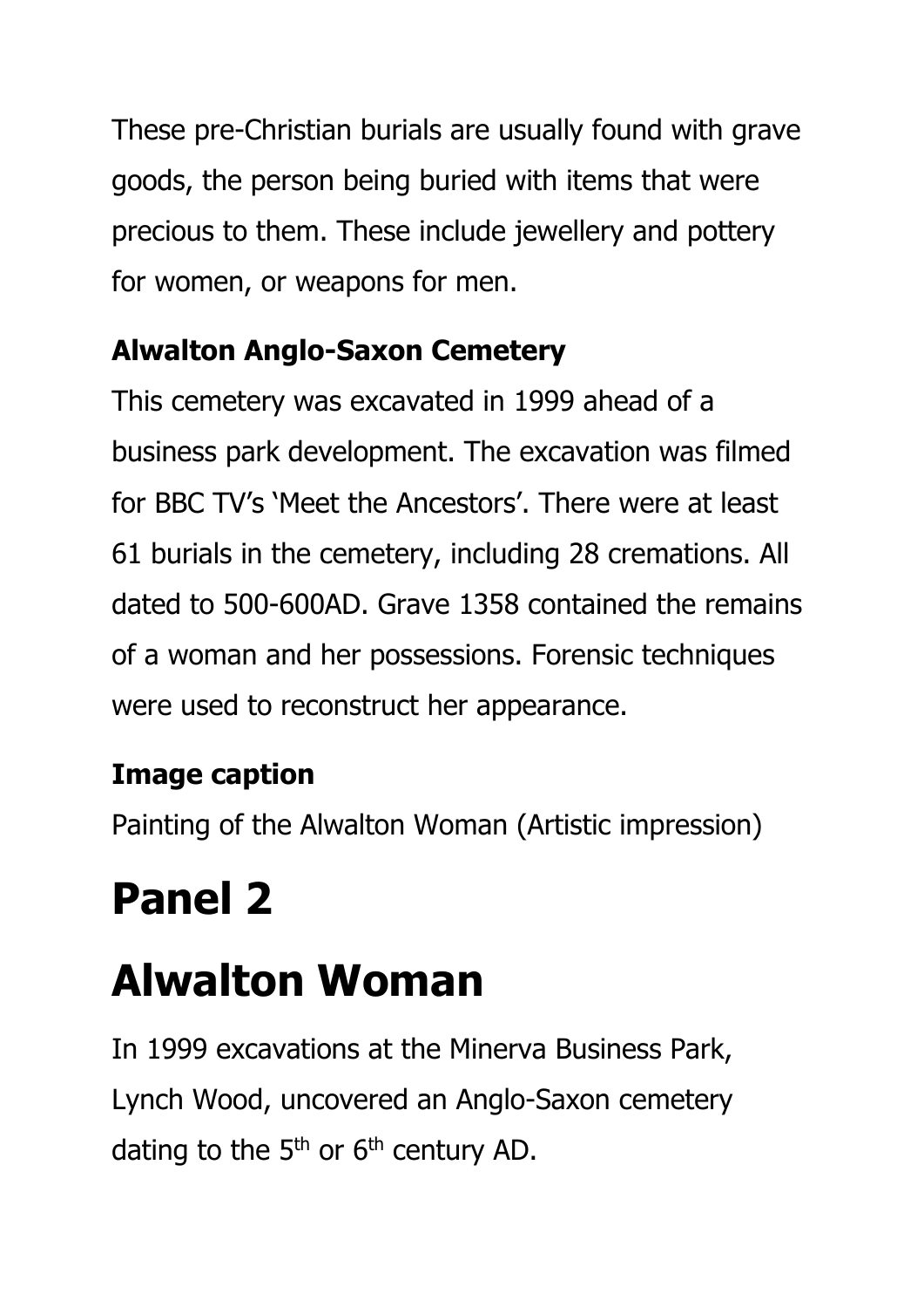These pre-Christian burials are usually found with grave goods, the person being buried with items that were precious to them. These include jewellery and pottery for women, or weapons for men.

### Alwalton Anglo-Saxon Cemetery

This cemetery was excavated in 1999 ahead of a business park development. The excavation was filmed for BBC TV's 'Meet the Ancestors'. There were at least 61 burials in the cemetery, including 28 cremations. All dated to 500-600AD. Grave 1358 contained the remains of a woman and her possessions. Forensic techniques were used to reconstruct her appearance.

### Image caption

Painting of the Alwalton Woman (Artistic impression)

# Panel 2

# Alwalton Woman

In 1999 excavations at the Minerva Business Park, Lynch Wood, uncovered an Anglo-Saxon cemetery dating to the 5th or 6th century AD.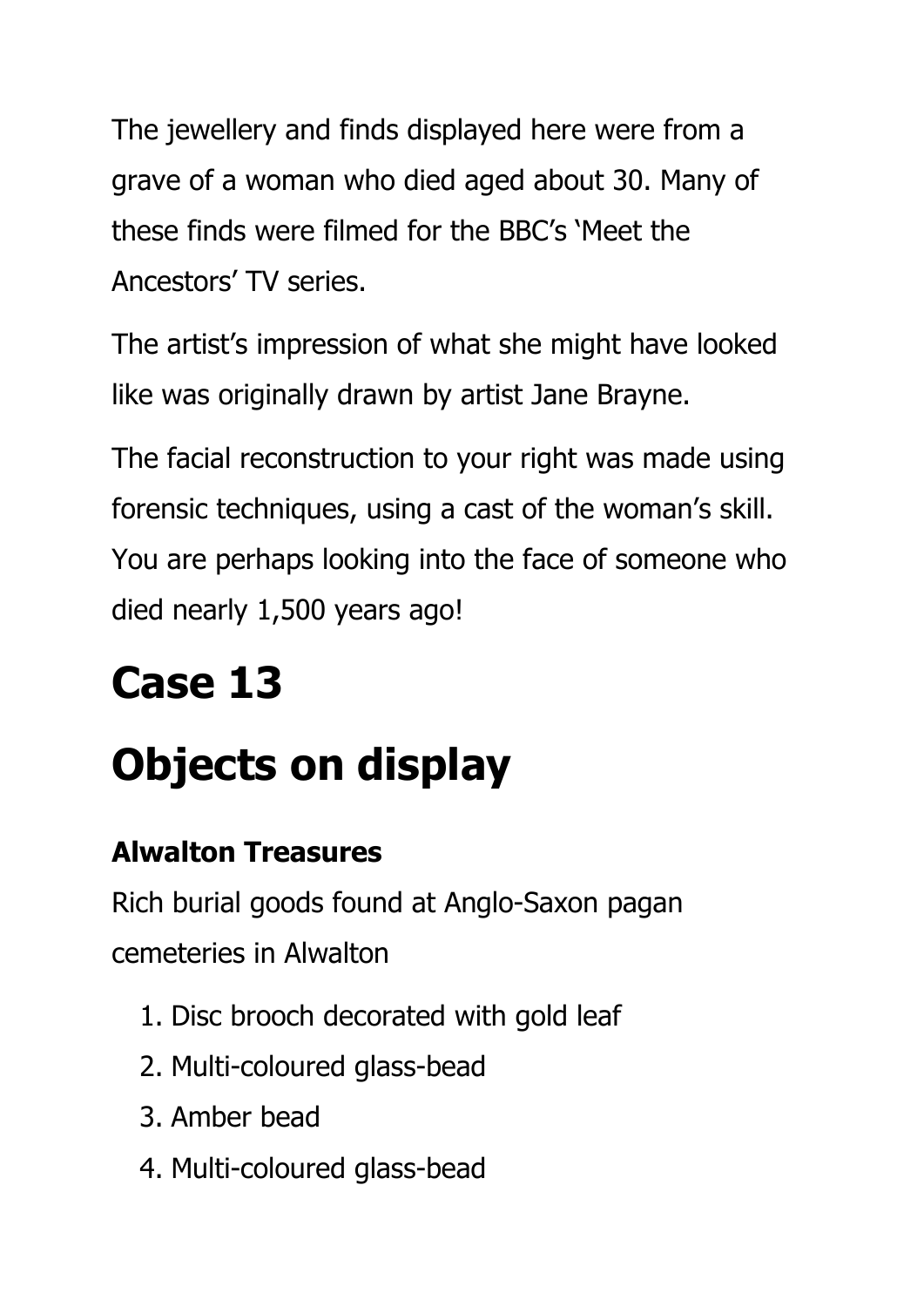The jewellery and finds displayed here were from a grave of a woman who died aged about 30. Many of these finds were filmed for the BBC's 'Meet the Ancestors' TV series.

The artist's impression of what she might have looked like was originally drawn by artist Jane Brayne.

The facial reconstruction to your right was made using forensic techniques, using a cast of the woman's skill. You are perhaps looking into the face of someone who died nearly 1,500 years ago!

# Case 13

# Objects on display

**Alwalton Treasures**

Rich burial goods found at Anglo-Saxon pagan cemeteries in Alwalton

1. Disc brooch decorated with gold leaf
2. Multi-coloured glass-bead
3. Amber bead
4. Multi-coloured glass-bead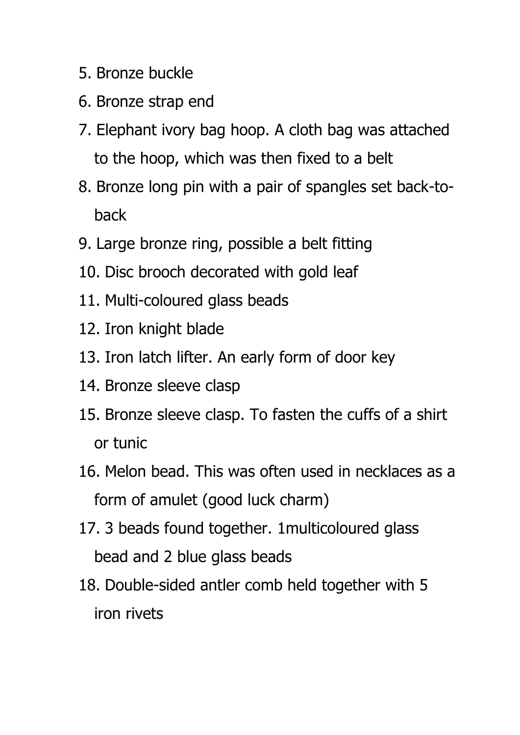5. Bronze buckle
6. Bronze strap end
7. Elephant ivory bag hoop. A cloth bag was attached to the hoop, which was then fixed to a belt
8. Bronze long pin with a pair of spangles set back-to-back
9. Large bronze ring, possible a belt fitting
10. Disc brooch decorated with gold leaf
11. Multi-coloured glass beads
12. Iron knight blade
13. Iron latch lifter. An early form of door key
14. Bronze sleeve clasp
15. Bronze sleeve clasp. To fasten the cuffs of a shirt or tunic
16. Melon bead. This was often used in necklaces as a form of amulet (good luck charm)
17. 3 beads found together. 1multicoloured glass bead and 2 blue glass beads
18. Double-sided antler comb held together with 5 iron rivets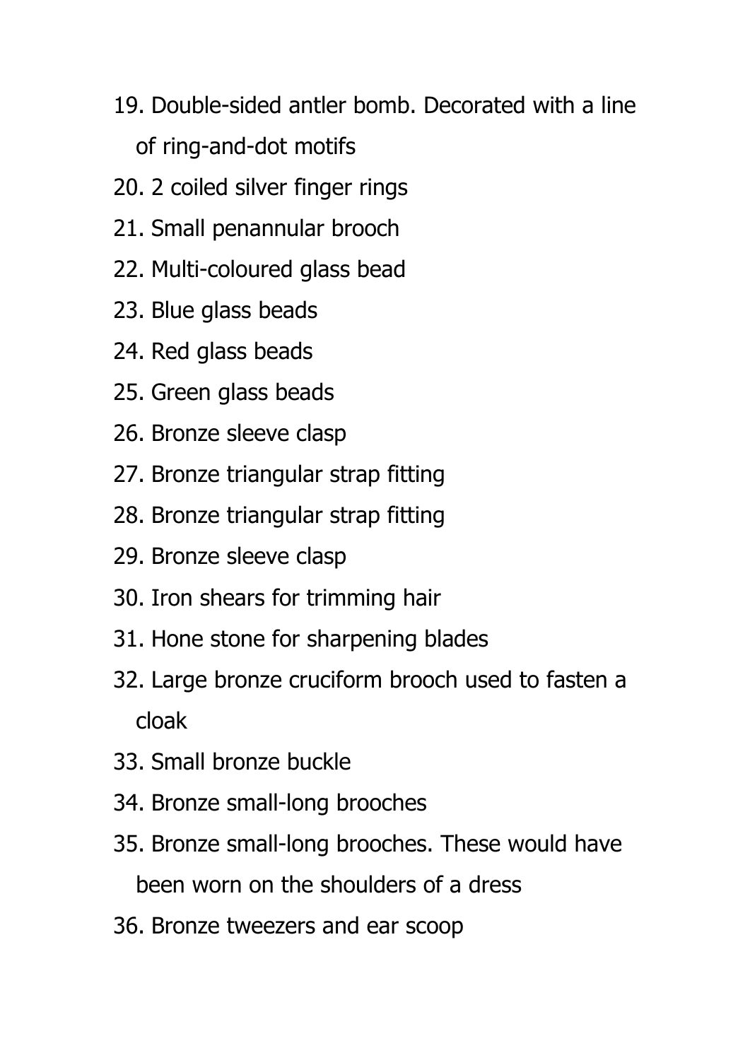19. Double-sided antler bomb. Decorated with a line of ring-and-dot motifs
20. 2 coiled silver finger rings
21. Small penannular brooch
22. Multi-coloured glass bead
23. Blue glass beads
24. Red glass beads
25. Green glass beads
26. Bronze sleeve clasp
27. Bronze triangular strap fitting
28. Bronze triangular strap fitting
29. Bronze sleeve clasp
30. Iron shears for trimming hair
31. Hone stone for sharpening blades
32. Large bronze cruciform brooch used to fasten a cloak
33. Small bronze buckle
34. Bronze small-long brooches
35. Bronze small-long brooches. These would have been worn on the shoulders of a dress
36. Bronze tweezers and ear scoop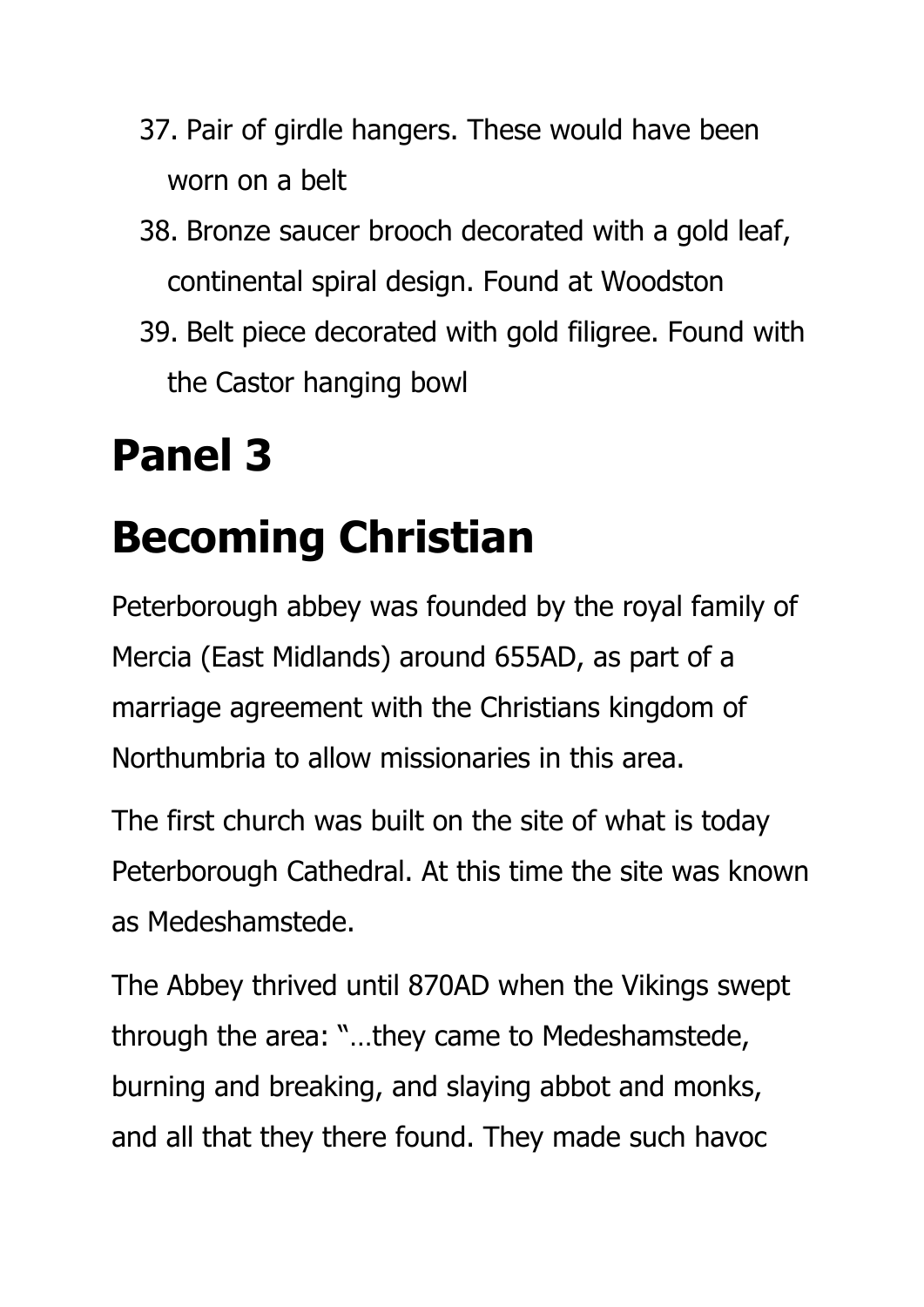37. Pair of girdle hangers. These would have been worn on a belt
38. Bronze saucer brooch decorated with a gold leaf, continental spiral design. Found at Woodston
39. Belt piece decorated with gold filigree. Found with the Castor hanging bowl

# Panel 3

# Becoming Christian

Peterborough abbey was founded by the royal family of Mercia (East Midlands) around 655AD, as part of a marriage agreement with the Christians kingdom of Northumbria to allow missionaries in this area.

The first church was built on the site of what is today Peterborough Cathedral. At this time the site was known as Medeshamstede.

The Abbey thrived until 870AD when the Vikings swept through the area: "…they came to Medeshamstede, burning and breaking, and slaying abbot and monks, and all that they there found. They made such havoc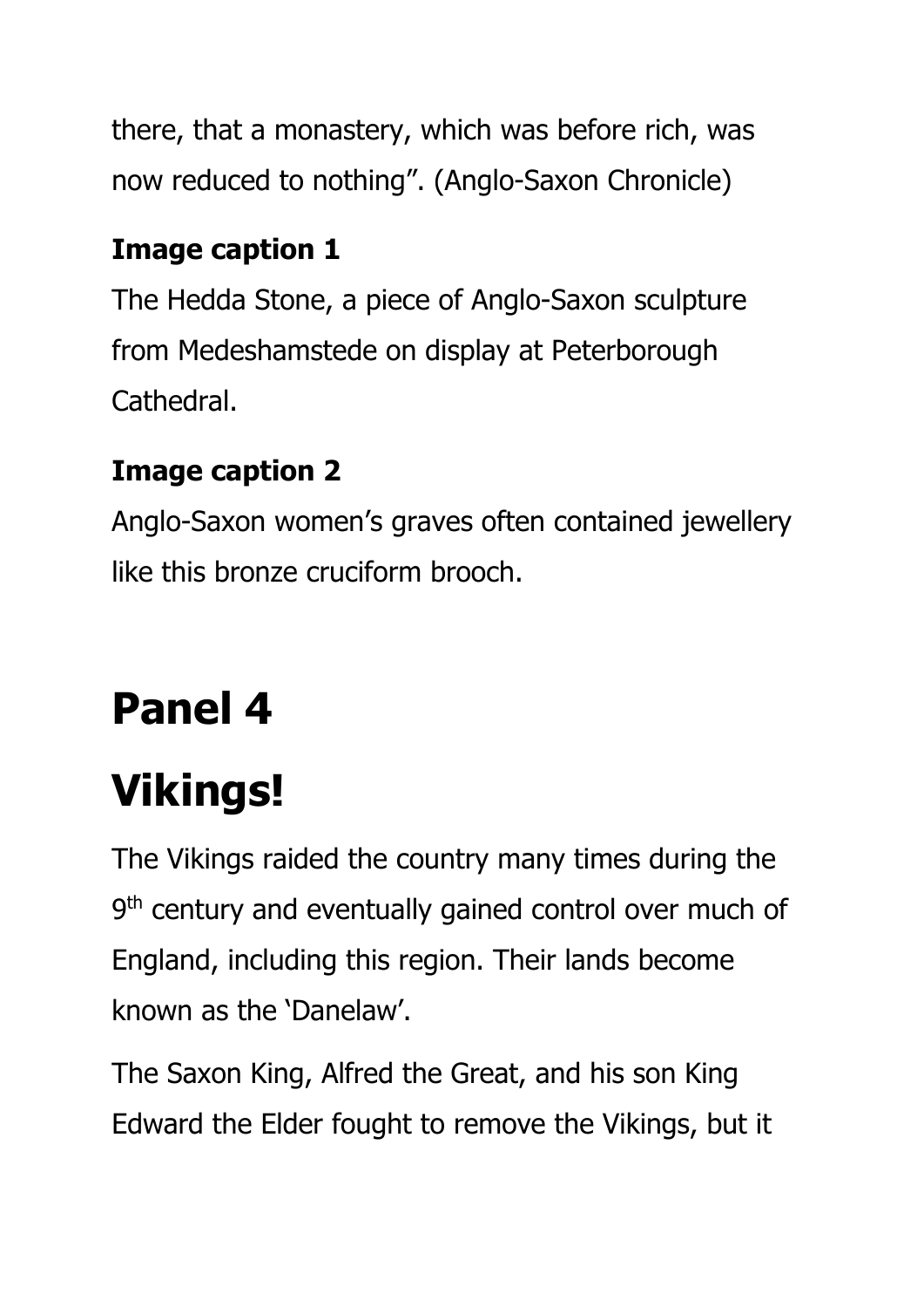there, that a monastery, which was before rich, was now reduced to nothing". (Anglo-Saxon Chronicle)

**Image caption 1**

The Hedda Stone, a piece of Anglo-Saxon sculpture from Medeshamstede on display at Peterborough Cathedral.

**Image caption 2**

Anglo-Saxon women's graves often contained jewellery like this bronze cruciform brooch.

# Panel 4

# Vikings!

The Vikings raided the country many times during the 9th century and eventually gained control over much of England, including this region. Their lands become known as the 'Danelaw'.

The Saxon King, Alfred the Great, and his son King Edward the Elder fought to remove the Vikings, but it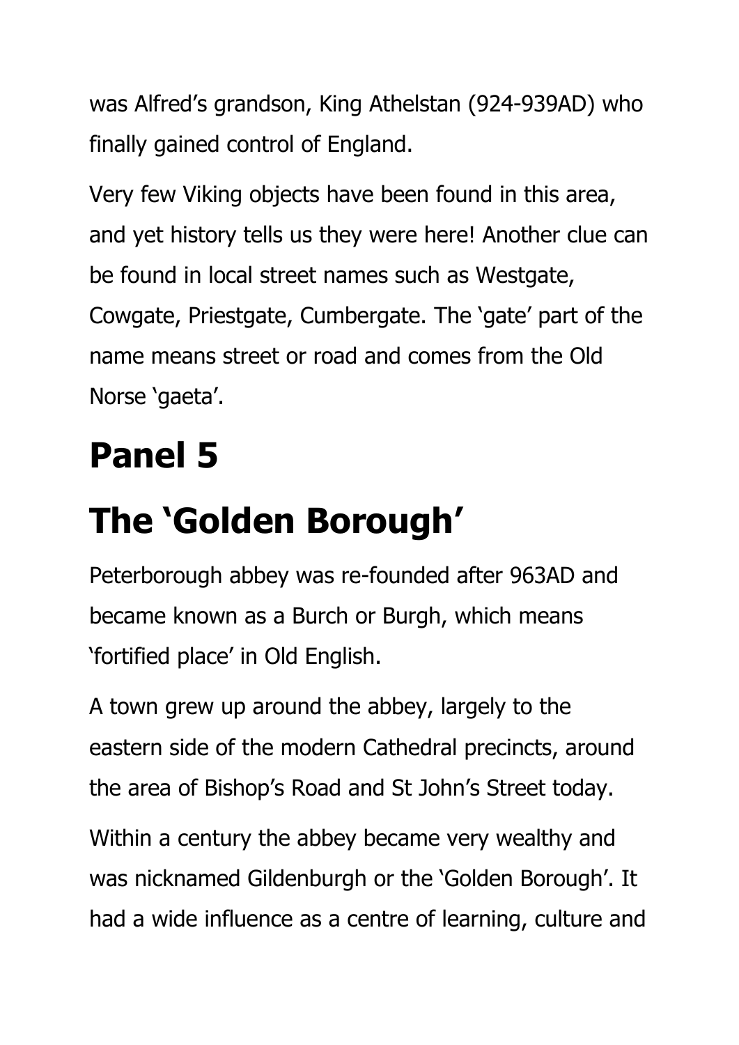was Alfred's grandson, King Athelstan (924-939AD) who finally gained control of England.

Very few Viking objects have been found in this area, and yet history tells us they were here! Another clue can be found in local street names such as Westgate, Cowgate, Priestgate, Cumbergate. The 'gate' part of the name means street or road and comes from the Old Norse 'gaeta'.

# Panel 5

# The 'Golden Borough'

Peterborough abbey was re-founded after 963AD and became known as a Burch or Burgh, which means 'fortified place' in Old English.

A town grew up around the abbey, largely to the eastern side of the modern Cathedral precincts, around the area of Bishop's Road and St John's Street today.

Within a century the abbey became very wealthy and was nicknamed Gildenburgh or the 'Golden Borough'. It had a wide influence as a centre of learning, culture and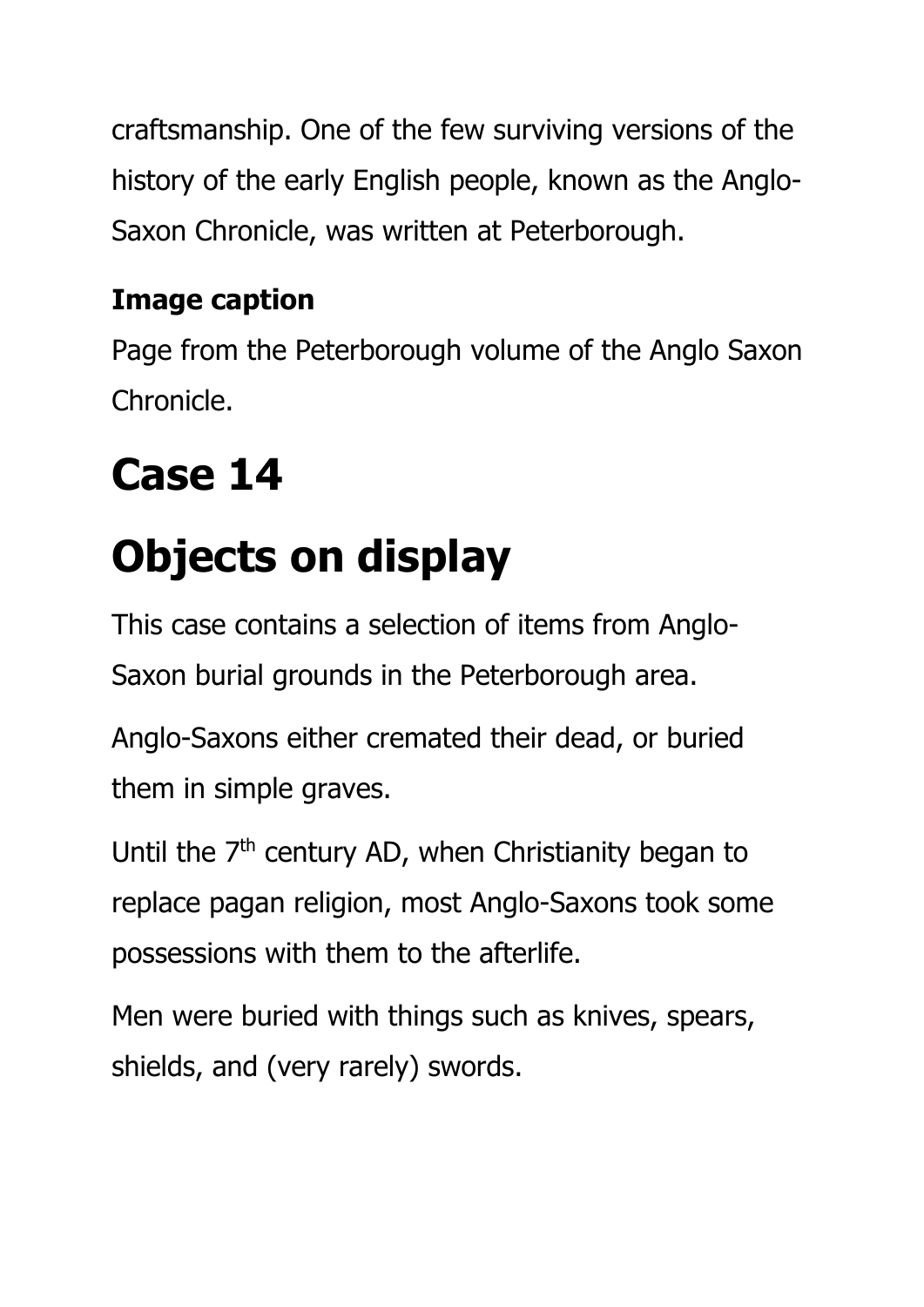craftsmanship. One of the few surviving versions of the history of the early English people, known as the Anglo-Saxon Chronicle, was written at Peterborough.

**Image caption**

Page from the Peterborough volume of the Anglo Saxon Chronicle.

# Case 14

# Objects on display

This case contains a selection of items from Anglo-Saxon burial grounds in the Peterborough area.

Anglo-Saxons either cremated their dead, or buried them in simple graves.

Until the 7th century AD, when Christianity began to replace pagan religion, most Anglo-Saxons took some possessions with them to the afterlife.

Men were buried with things such as knives, spears, shields, and (very rarely) swords.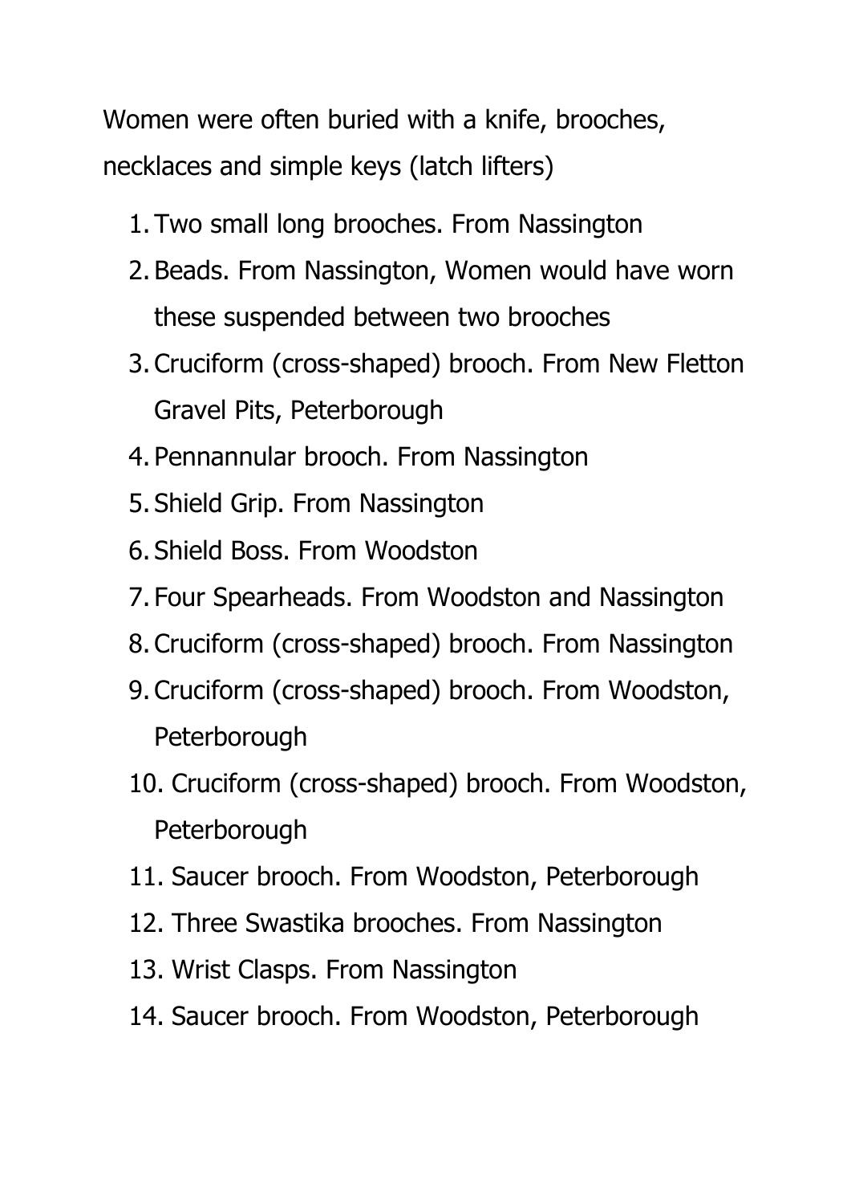Women were often buried with a knife, brooches, necklaces and simple keys (latch lifters)

1. Two small long brooches. From Nassington
2. Beads. From Nassington, Women would have worn these suspended between two brooches
3. Cruciform (cross-shaped) brooch. From New Fletton Gravel Pits, Peterborough
4. Pennannular brooch. From Nassington
5. Shield Grip. From Nassington
6. Shield Boss. From Woodston
7. Four Spearheads. From Woodston and Nassington
8. Cruciform (cross-shaped) brooch. From Nassington
9. Cruciform (cross-shaped) brooch. From Woodston, Peterborough
10. Cruciform (cross-shaped) brooch. From Woodston, Peterborough
11. Saucer brooch. From Woodston, Peterborough
12. Three Swastika brooches. From Nassington
13. Wrist Clasps. From Nassington
14. Saucer brooch. From Woodston, Peterborough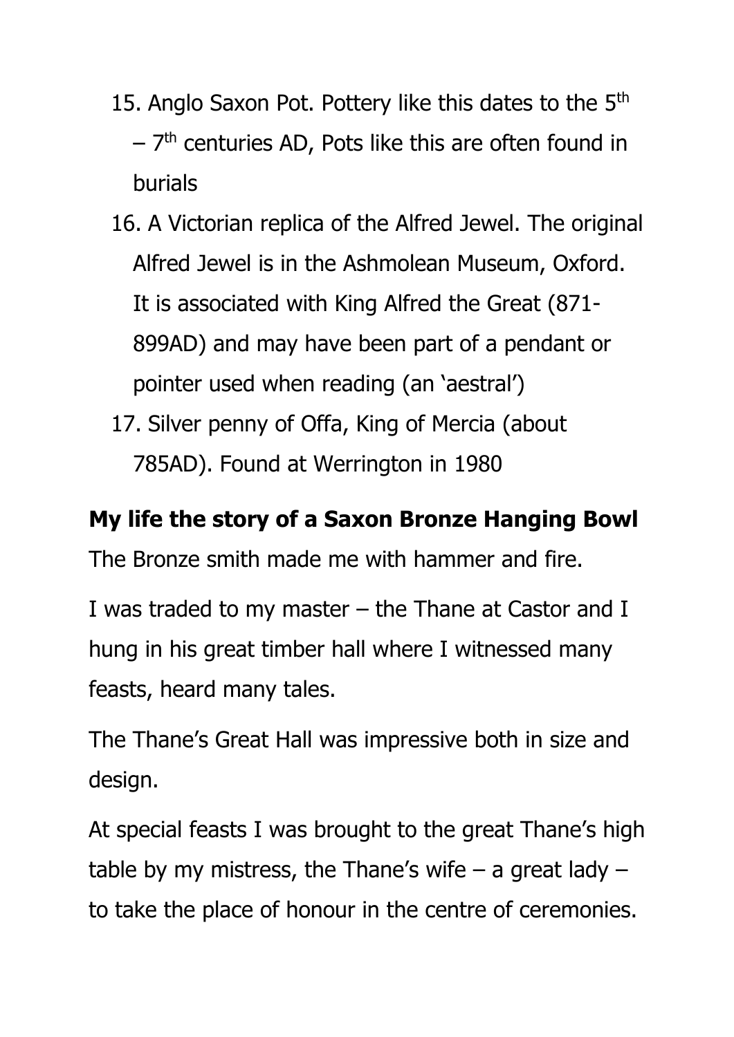15. Anglo Saxon Pot. Pottery like this dates to the 5th – 7th centuries AD, Pots like this are often found in burials
16. A Victorian replica of the Alfred Jewel. The original Alfred Jewel is in the Ashmolean Museum, Oxford. It is associated with King Alfred the Great (871-899AD) and may have been part of a pendant or pointer used when reading (an 'aestral')
17. Silver penny of Offa, King of Mercia (about 785AD). Found at Werrington in 1980

**My life the story of a Saxon Bronze Hanging Bowl**

The Bronze smith made me with hammer and fire.

I was traded to my master – the Thane at Castor and I hung in his great timber hall where I witnessed many feasts, heard many tales.

The Thane's Great Hall was impressive both in size and design.

At special feasts I was brought to the great Thane's high table by my mistress, the Thane's wife – a great lady – to take the place of honour in the centre of ceremonies.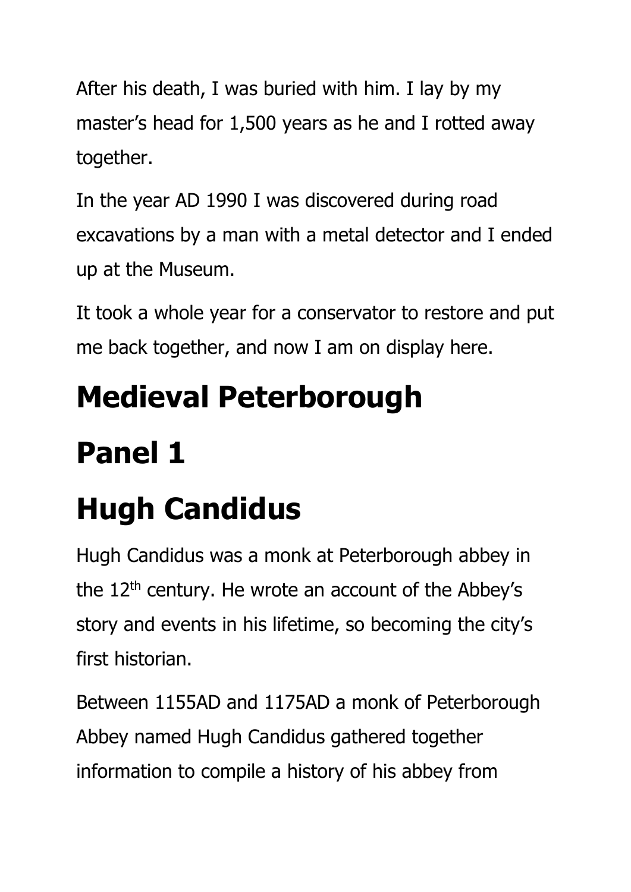After his death, I was buried with him. I lay by my master's head for 1,500 years as he and I rotted away together.

In the year AD 1990 I was discovered during road excavations by a man with a metal detector and I ended up at the Museum.

It took a whole year for a conservator to restore and put me back together, and now I am on display here.

# Medieval Peterborough

# Panel 1

# Hugh Candidus

Hugh Candidus was a monk at Peterborough abbey in the 12th century. He wrote an account of the Abbey's story and events in his lifetime, so becoming the city's first historian.

Between 1155AD and 1175AD a monk of Peterborough Abbey named Hugh Candidus gathered together information to compile a history of his abbey from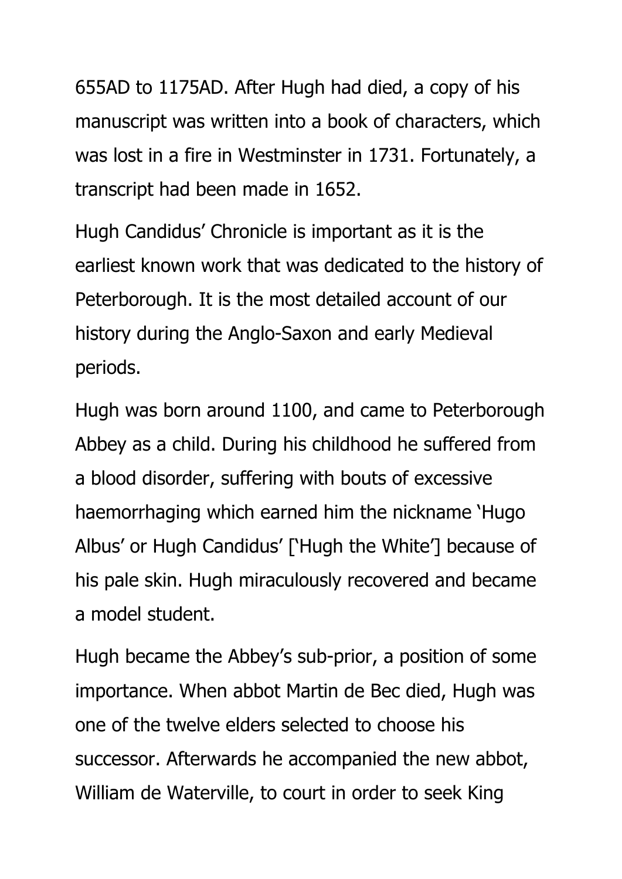655AD to 1175AD. After Hugh had died, a copy of his manuscript was written into a book of characters, which was lost in a fire in Westminster in 1731. Fortunately, a transcript had been made in 1652.

Hugh Candidus' Chronicle is important as it is the earliest known work that was dedicated to the history of Peterborough. It is the most detailed account of our history during the Anglo-Saxon and early Medieval periods.

Hugh was born around 1100, and came to Peterborough Abbey as a child. During his childhood he suffered from a blood disorder, suffering with bouts of excessive haemorrhaging which earned him the nickname 'Hugo Albus' or Hugh Candidus' ['Hugh the White'] because of his pale skin. Hugh miraculously recovered and became a model student.

Hugh became the Abbey's sub-prior, a position of some importance. When abbot Martin de Bec died, Hugh was one of the twelve elders selected to choose his successor. Afterwards he accompanied the new abbot, William de Waterville, to court in order to seek King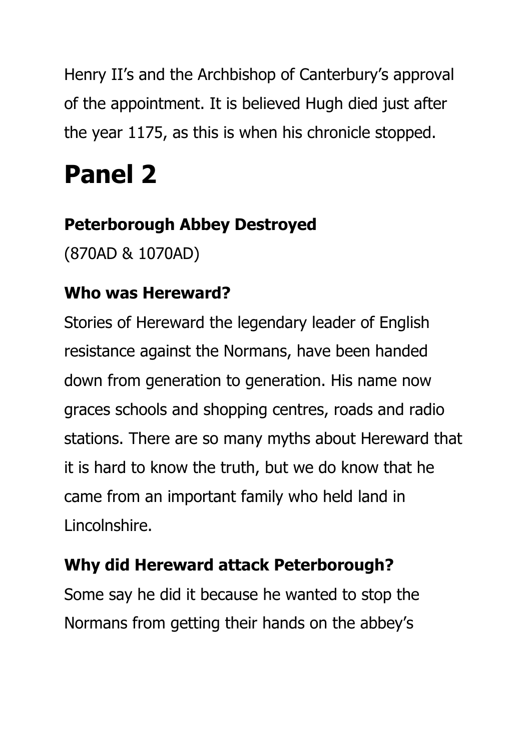Henry II's and the Archbishop of Canterbury's approval of the appointment. It is believed Hugh died just after the year 1175, as this is when his chronicle stopped.

# Panel 2

### Peterborough Abbey Destroyed

(870AD & 1070AD)

### Who was Hereward?

Stories of Hereward the legendary leader of English resistance against the Normans, have been handed down from generation to generation. His name now graces schools and shopping centres, roads and radio stations. There are so many myths about Hereward that it is hard to know the truth, but we do know that he came from an important family who held land in Lincolnshire.

### Why did Hereward attack Peterborough?

Some say he did it because he wanted to stop the Normans from getting their hands on the abbey's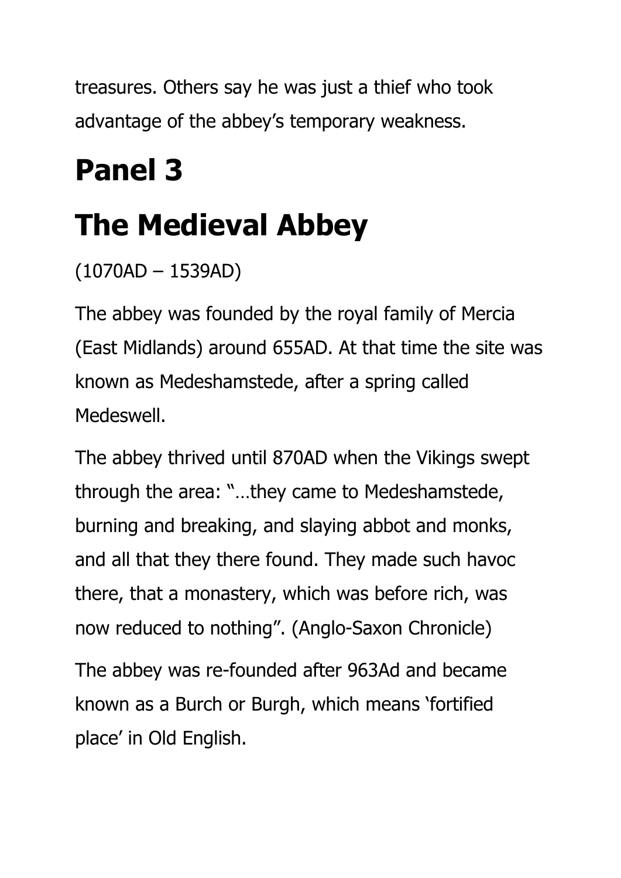treasures. Others say he was just a thief who took advantage of the abbey's temporary weakness.

# Panel 3

# The Medieval Abbey

(1070AD – 1539AD)

The abbey was founded by the royal family of Mercia (East Midlands) around 655AD. At that time the site was known as Medeshamstede, after a spring called Medeswell.

The abbey thrived until 870AD when the Vikings swept through the area: "…they came to Medeshamstede, burning and breaking, and slaying abbot and monks, and all that they there found. They made such havoc there, that a monastery, which was before rich, was now reduced to nothing". (Anglo-Saxon Chronicle)

The abbey was re-founded after 963Ad and became known as a Burch or Burgh, which means 'fortified place' in Old English.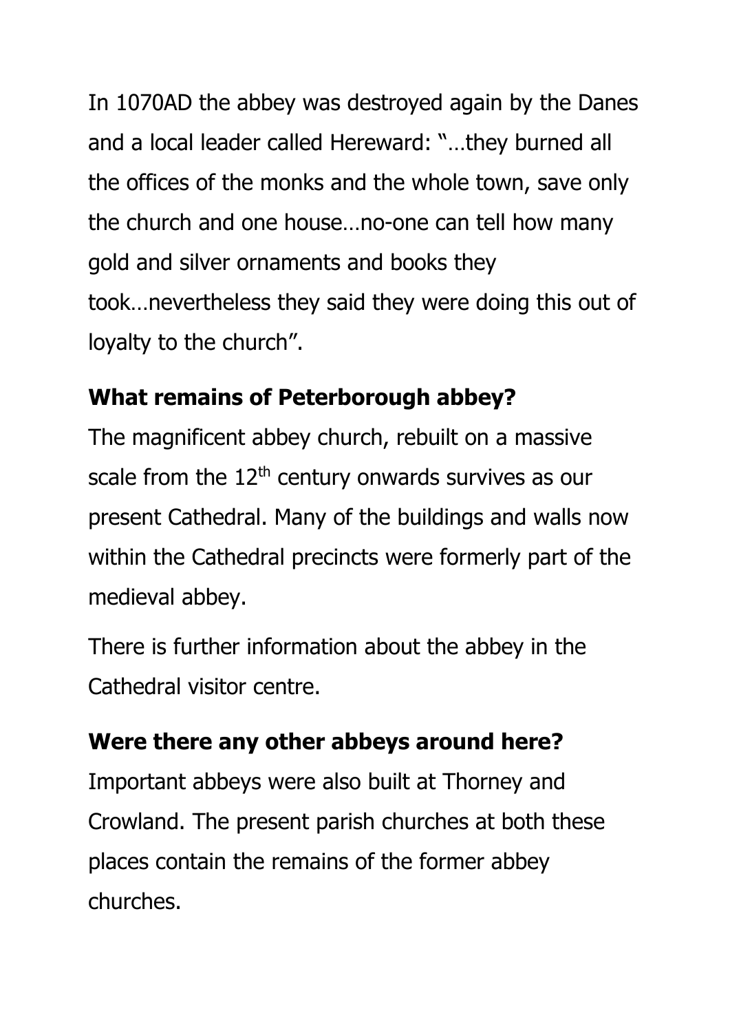In 1070AD the abbey was destroyed again by the Danes and a local leader called Hereward: "…they burned all the offices of the monks and the whole town, save only the church and one house…no-one can tell how many gold and silver ornaments and books they took…nevertheless they said they were doing this out of loyalty to the church".

## What remains of Peterborough abbey?

The magnificent abbey church, rebuilt on a massive scale from the 12th century onwards survives as our present Cathedral. Many of the buildings and walls now within the Cathedral precincts were formerly part of the medieval abbey.

There is further information about the abbey in the Cathedral visitor centre.

## Were there any other abbeys around here?

Important abbeys were also built at Thorney and Crowland. The present parish churches at both these places contain the remains of the former abbey churches.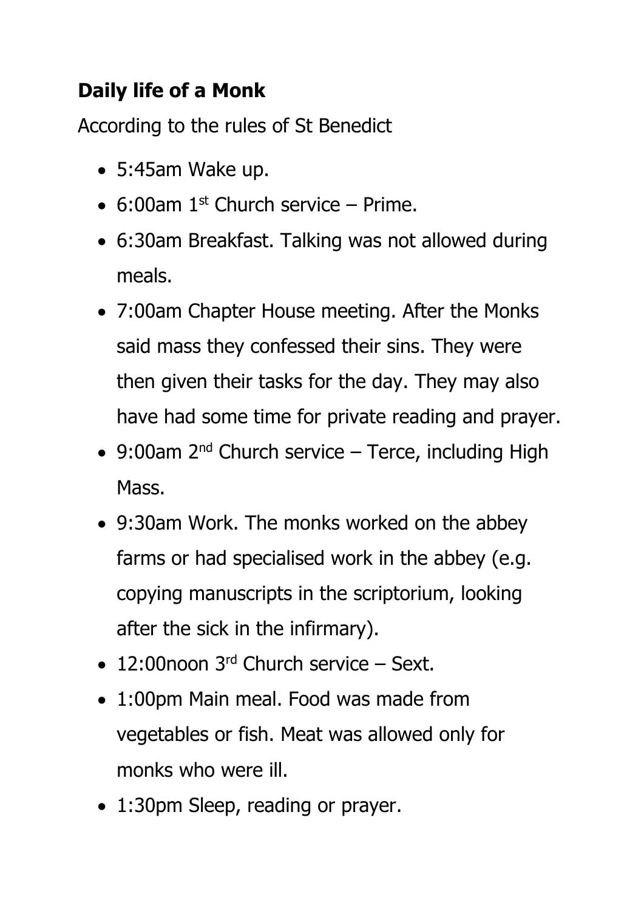**Daily life of a Monk**

According to the rules of St Benedict

- 5:45am Wake up.
- 6:00am 1st Church service – Prime.
- 6:30am Breakfast. Talking was not allowed during meals.
- 7:00am Chapter House meeting. After the Monks said mass they confessed their sins. They were then given their tasks for the day. They may also have had some time for private reading and prayer.
- 9:00am 2nd Church service – Terce, including High Mass.
- 9:30am Work. The monks worked on the abbey farms or had specialised work in the abbey (e.g. copying manuscripts in the scriptorium, looking after the sick in the infirmary).
- 12:00noon 3rd Church service – Sext.
- 1:00pm Main meal. Food was made from vegetables or fish. Meat was allowed only for monks who were ill.
- 1:30pm Sleep, reading or prayer.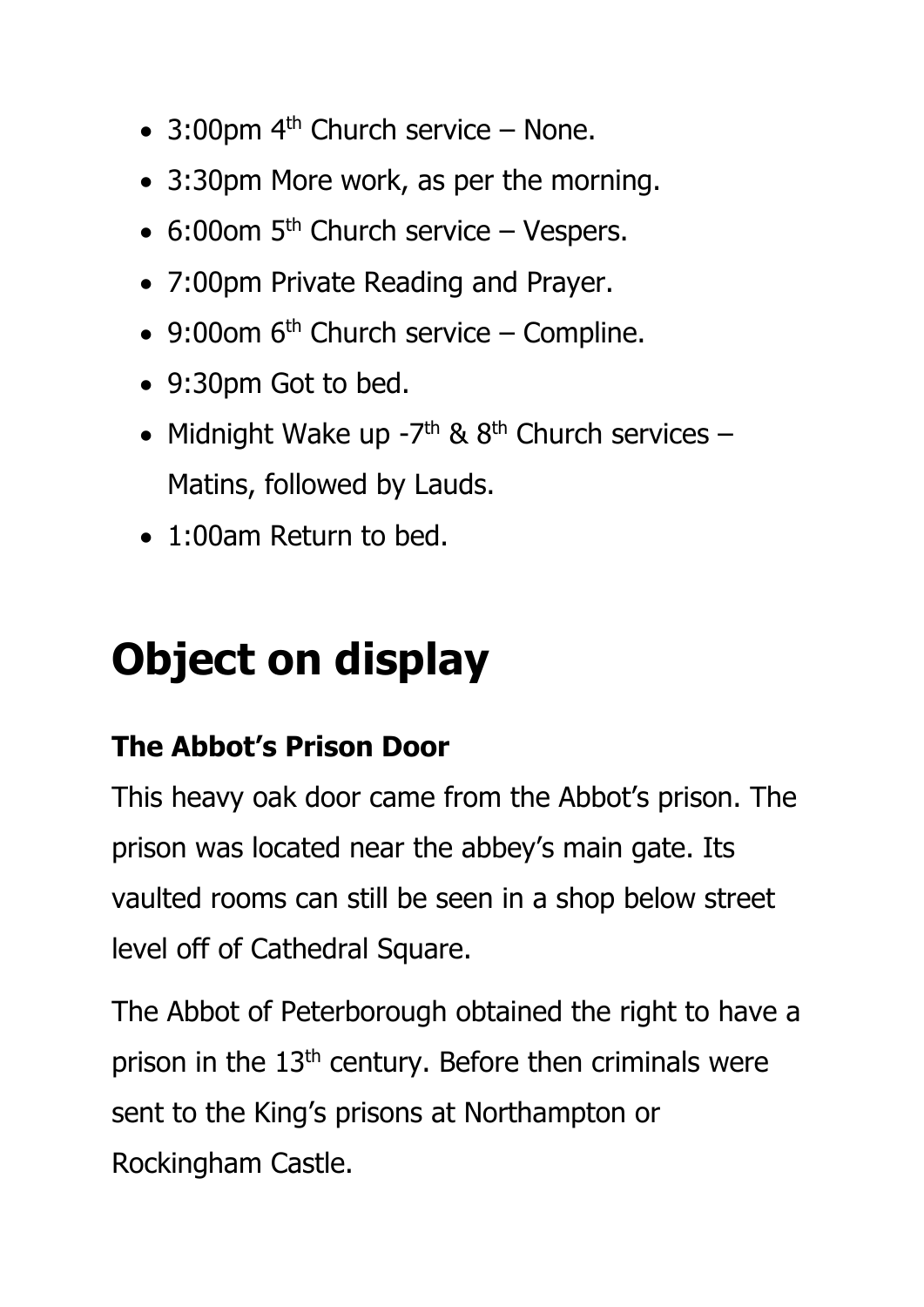- 3:00pm 4th Church service – None.
- 3:30pm More work, as per the morning.
- 6:00om 5th Church service – Vespers.
- 7:00pm Private Reading and Prayer.
- 9:00om 6th Church service – Compline.
- 9:30pm Got to bed.
- Midnight Wake up -7th & 8th Church services – Matins, followed by Lauds.
- 1:00am Return to bed.

# Object on display

### The Abbot's Prison Door

This heavy oak door came from the Abbot's prison. The prison was located near the abbey's main gate. Its vaulted rooms can still be seen in a shop below street level off of Cathedral Square.

The Abbot of Peterborough obtained the right to have a prison in the 13th century. Before then criminals were sent to the King's prisons at Northampton or Rockingham Castle.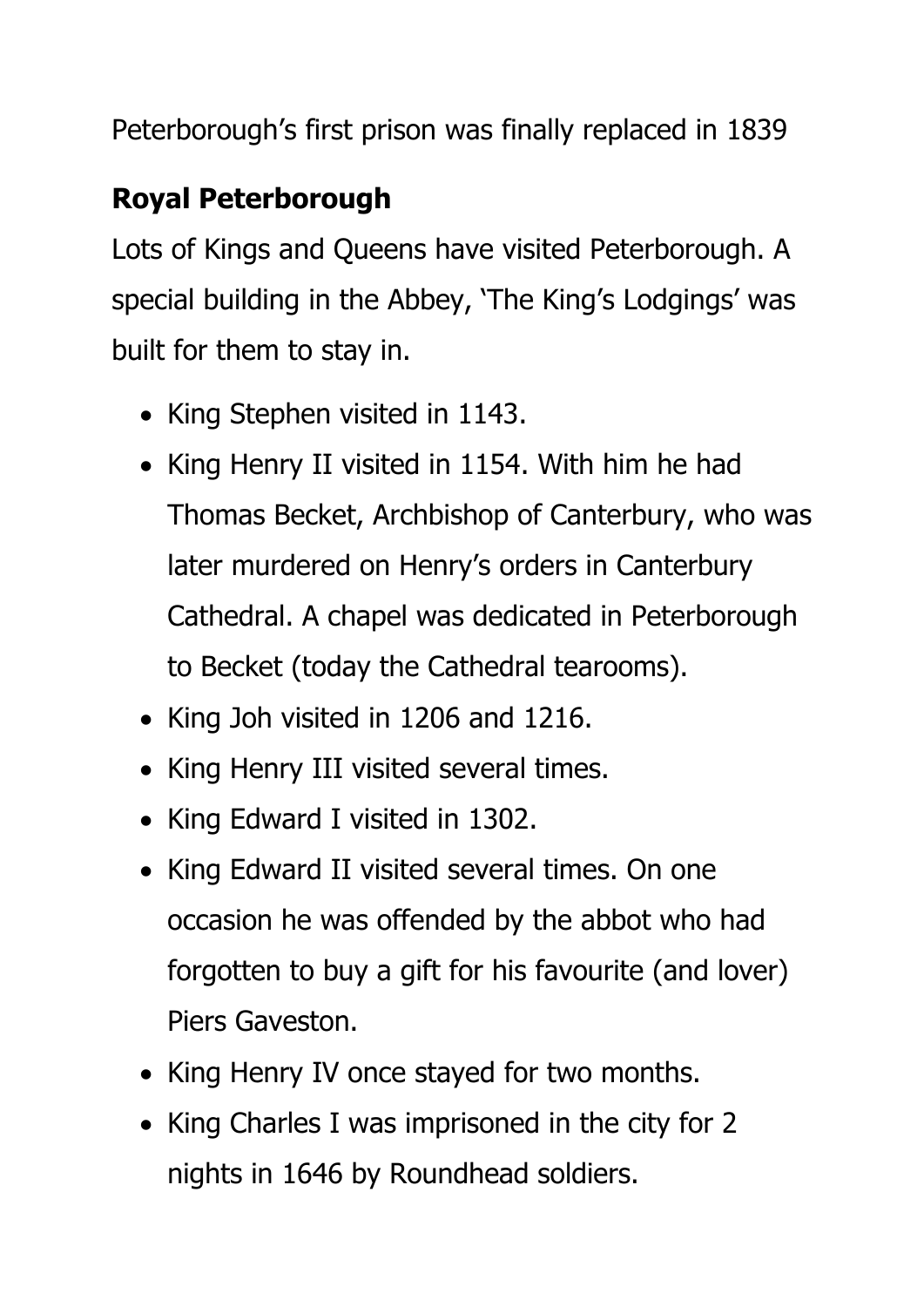Peterborough's first prison was finally replaced in 1839

## Royal Peterborough

Lots of Kings and Queens have visited Peterborough. A special building in the Abbey, 'The King's Lodgings' was built for them to stay in.

- King Stephen visited in 1143.
- King Henry II visited in 1154. With him he had Thomas Becket, Archbishop of Canterbury, who was later murdered on Henry's orders in Canterbury Cathedral. A chapel was dedicated in Peterborough to Becket (today the Cathedral tearooms).
- King Joh visited in 1206 and 1216.
- King Henry III visited several times.
- King Edward I visited in 1302.
- King Edward II visited several times. On one occasion he was offended by the abbot who had forgotten to buy a gift for his favourite (and lover) Piers Gaveston.
- King Henry IV once stayed for two months.
- King Charles I was imprisoned in the city for 2 nights in 1646 by Roundhead soldiers.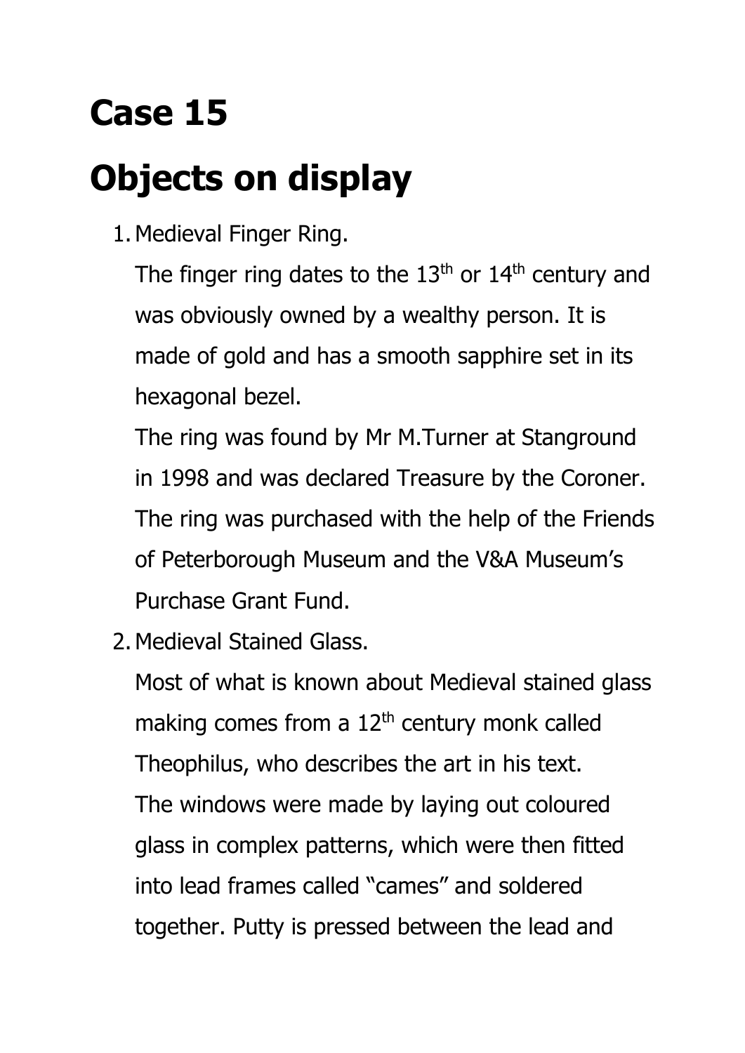# Case 15

# Objects on display

1. Medieval Finger Ring.

   The finger ring dates to the 13th or 14th century and was obviously owned by a wealthy person. It is made of gold and has a smooth sapphire set in its hexagonal bezel.

   The ring was found by Mr M.Turner at Stanground in 1998 and was declared Treasure by the Coroner. The ring was purchased with the help of the Friends of Peterborough Museum and the V&A Museum's Purchase Grant Fund.

2. Medieval Stained Glass.

   Most of what is known about Medieval stained glass making comes from a 12th century monk called Theophilus, who describes the art in his text.

   The windows were made by laying out coloured glass in complex patterns, which were then fitted into lead frames called "cames" and soldered together. Putty is pressed between the lead and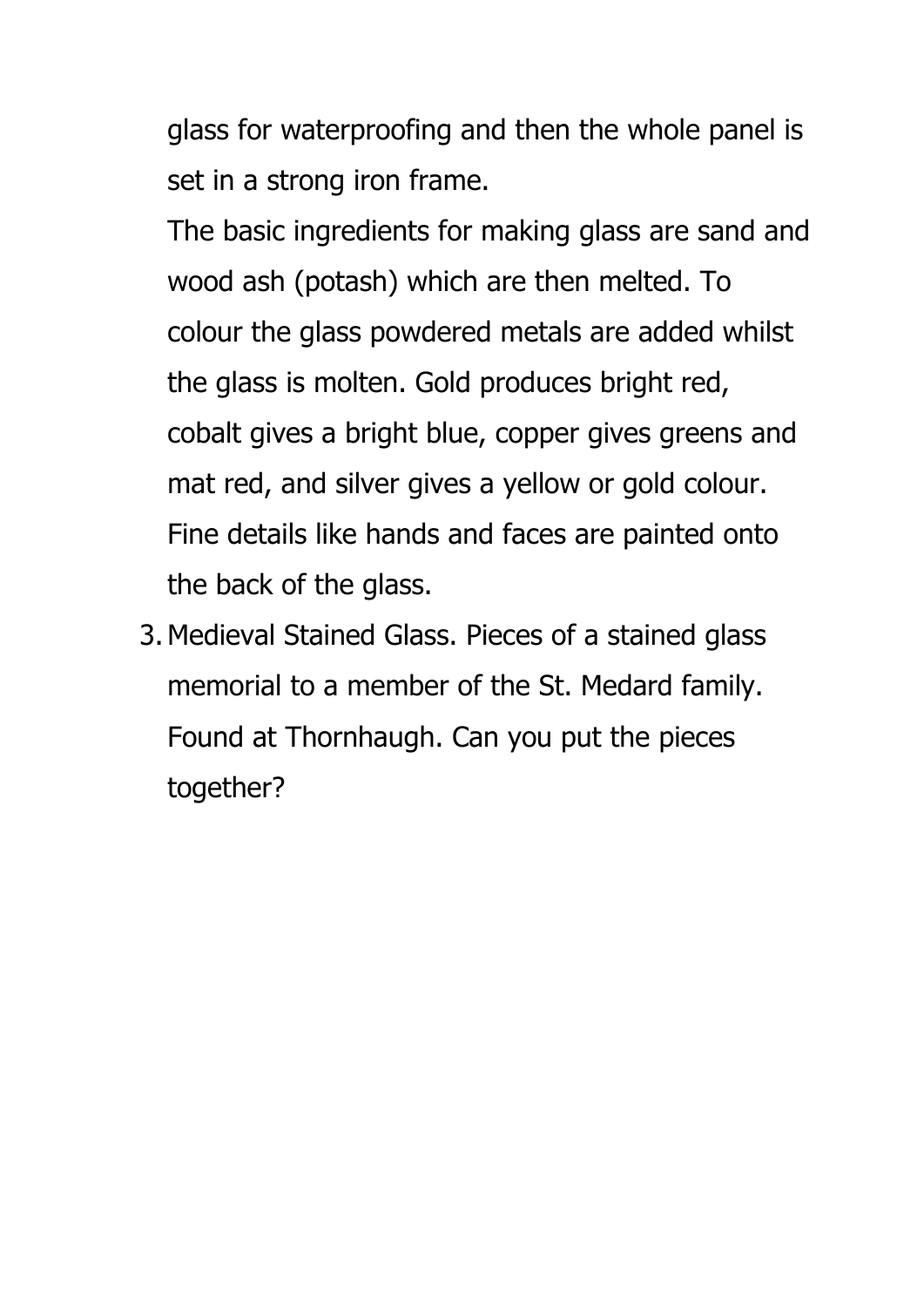glass for waterproofing and then the whole panel is set in a strong iron frame.

The basic ingredients for making glass are sand and wood ash (potash) which are then melted. To colour the glass powdered metals are added whilst the glass is molten. Gold produces bright red, cobalt gives a bright blue, copper gives greens and mat red, and silver gives a yellow or gold colour. Fine details like hands and faces are painted onto the back of the glass.

3. Medieval Stained Glass. Pieces of a stained glass memorial to a member of the St. Medard family. Found at Thornhaugh. Can you put the pieces together?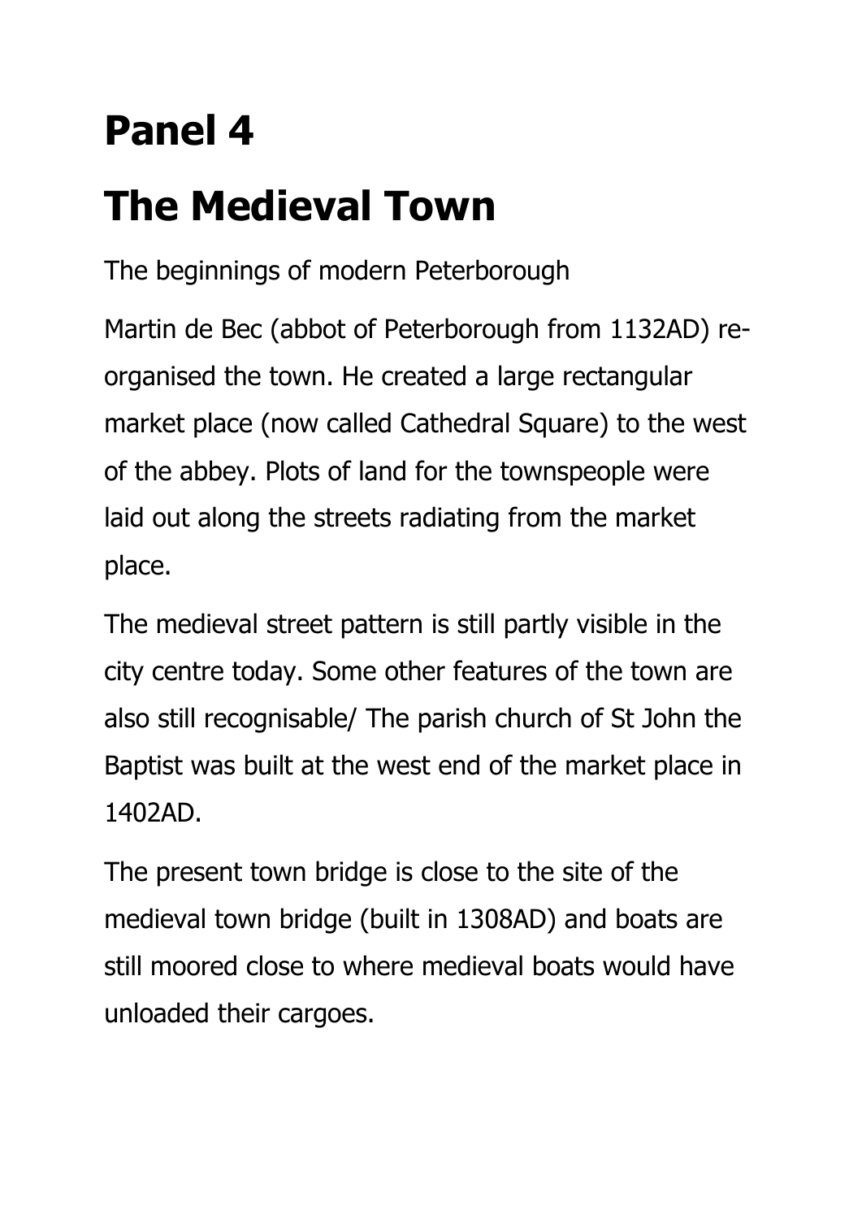# Panel 4

# The Medieval Town

The beginnings of modern Peterborough

Martin de Bec (abbot of Peterborough from 1132AD) re-organised the town. He created a large rectangular market place (now called Cathedral Square) to the west of the abbey. Plots of land for the townspeople were laid out along the streets radiating from the market place.

The medieval street pattern is still partly visible in the city centre today. Some other features of the town are also still recognisable/ The parish church of St John the Baptist was built at the west end of the market place in 1402AD.

The present town bridge is close to the site of the medieval town bridge (built in 1308AD) and boats are still moored close to where medieval boats would have unloaded their cargoes.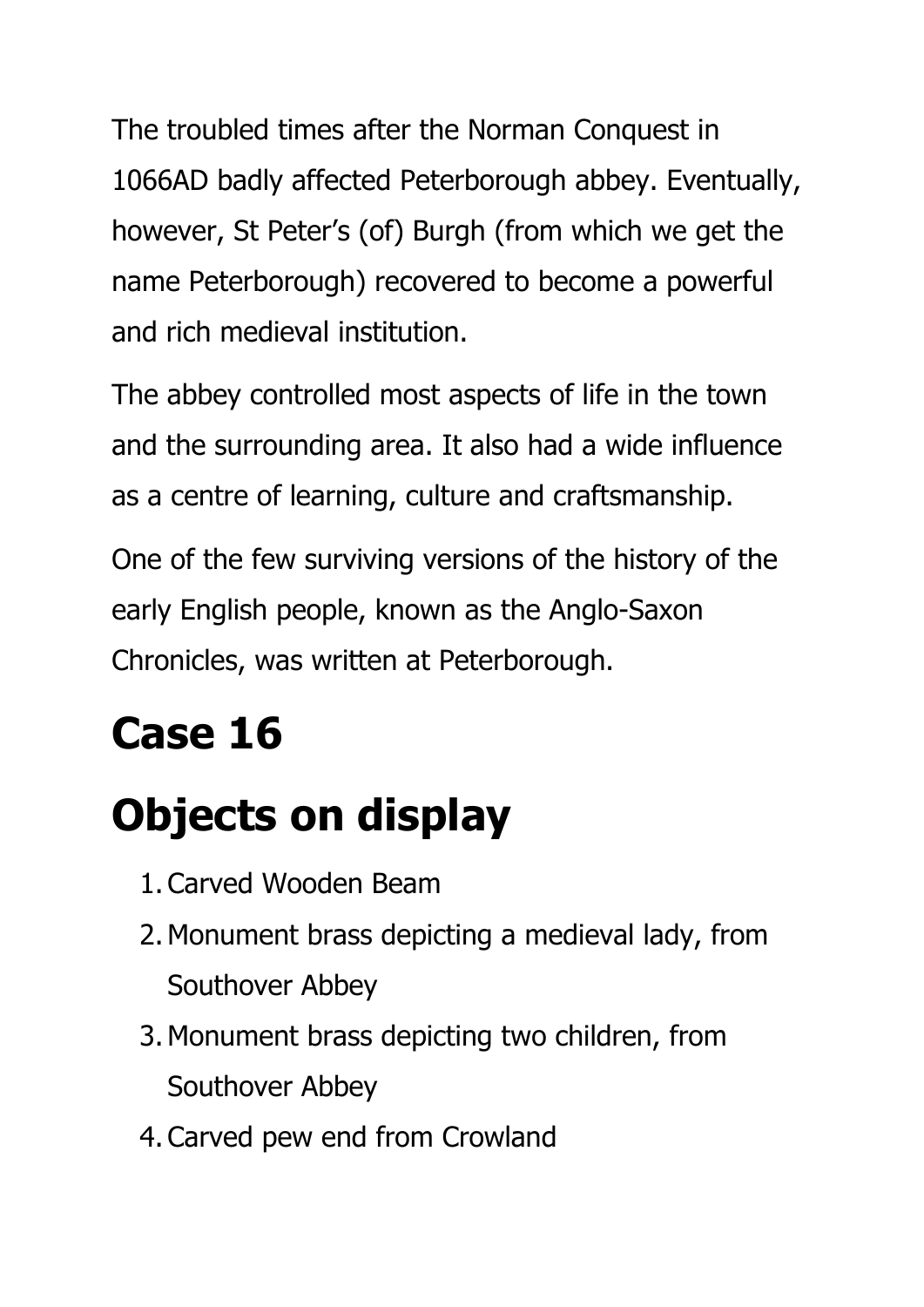The troubled times after the Norman Conquest in 1066AD badly affected Peterborough abbey. Eventually, however, St Peter's (of) Burgh (from which we get the name Peterborough) recovered to become a powerful and rich medieval institution.

The abbey controlled most aspects of life in the town and the surrounding area. It also had a wide influence as a centre of learning, culture and craftsmanship.

One of the few surviving versions of the history of the early English people, known as the Anglo-Saxon Chronicles, was written at Peterborough.

# Case 16

# Objects on display

1. Carved Wooden Beam
2. Monument brass depicting a medieval lady, from Southover Abbey
3. Monument brass depicting two children, from Southover Abbey
4. Carved pew end from Crowland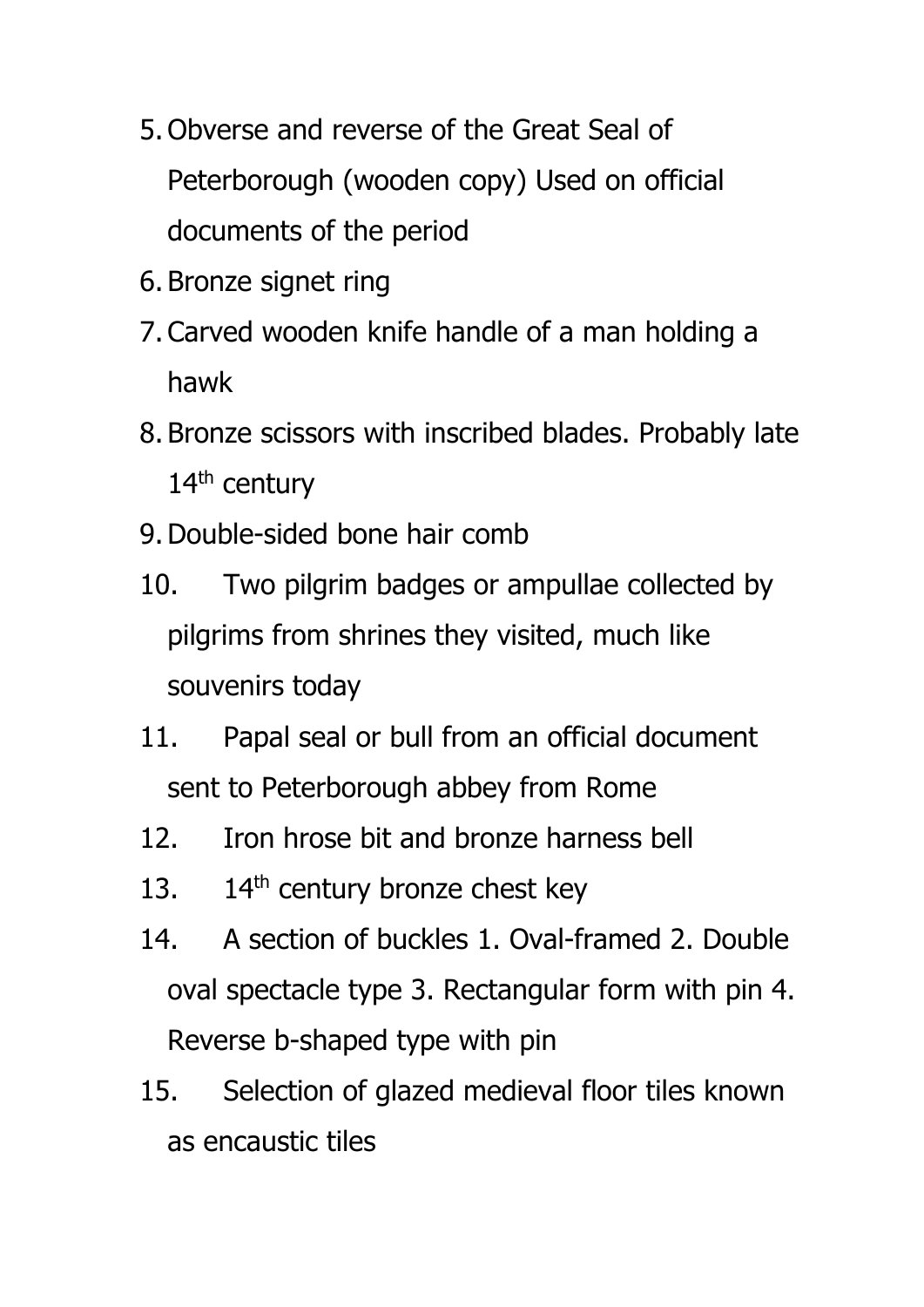5. Obverse and reverse of the Great Seal of Peterborough (wooden copy) Used on official documents of the period
6. Bronze signet ring
7. Carved wooden knife handle of a man holding a hawk
8. Bronze scissors with inscribed blades. Probably late 14th century
9. Double-sided bone hair comb
10. Two pilgrim badges or ampullae collected by pilgrims from shrines they visited, much like souvenirs today
11. Papal seal or bull from an official document sent to Peterborough abbey from Rome
12. Iron hrose bit and bronze harness bell
13. 14th century bronze chest key
14. A section of buckles 1. Oval-framed 2. Double oval spectacle type 3. Rectangular form with pin 4. Reverse b-shaped type with pin
15. Selection of glazed medieval floor tiles known as encaustic tiles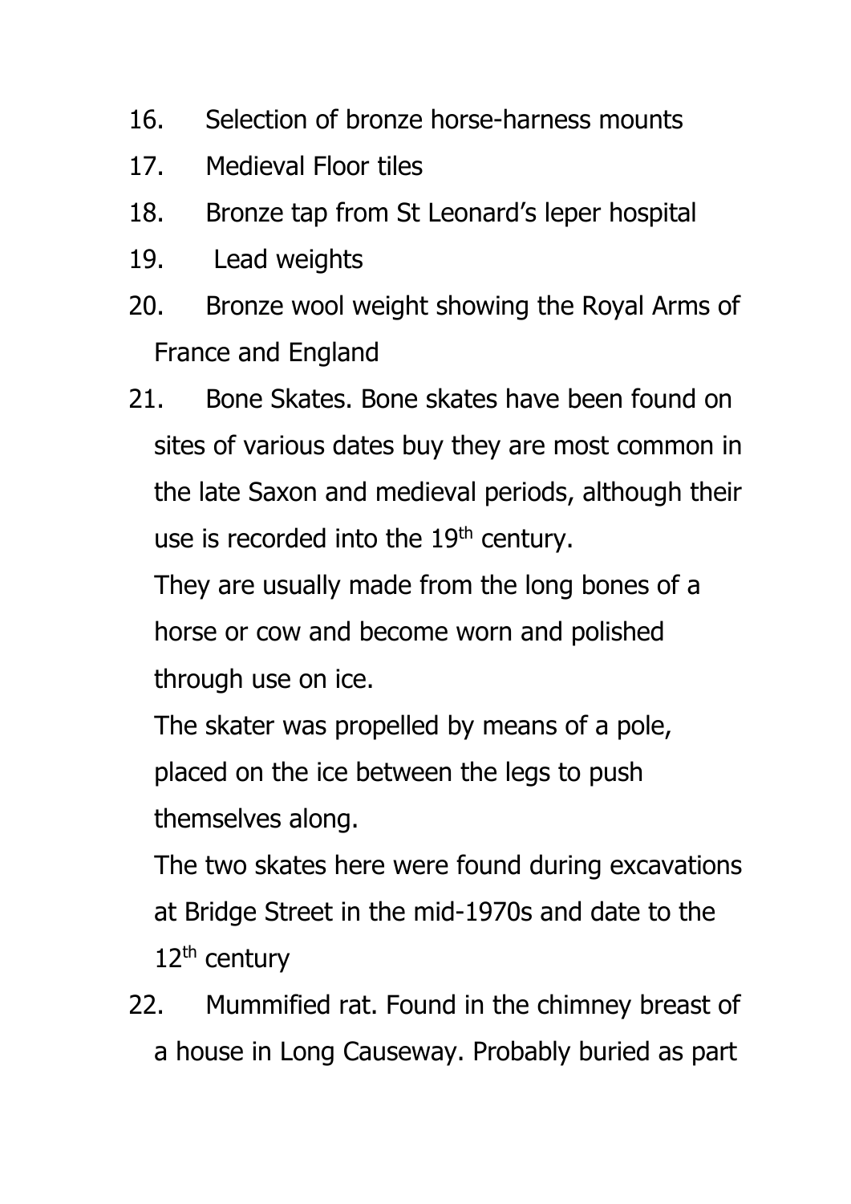16. Selection of bronze horse-harness mounts
17. Medieval Floor tiles
18. Bronze tap from St Leonard's leper hospital
19. Lead weights
20. Bronze wool weight showing the Royal Arms of France and England
21. Bone Skates. Bone skates have been found on sites of various dates buy they are most common in the late Saxon and medieval periods, although their use is recorded into the 19th century.

    They are usually made from the long bones of a horse or cow and become worn and polished through use on ice.

    The skater was propelled by means of a pole, placed on the ice between the legs to push themselves along.

    The two skates here were found during excavations at Bridge Street in the mid-1970s and date to the 12th century
22. Mummified rat. Found in the chimney breast of a house in Long Causeway. Probably buried as part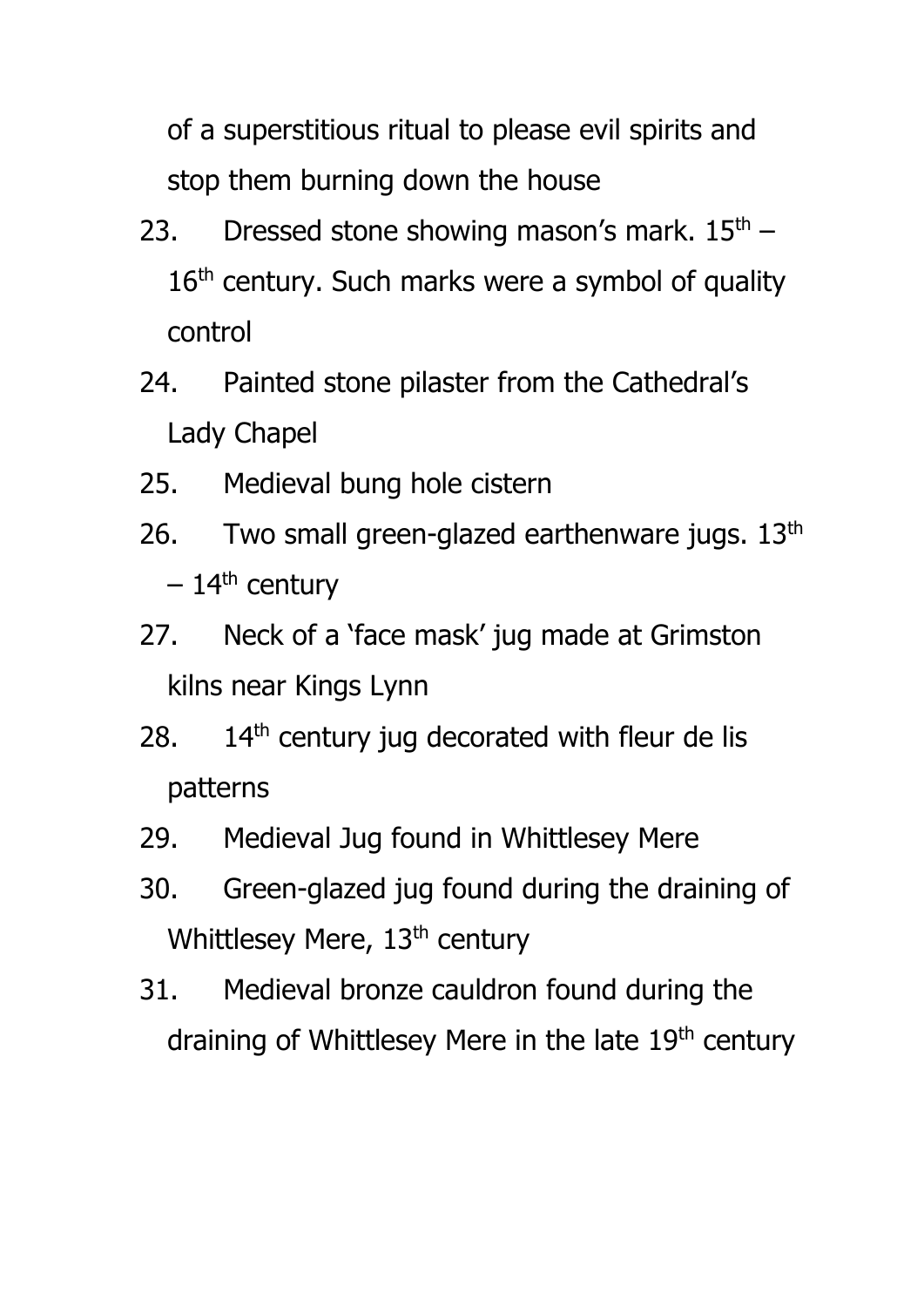of a superstitious ritual to please evil spirits and stop them burning down the house

23. Dressed stone showing mason's mark. 15th – 16th century. Such marks were a symbol of quality control
24. Painted stone pilaster from the Cathedral's Lady Chapel
25. Medieval bung hole cistern
26. Two small green-glazed earthenware jugs. 13th – 14th century
27. Neck of a 'face mask' jug made at Grimston kilns near Kings Lynn
28. 14th century jug decorated with fleur de lis patterns
29. Medieval Jug found in Whittlesey Mere
30. Green-glazed jug found during the draining of Whittlesey Mere, 13th century
31. Medieval bronze cauldron found during the draining of Whittlesey Mere in the late 19th century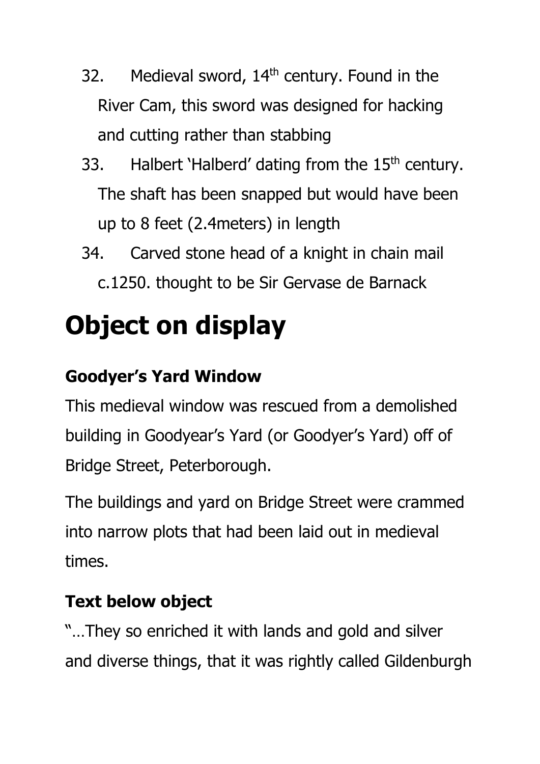32. Medieval sword, 14th century. Found in the River Cam, this sword was designed for hacking and cutting rather than stabbing
33. Halbert 'Halberd' dating from the 15th century. The shaft has been snapped but would have been up to 8 feet (2.4meters) in length
34. Carved stone head of a knight in chain mail c.1250. thought to be Sir Gervase de Barnack

# Object on display

### Goodyer's Yard Window

This medieval window was rescued from a demolished building in Goodyear's Yard (or Goodyer's Yard) off of Bridge Street, Peterborough.

The buildings and yard on Bridge Street were crammed into narrow plots that had been laid out in medieval times.

### Text below object

"…They so enriched it with lands and gold and silver and diverse things, that it was rightly called Gildenburgh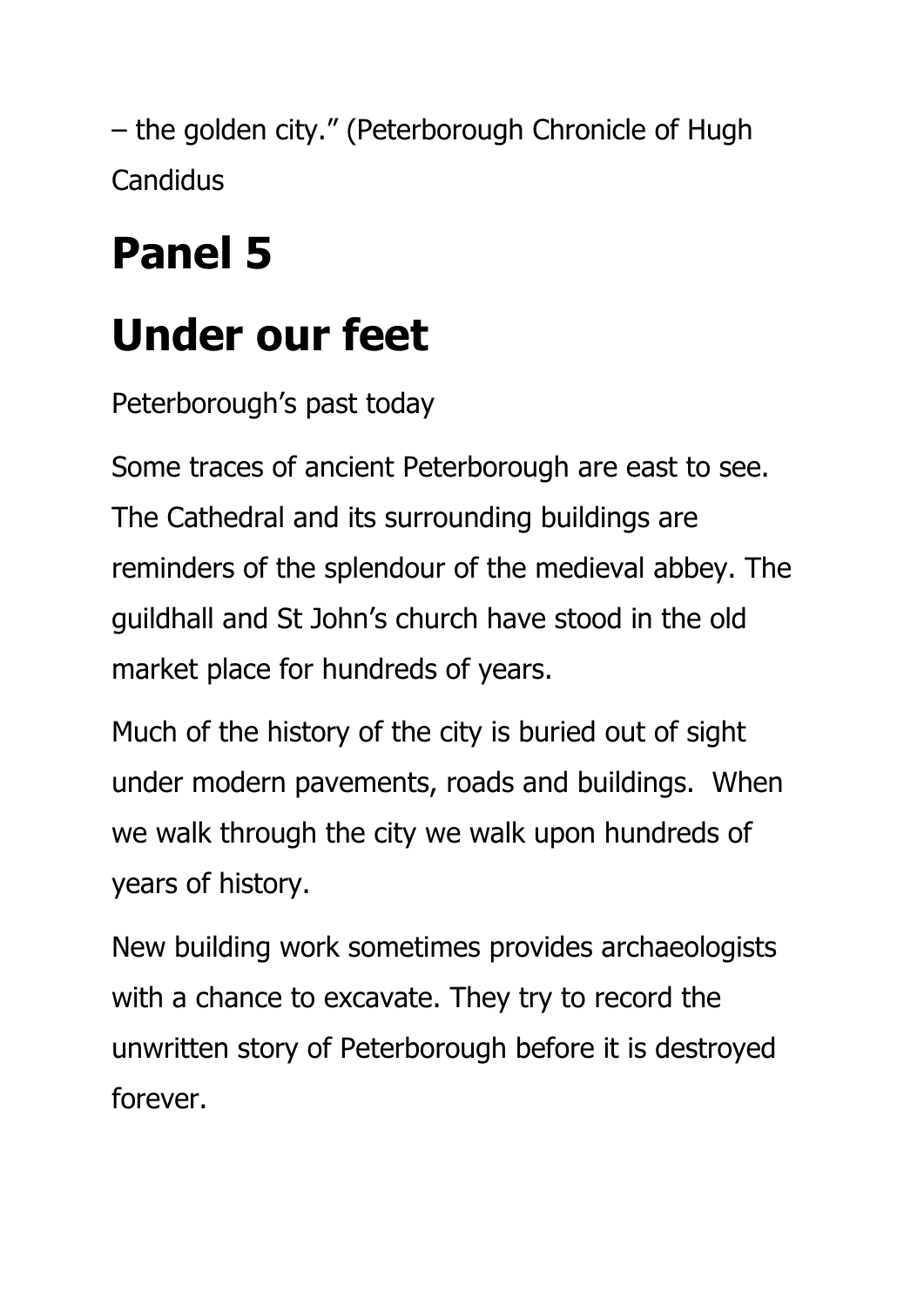– the golden city." (Peterborough Chronicle of Hugh Candidus

# Panel 5

# Under our feet

Peterborough's past today

Some traces of ancient Peterborough are east to see. The Cathedral and its surrounding buildings are reminders of the splendour of the medieval abbey. The guildhall and St John's church have stood in the old market place for hundreds of years.

Much of the history of the city is buried out of sight under modern pavements, roads and buildings. When we walk through the city we walk upon hundreds of years of history.

New building work sometimes provides archaeologists with a chance to excavate. They try to record the unwritten story of Peterborough before it is destroyed forever.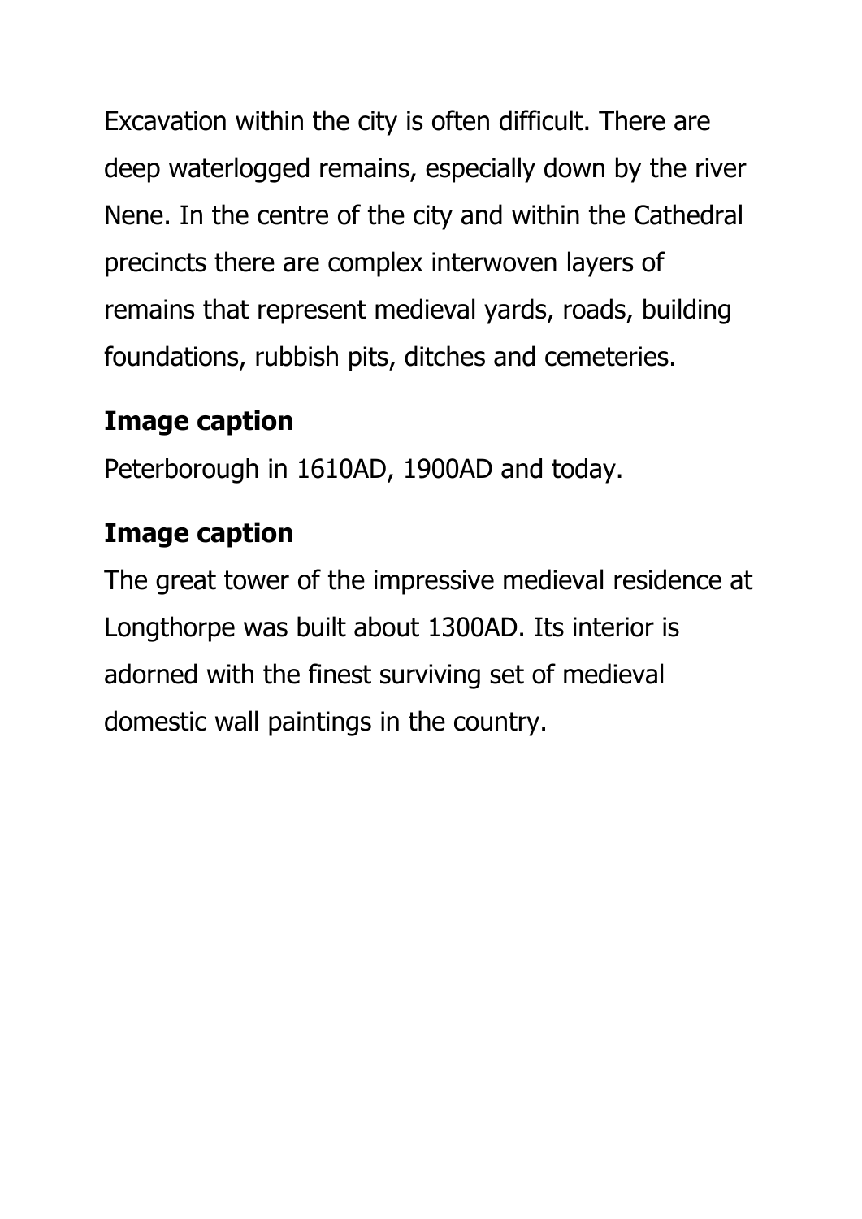Excavation within the city is often difficult. There are deep waterlogged remains, especially down by the river Nene. In the centre of the city and within the Cathedral precincts there are complex interwoven layers of remains that represent medieval yards, roads, building foundations, rubbish pits, ditches and cemeteries.

**Image caption**

Peterborough in 1610AD, 1900AD and today.

**Image caption**

The great tower of the impressive medieval residence at Longthorpe was built about 1300AD. Its interior is adorned with the finest surviving set of medieval domestic wall paintings in the country.